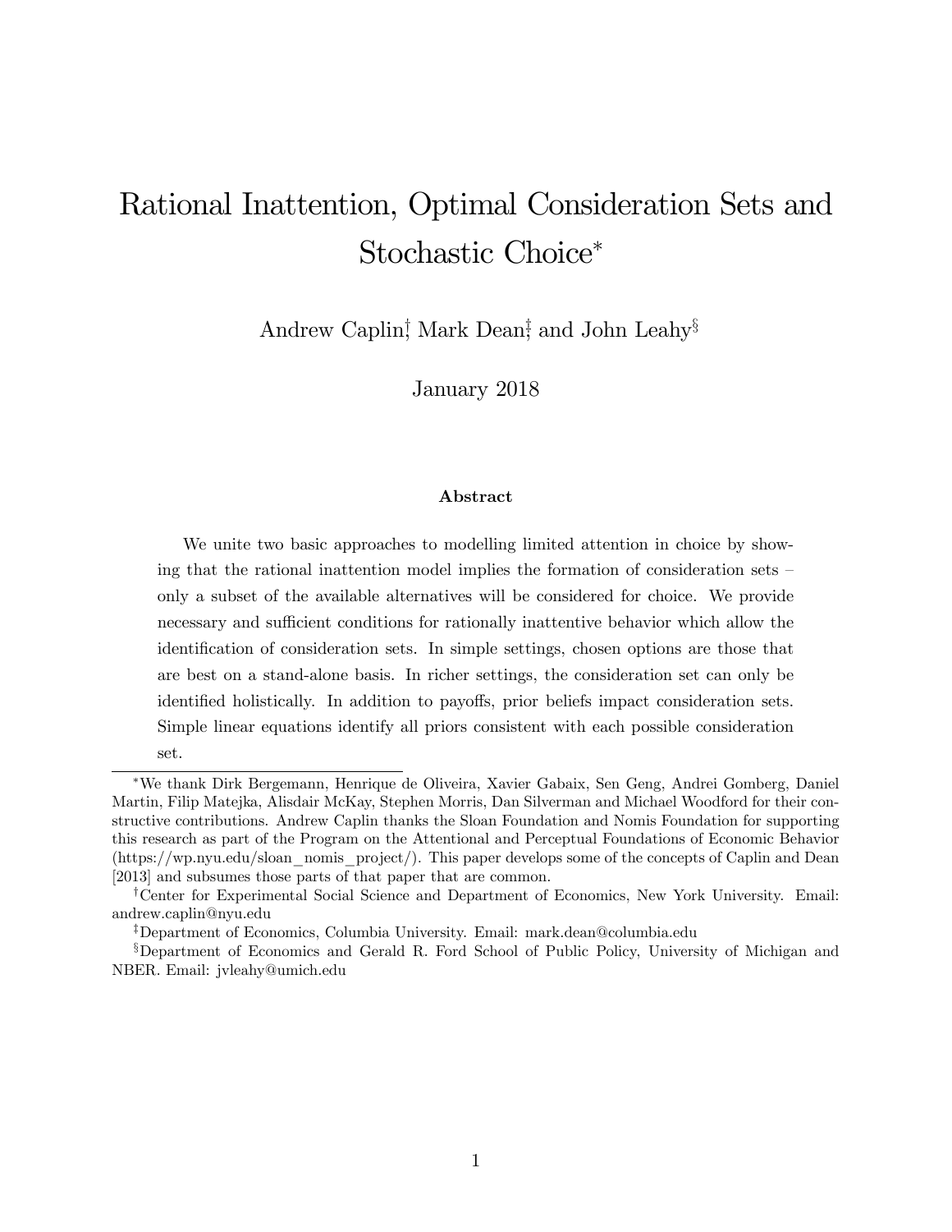# Rational Inattention, Optimal Consideration Sets and Stochastic Choice*

Andrew Caplin[†], Mark Dean[‡], and John Leahy[§]

January 2018

### Abstract

We unite two basic approaches to modelling limited attention in choice by showing that the rational inattention model implies the formation of consideration sets – only a subset of the available alternatives will be considered for choice. We provide necessary and sufficient conditions for rationally inattentive behavior which allow the identification of consideration sets. In simple settings, chosen options are those that are best on a stand-alone basis. In richer settings, the consideration set can only be identified holistically. In addition to payoffs, prior beliefs impact consideration sets. Simple linear equations identify all priors consistent with each possible consideration set.

---

*We thank Dirk Bergemann, Henrique de Oliveira, Xavier Gabaix, Sen Geng, Andrei Gomberg, Daniel Martin, Filip Matejka, Alisdair McKay, Stephen Morris, Dan Silverman and Michael Woodford for their constructive contributions. Andrew Caplin thanks the Sloan Foundation and Nomis Foundation for supporting this research as part of the Program on the Attentional and Perceptual Foundations of Economic Behavior (https://wp.nyu.edu/sloan_nomis_project/). This paper develops some of the concepts of Caplin and Dean [2013] and subsumes those parts of that paper that are common.

[†]Center for Experimental Social Science and Department of Economics, New York University. Email: andrew.caplin@nyu.edu

[‡]Department of Economics, Columbia University. Email: mark.dean@columbia.edu

[§]Department of Economics and Gerald R. Ford School of Public Policy, University of Michigan and NBER. Email: jvleahy@umich.edu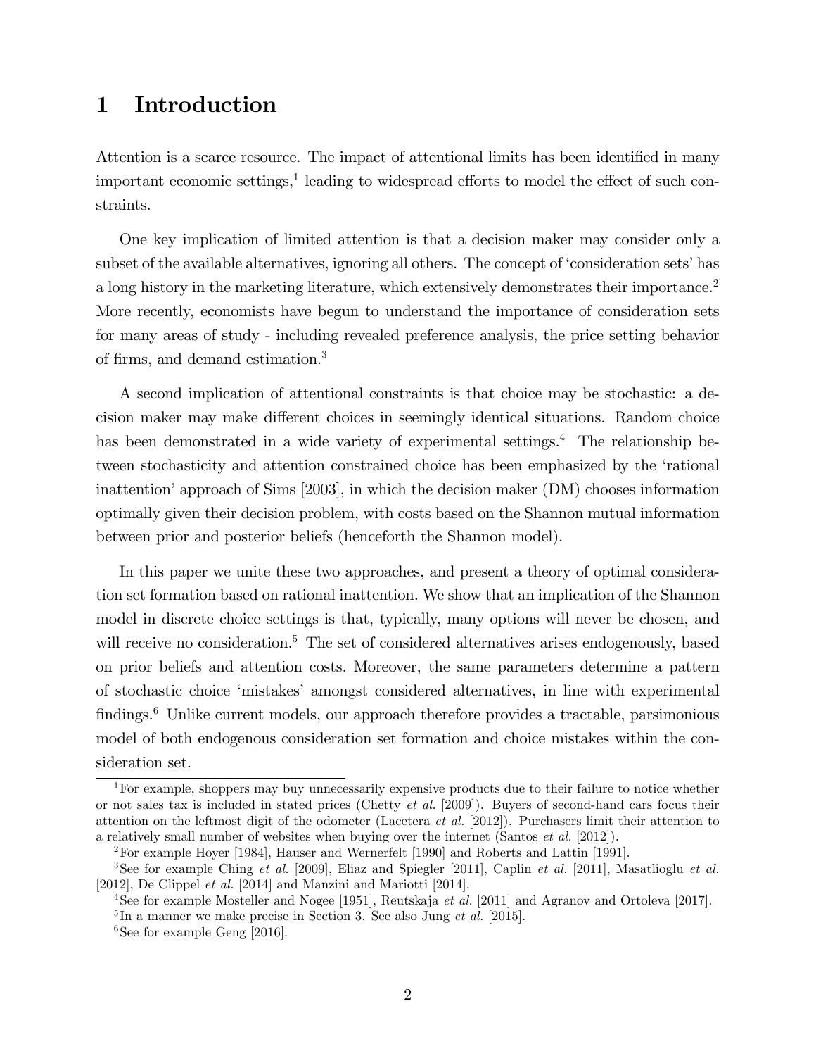# 1 Introduction

Attention is a scarce resource. The impact of attentional limits has been identified in many important economic settings,[1] leading to widespread efforts to model the effect of such constraints.

One key implication of limited attention is that a decision maker may consider only a subset of the available alternatives, ignoring all others. The concept of 'consideration sets' has a long history in the marketing literature, which extensively demonstrates their importance.[2] More recently, economists have begun to understand the importance of consideration sets for many areas of study - including revealed preference analysis, the price setting behavior of firms, and demand estimation.[3]

A second implication of attentional constraints is that choice may be stochastic: a decision maker may make different choices in seemingly identical situations. Random choice has been demonstrated in a wide variety of experimental settings.[4] The relationship between stochasticity and attention constrained choice has been emphasized by the 'rational inattention' approach of Sims [2003], in which the decision maker (DM) chooses information optimally given their decision problem, with costs based on the Shannon mutual information between prior and posterior beliefs (henceforth the Shannon model).

In this paper we unite these two approaches, and present a theory of optimal consideration set formation based on rational inattention. We show that an implication of the Shannon model in discrete choice settings is that, typically, many options will never be chosen, and will receive no consideration.[5] The set of considered alternatives arises endogenously, based on prior beliefs and attention costs. Moreover, the same parameters determine a pattern of stochastic choice 'mistakes' amongst considered alternatives, in line with experimental findings.[6] Unlike current models, our approach therefore provides a tractable, parsimonious model of both endogenous consideration set formation and choice mistakes within the consideration set.

---

[1] For example, shoppers may buy unnecessarily expensive products due to their failure to notice whether or not sales tax is included in stated prices (Chetty *et al.* [2009]). Buyers of second-hand cars focus their attention on the leftmost digit of the odometer (Lacetera *et al.* [2012]). Purchasers limit their attention to a relatively small number of websites when buying over the internet (Santos *et al.* [2012]).

[2] For example Hoyer [1984], Hauser and Wernerfelt [1990] and Roberts and Lattin [1991].

[3] See for example Ching *et al.* [2009], Eliaz and Spiegler [2011], Caplin *et al.* [2011], Masatlioglu *et al.* [2012], De Clippel *et al.* [2014] and Manzini and Mariotti [2014].

[4] See for example Mosteller and Nogee [1951], Reutskaja *et al.* [2011] and Agranov and Ortoleva [2017].

[5] In a manner we make precise in Section 3. See also Jung *et al.* [2015].

[6] See for example Geng [2016].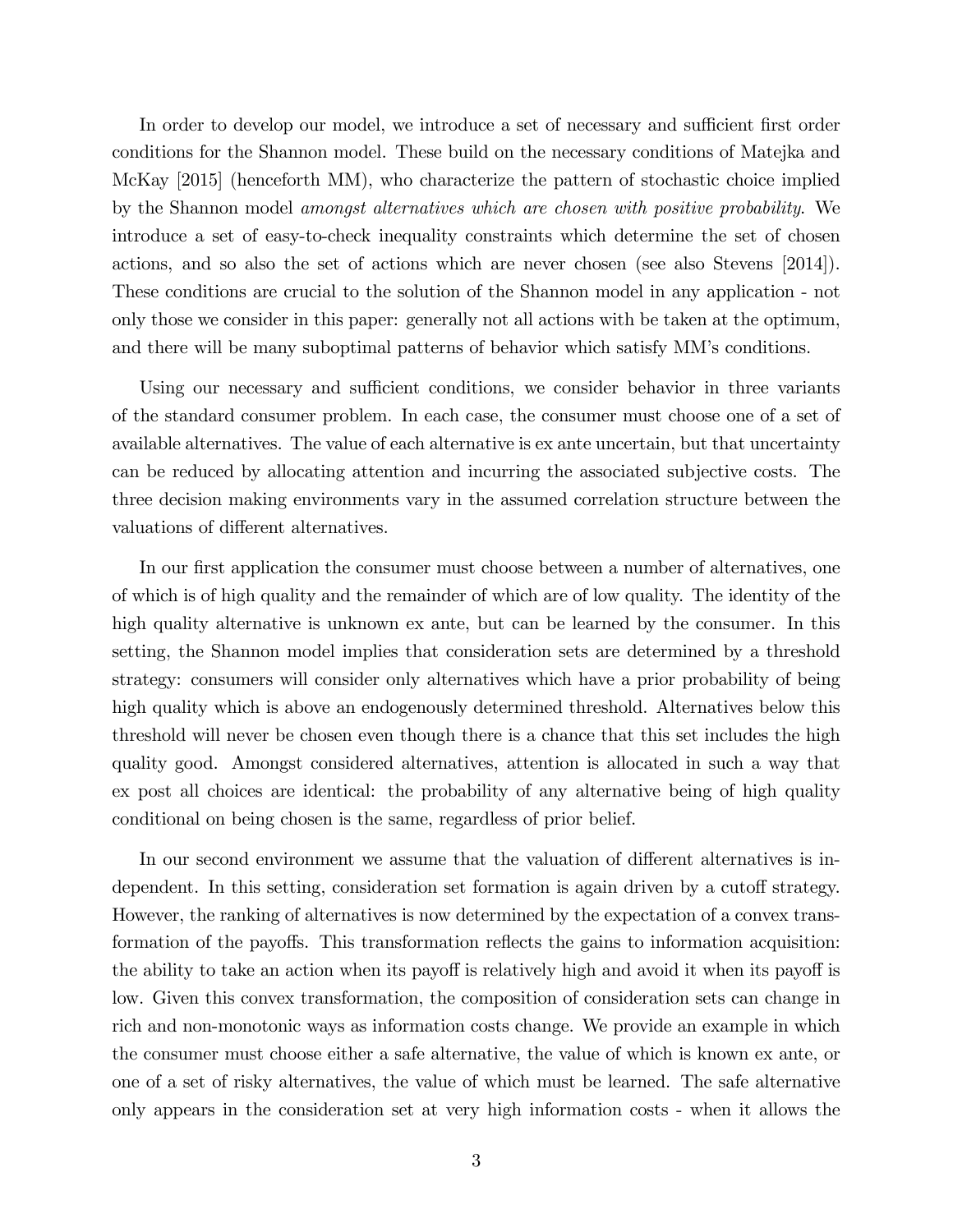In order to develop our model, we introduce a set of necessary and sufficient first order conditions for the Shannon model. These build on the necessary conditions of Matejka and McKay [2015] (henceforth MM), who characterize the pattern of stochastic choice implied by the Shannon model *amongst alternatives which are chosen with positive probability*. We introduce a set of easy-to-check inequality constraints which determine the set of chosen actions, and so also the set of actions which are never chosen (see also Stevens [2014]). These conditions are crucial to the solution of the Shannon model in any application - not only those we consider in this paper: generally not all actions with be taken at the optimum, and there will be many suboptimal patterns of behavior which satisfy MM's conditions.

Using our necessary and sufficient conditions, we consider behavior in three variants of the standard consumer problem. In each case, the consumer must choose one of a set of available alternatives. The value of each alternative is ex ante uncertain, but that uncertainty can be reduced by allocating attention and incurring the associated subjective costs. The three decision making environments vary in the assumed correlation structure between the valuations of different alternatives.

In our first application the consumer must choose between a number of alternatives, one of which is of high quality and the remainder of which are of low quality. The identity of the high quality alternative is unknown ex ante, but can be learned by the consumer. In this setting, the Shannon model implies that consideration sets are determined by a threshold strategy: consumers will consider only alternatives which have a prior probability of being high quality which is above an endogenously determined threshold. Alternatives below this threshold will never be chosen even though there is a chance that this set includes the high quality good. Amongst considered alternatives, attention is allocated in such a way that ex post all choices are identical: the probability of any alternative being of high quality conditional on being chosen is the same, regardless of prior belief.

In our second environment we assume that the valuation of different alternatives is independent. In this setting, consideration set formation is again driven by a cutoff strategy. However, the ranking of alternatives is now determined by the expectation of a convex transformation of the payoffs. This transformation reflects the gains to information acquisition: the ability to take an action when its payoff is relatively high and avoid it when its payoff is low. Given this convex transformation, the composition of consideration sets can change in rich and non-monotonic ways as information costs change. We provide an example in which the consumer must choose either a safe alternative, the value of which is known ex ante, or one of a set of risky alternatives, the value of which must be learned. The safe alternative only appears in the consideration set at very high information costs - when it allows the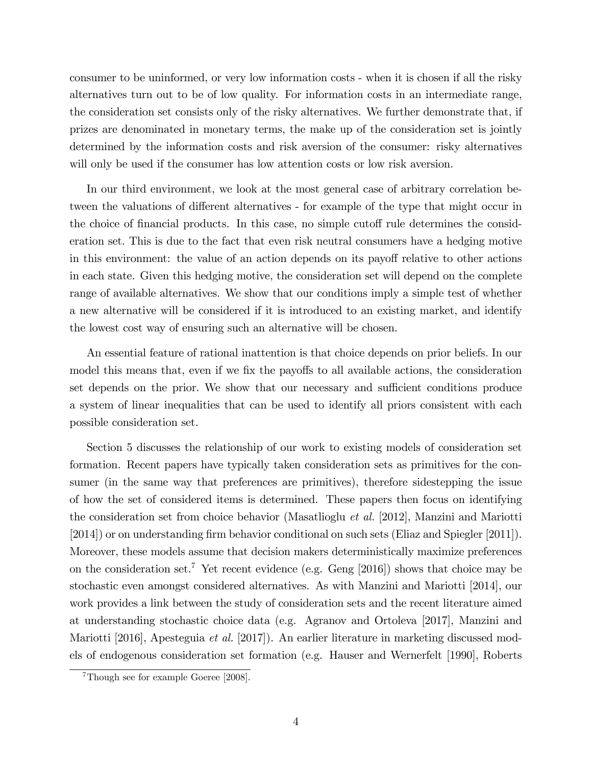consumer to be uninformed, or very low information costs - when it is chosen if all the risky alternatives turn out to be of low quality. For information costs in an intermediate range, the consideration set consists only of the risky alternatives. We further demonstrate that, if prizes are denominated in monetary terms, the make up of the consideration set is jointly determined by the information costs and risk aversion of the consumer: risky alternatives will only be used if the consumer has low attention costs or low risk aversion.

In our third environment, we look at the most general case of arbitrary correlation between the valuations of different alternatives - for example of the type that might occur in the choice of financial products. In this case, no simple cutoff rule determines the consideration set. This is due to the fact that even risk neutral consumers have a hedging motive in this environment: the value of an action depends on its payoff relative to other actions in each state. Given this hedging motive, the consideration set will depend on the complete range of available alternatives. We show that our conditions imply a simple test of whether a new alternative will be considered if it is introduced to an existing market, and identify the lowest cost way of ensuring such an alternative will be chosen.

An essential feature of rational inattention is that choice depends on prior beliefs. In our model this means that, even if we fix the payoffs to all available actions, the consideration set depends on the prior. We show that our necessary and sufficient conditions produce a system of linear inequalities that can be used to identify all priors consistent with each possible consideration set.

Section 5 discusses the relationship of our work to existing models of consideration set formation. Recent papers have typically taken consideration sets as primitives for the consumer (in the same way that preferences are primitives), therefore sidestepping the issue of how the set of considered items is determined. These papers then focus on identifying the consideration set from choice behavior (Masatlioglu *et al.* [2012], Manzini and Mariotti [2014]) or on understanding firm behavior conditional on such sets (Eliaz and Spiegler [2011]). Moreover, these models assume that decision makers deterministically maximize preferences on the consideration set.[7] Yet recent evidence (e.g. Geng [2016]) shows that choice may be stochastic even amongst considered alternatives. As with Manzini and Mariotti [2014], our work provides a link between the study of consideration sets and the recent literature aimed at understanding stochastic choice data (e.g. Agranov and Ortoleva [2017], Manzini and Mariotti [2016], Apesteguia *et al.* [2017]). An earlier literature in marketing discussed models of endogenous consideration set formation (e.g. Hauser and Wernerfelt [1990], Roberts

[7] Though see for example Goeree [2008].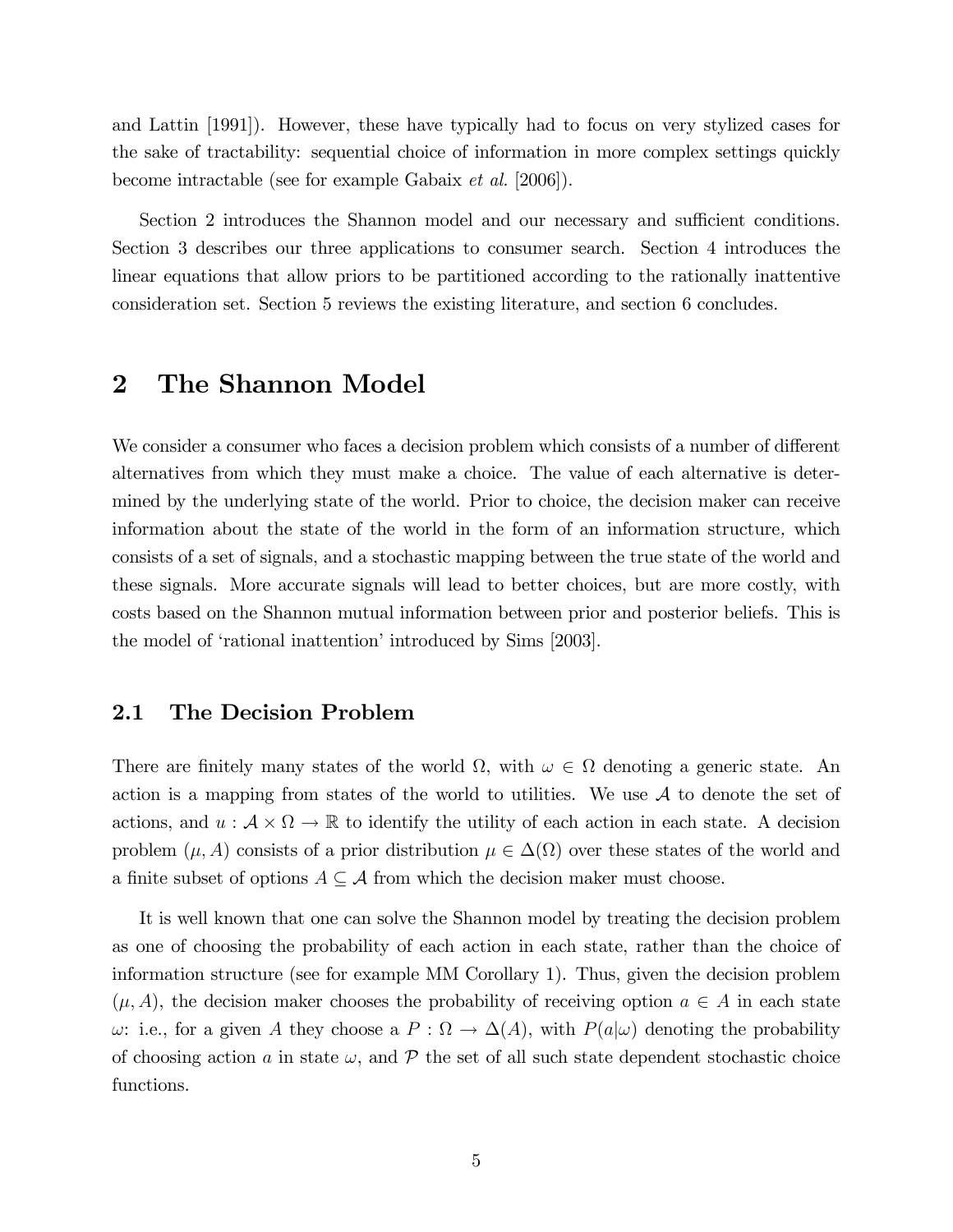and Lattin [1991]). However, these have typically had to focus on very stylized cases for the sake of tractability: sequential choice of information in more complex settings quickly become intractable (see for example Gabaix *et al.* [2006]).

Section 2 introduces the Shannon model and our necessary and sufficient conditions. Section 3 describes our three applications to consumer search. Section 4 introduces the linear equations that allow priors to be partitioned according to the rationally inattentive consideration set. Section 5 reviews the existing literature, and section 6 concludes.

# 2 The Shannon Model

We consider a consumer who faces a decision problem which consists of a number of different alternatives from which they must make a choice. The value of each alternative is determined by the underlying state of the world. Prior to choice, the decision maker can receive information about the state of the world in the form of an information structure, which consists of a set of signals, and a stochastic mapping between the true state of the world and these signals. More accurate signals will lead to better choices, but are more costly, with costs based on the Shannon mutual information between prior and posterior beliefs. This is the model of 'rational inattention' introduced by Sims [2003].

## 2.1 The Decision Problem

There are finitely many states of the world $\Omega$, with $\omega \in \Omega$ denoting a generic state. An action is a mapping from states of the world to utilities. We use $\mathcal{A}$ to denote the set of actions, and $u : \mathcal{A} \times \Omega \to \mathbb{R}$ to identify the utility of each action in each state. A decision problem $(\mu, A)$ consists of a prior distribution $\mu \in \Delta(\Omega)$ over these states of the world and a finite subset of options $A \subseteq \mathcal{A}$ from which the decision maker must choose.

It is well known that one can solve the Shannon model by treating the decision problem as one of choosing the probability of each action in each state, rather than the choice of information structure (see for example MM Corollary 1). Thus, given the decision problem $(\mu, A)$, the decision maker chooses the probability of receiving option $a \in A$ in each state $\omega$: i.e., for a given $A$ they choose a $P : \Omega \to \Delta(A)$, with $P(a|\omega)$ denoting the probability of choosing action $a$ in state $\omega$, and $\mathcal{P}$ the set of all such state dependent stochastic choice functions.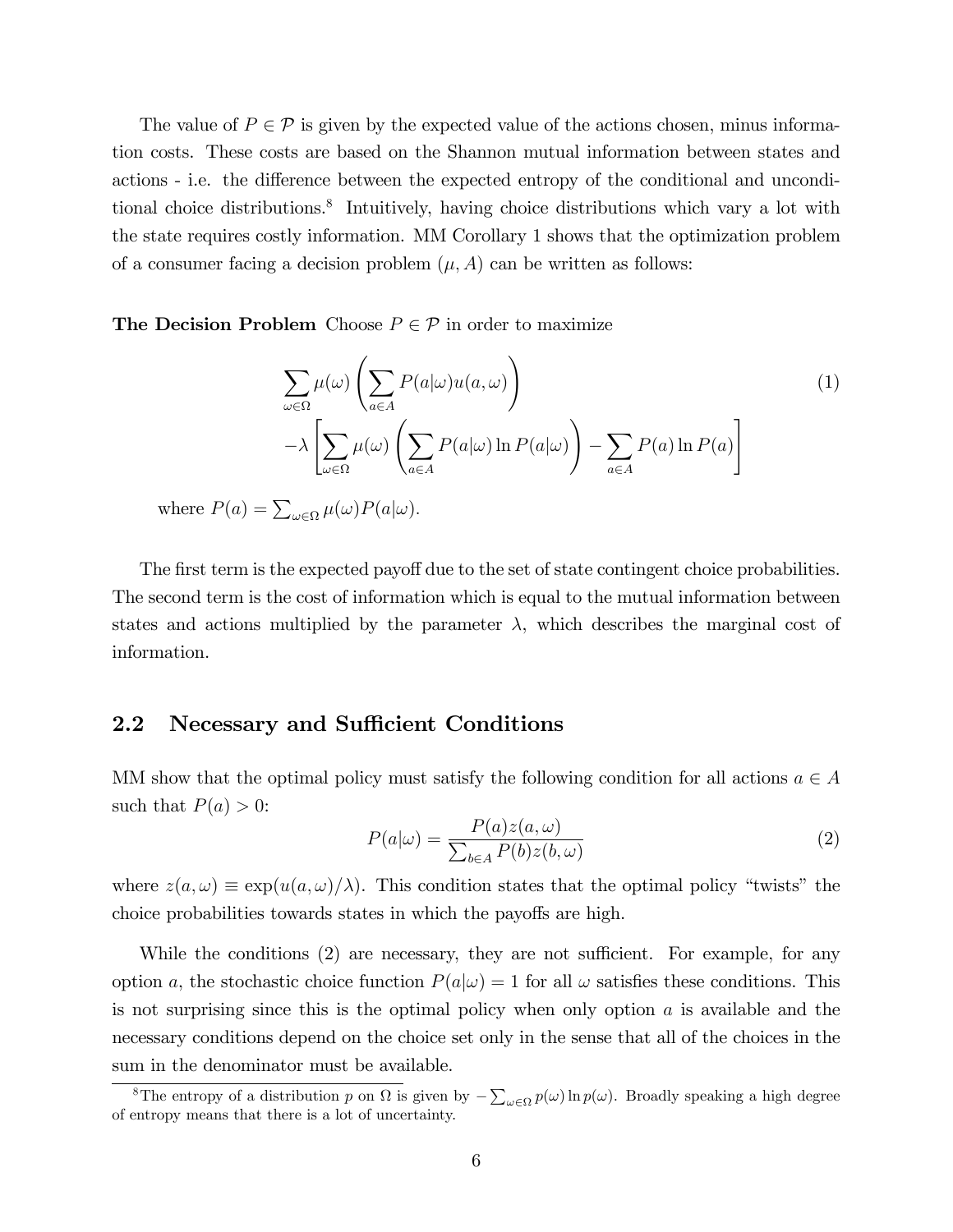The value of $P \in \mathcal{P}$ is given by the expected value of the actions chosen, minus information costs. These costs are based on the Shannon mutual information between states and actions - i.e. the difference between the expected entropy of the conditional and unconditional choice distributions.[8] Intuitively, having choice distributions which vary a lot with the state requires costly information. MM Corollary 1 shows that the optimization problem of a consumer facing a decision problem $(\mu, A)$ can be written as follows:

**The Decision Problem** Choose $P \in \mathcal{P}$ in order to maximize

$$
\begin{aligned}
&\sum_{\omega \in \Omega} \mu(\omega) \left( \sum_{a \in A} P(a|\omega) u(a, \omega) \right) \\
&-\lambda \left[ \sum_{\omega \in \Omega} \mu(\omega) \left( \sum_{a \in A} P(a|\omega) \ln P(a|\omega) \right) - \sum_{a \in A} P(a) \ln P(a) \right]
\end{aligned}
\tag{1}
$$

where $P(a) = \sum_{\omega \in \Omega} \mu(\omega) P(a|\omega)$.

The first term is the expected payoff due to the set of state contingent choice probabilities. The second term is the cost of information which is equal to the mutual information between states and actions multiplied by the parameter $\lambda$, which describes the marginal cost of information.

## 2.2 Necessary and Sufficient Conditions

MM show that the optimal policy must satisfy the following condition for all actions $a \in A$ such that $P(a) > 0$:

$$
P(a|\omega) = \frac{P(a) z(a, \omega)}{\sum_{b \in A} P(b) z(b, \omega)} \tag{2}
$$

where $z(a, \omega) \equiv \exp(u(a, \omega)/\lambda)$. This condition states that the optimal policy "twists" the choice probabilities towards states in which the payoffs are high.

While the conditions (2) are necessary, they are not sufficient. For example, for any option $a$, the stochastic choice function $P(a|\omega) = 1$ for all $\omega$ satisfies these conditions. This is not surprising since this is the optimal policy when only option $a$ is available and the necessary conditions depend on the choice set only in the sense that all of the choices in the sum in the denominator must be available.

[8] The entropy of a distribution $p$ on $\Omega$ is given by $-\sum_{\omega \in \Omega} p(\omega) \ln p(\omega)$. Broadly speaking a high degree of entropy means that there is a lot of uncertainty.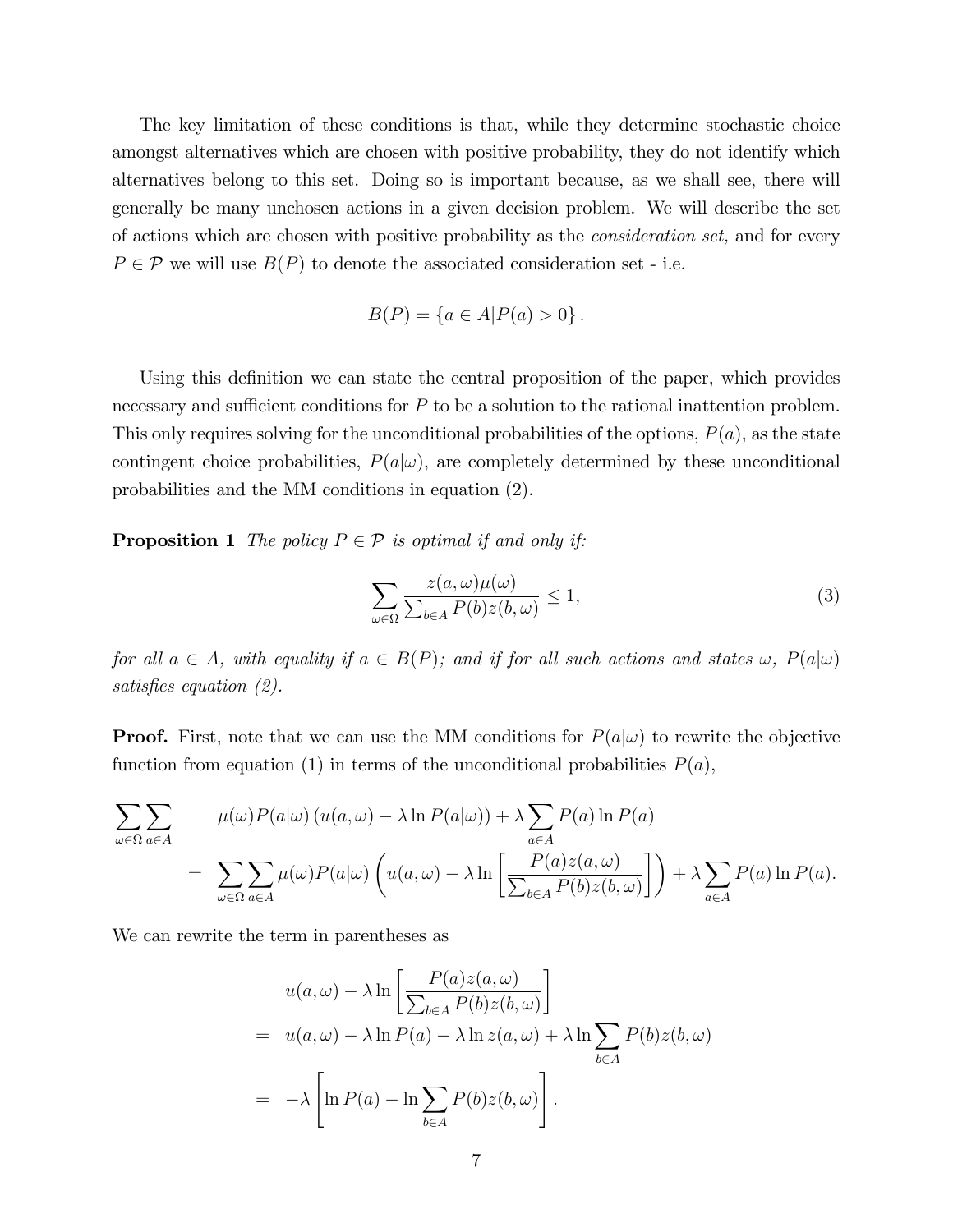The key limitation of these conditions is that, while they determine stochastic choice amongst alternatives which are chosen with positive probability, they do not identify which alternatives belong to this set. Doing so is important because, as we shall see, there will generally be many unchosen actions in a given decision problem. We will describe the set of actions which are chosen with positive probability as the *consideration set,* and for every $P \in \mathcal{P}$ we will use $B(P)$ to denote the associated consideration set - i.e.

$$B(P) = \{a \in A | P(a) > 0\}.$$

Using this definition we can state the central proposition of the paper, which provides necessary and sufficient conditions for $P$ to be a solution to the rational inattention problem. This only requires solving for the unconditional probabilities of the options, $P(a)$, as the state contingent choice probabilities, $P(a|\omega)$, are completely determined by these unconditional probabilities and the MM conditions in equation (2).

**Proposition 1** *The policy $P \in \mathcal{P}$ is optimal if and only if:*

$$\sum_{\omega \in \Omega} \frac{z(a,\omega)\mu(\omega)}{\sum_{b \in A} P(b) z(b,\omega)} \leq 1, \tag{3}$$

*for all $a \in A$, with equality if $a \in B(P)$; and if for all such actions and states $\omega$, $P(a|\omega)$ satisfies equation (2).*

**Proof.** First, note that we can use the MM conditions for $P(a|\omega)$ to rewrite the objective function from equation (1) in terms of the unconditional probabilities $P(a)$,

$$\begin{aligned}
&\sum_{\omega \in \Omega} \sum_{a \in A} \mu(\omega) P(a|\omega) \left(u(a,\omega) - \lambda \ln P(a|\omega)\right) + \lambda \sum_{a \in A} P(a) \ln P(a) \\
&= \sum_{\omega \in \Omega} \sum_{a \in A} \mu(\omega) P(a|\omega) \left(u(a,\omega) - \lambda \ln \left[\frac{P(a) z(a,\omega)}{\sum_{b \in A} P(b) z(b,\omega)}\right]\right) + \lambda \sum_{a \in A} P(a) \ln P(a).
\end{aligned}$$

We can rewrite the term in parentheses as

$$\begin{aligned}
& u(a,\omega) - \lambda \ln \left[\frac{P(a) z(a,\omega)}{\sum_{b \in A} P(b) z(b,\omega)}\right] \\
=\ & u(a,\omega) - \lambda \ln P(a) - \lambda \ln z(a,\omega) + \lambda \ln \sum_{b \in A} P(b) z(b,\omega) \\
=\ & -\lambda \left[\ln P(a) - \ln \sum_{b \in A} P(b) z(b,\omega)\right].
\end{aligned}$$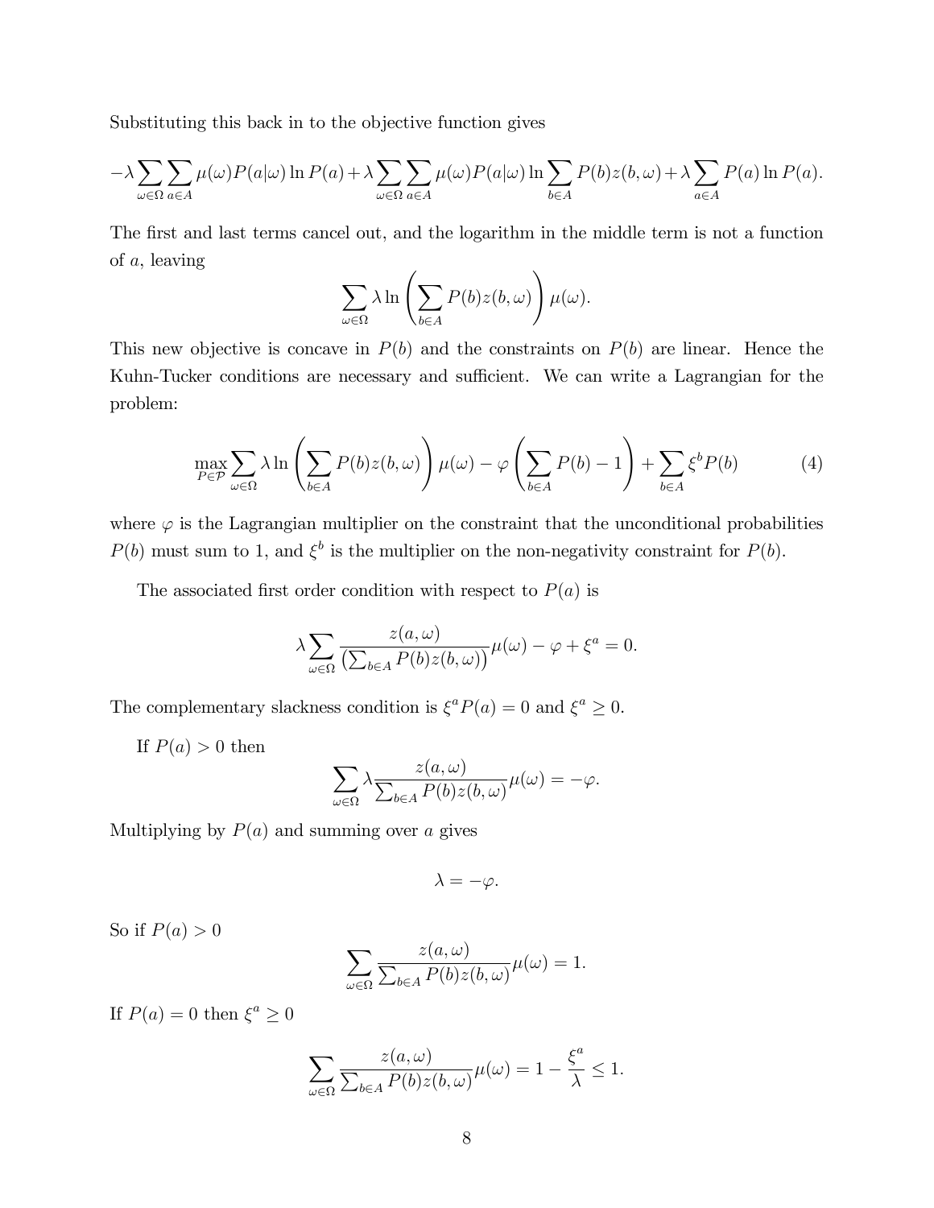Substituting this back in to the objective function gives

$$-\lambda \sum_{\omega\in\Omega}\sum_{a\in A}\mu(\omega)P(a|\omega)\ln P(a)+\lambda \sum_{\omega\in\Omega}\sum_{a\in A}\mu(\omega)P(a|\omega)\ln \sum_{b\in A}P(b)z(b,\omega)+\lambda\sum_{a\in A}P(a)\ln P(a).$$

The first and last terms cancel out, and the logarithm in the middle term is not a function of $a$, leaving

$$\sum_{\omega\in\Omega}\lambda \ln\left(\sum_{b\in A}P(b)z(b,\omega)\right)\mu(\omega).$$

This new objective is concave in $P(b)$ and the constraints on $P(b)$ are linear. Hence the Kuhn-Tucker conditions are necessary and sufficient. We can write a Lagrangian for the problem:

$$\max_{P\in\mathcal{P}}\sum_{\omega\in\Omega}\lambda \ln\left(\sum_{b\in A}P(b)z(b,\omega)\right)\mu(\omega)-\varphi\left(\sum_{b\in A}P(b)-1\right)+\sum_{b\in A}\xi^b P(b) \tag{4}$$

where $\varphi$ is the Lagrangian multiplier on the constraint that the unconditional probabilities $P(b)$ must sum to 1, and $\xi^b$ is the multiplier on the non-negativity constraint for $P(b)$.

The associated first order condition with respect to $P(a)$ is

$$\lambda\sum_{\omega\in\Omega}\frac{z(a,\omega)}{\left(\sum_{b\in A}P(b)z(b,\omega)\right)}\mu(\omega)-\varphi+\xi^a=0.$$

The complementary slackness condition is $\xi^a P(a)=0$ and $\xi^a\geq 0$.

If $P(a)>0$ then

$$\sum_{\omega\in\Omega}\lambda\frac{z(a,\omega)}{\sum_{b\in A}P(b)z(b,\omega)}\mu(\omega)=-\varphi.$$

Multiplying by $P(a)$ and summing over $a$ gives

$$\lambda=-\varphi.$$

So if $P(a)>0$

$$\sum_{\omega\in\Omega}\frac{z(a,\omega)}{\sum_{b\in A}P(b)z(b,\omega)}\mu(\omega)=1.$$

If $P(a)=0$ then $\xi^a\geq 0$

$$\sum_{\omega\in\Omega}\frac{z(a,\omega)}{\sum_{b\in A}P(b)z(b,\omega)}\mu(\omega)=1-\frac{\xi^a}{\lambda}\leq 1.$$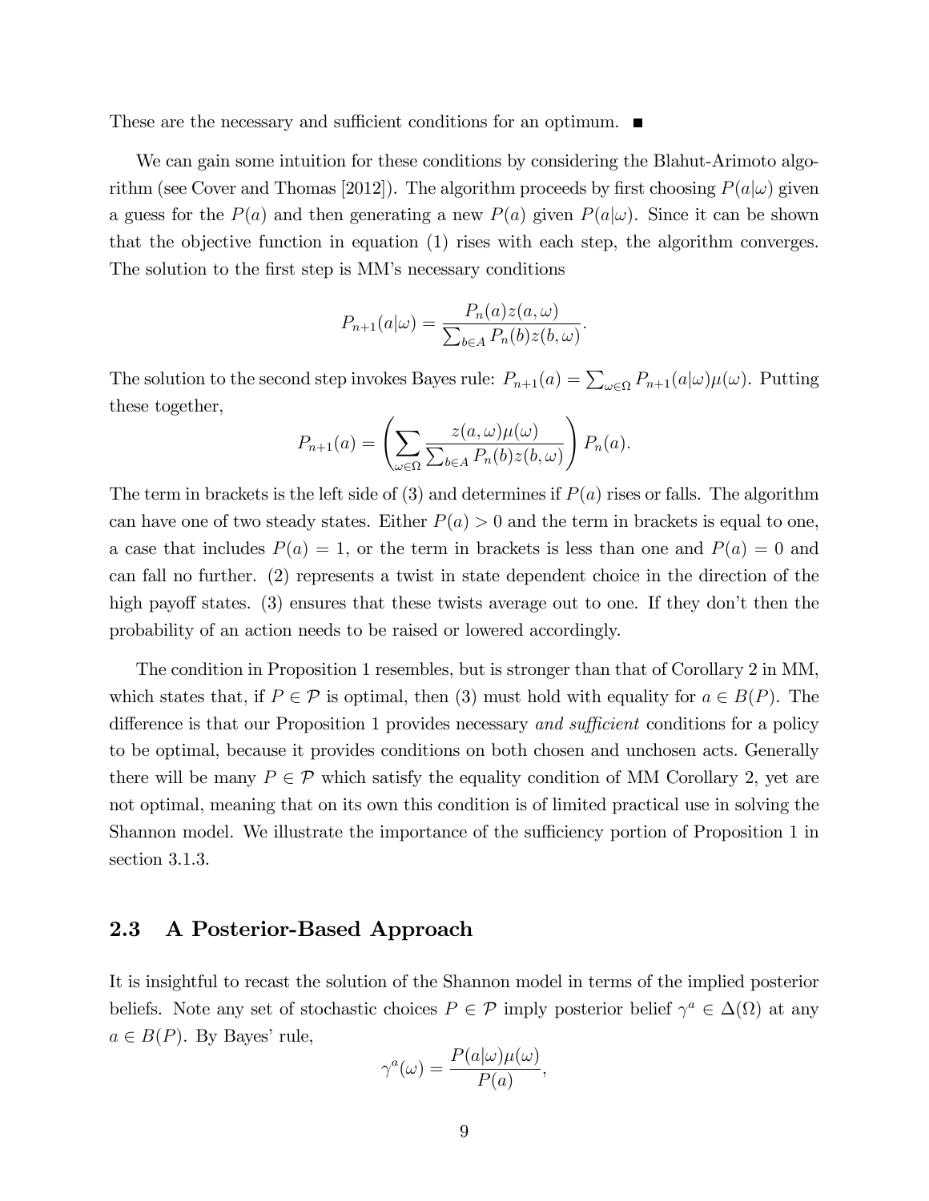These are the necessary and sufficient conditions for an optimum. ■

We can gain some intuition for these conditions by considering the Blahut-Arimoto algorithm (see Cover and Thomas [2012]). The algorithm proceeds by first choosing $P(a|\omega)$ given a guess for the $P(a)$ and then generating a new $P(a)$ given $P(a|\omega)$. Since it can be shown that the objective function in equation (1) rises with each step, the algorithm converges. The solution to the first step is MM's necessary conditions

$$P_{n+1}(a|\omega) = \frac{P_n(a) z(a, \omega)}{\sum_{b \in A} P_n(b) z(b, \omega)}.$$

The solution to the second step invokes Bayes rule: $P_{n+1}(a) = \sum_{\omega \in \Omega} P_{n+1}(a|\omega)\mu(\omega)$. Putting these together,

$$P_{n+1}(a) = \left( \sum_{\omega \in \Omega} \frac{z(a, \omega)\mu(\omega)}{\sum_{b \in A} P_n(b) z(b, \omega)} \right) P_n(a).$$

The term in brackets is the left side of (3) and determines if $P(a)$ rises or falls. The algorithm can have one of two steady states. Either $P(a) > 0$ and the term in brackets is equal to one, a case that includes $P(a) = 1$, or the term in brackets is less than one and $P(a) = 0$ and can fall no further. (2) represents a twist in state dependent choice in the direction of the high payoff states. (3) ensures that these twists average out to one. If they don't then the probability of an action needs to be raised or lowered accordingly.

The condition in Proposition 1 resembles, but is stronger than that of Corollary 2 in MM, which states that, if $P \in \mathcal{P}$ is optimal, then (3) must hold with equality for $a \in B(P)$. The difference is that our Proposition 1 provides necessary *and sufficient* conditions for a policy to be optimal, because it provides conditions on both chosen and unchosen acts. Generally there will be many $P \in \mathcal{P}$ which satisfy the equality condition of MM Corollary 2, yet are not optimal, meaning that on its own this condition is of limited practical use in solving the Shannon model. We illustrate the importance of the sufficiency portion of Proposition 1 in section 3.1.3.

## 2.3 A Posterior-Based Approach

It is insightful to recast the solution of the Shannon model in terms of the implied posterior beliefs. Note any set of stochastic choices $P \in \mathcal{P}$ imply posterior belief $\gamma^a \in \Delta(\Omega)$ at any $a \in B(P)$. By Bayes' rule,

$$\gamma^a(\omega) = \frac{P(a|\omega)\mu(\omega)}{P(a)},$$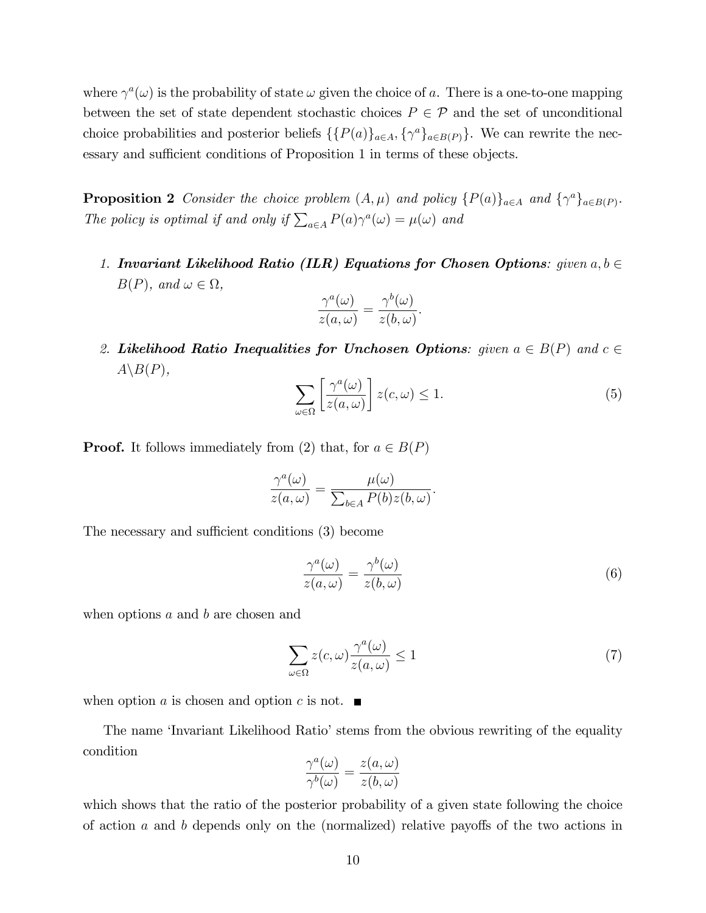where $\gamma^a(\omega)$ is the probability of state $\omega$ given the choice of $a$. There is a one-to-one mapping between the set of state dependent stochastic choices $P \in \mathcal{P}$ and the set of unconditional choice probabilities and posterior beliefs $\{\{P(a)\}_{a\in A}, \{\gamma^a\}_{a\in B(P)}\}$. We can rewrite the necessary and sufficient conditions of Proposition 1 in terms of these objects.

**Proposition 2** *Consider the choice problem $(A, \mu)$ and policy $\{P(a)\}_{a\in A}$ and $\{\gamma^a\}_{a\in B(P)}$. The policy is optimal if and only if $\sum_{a\in A} P(a)\gamma^a(\omega) = \mu(\omega)$ and*

1. ***Invariant Likelihood Ratio (ILR) Equations for Chosen Options**: given $a, b \in B(P)$, and $\omega \in \Omega$,*
$$\frac{\gamma^a(\omega)}{z(a,\omega)} = \frac{\gamma^b(\omega)}{z(b,\omega)}.$$

2. ***Likelihood Ratio Inequalities for Unchosen Options**: given $a \in B(P)$ and $c \in A \backslash B(P)$,*
$$\sum_{\omega\in\Omega} \left[\frac{\gamma^a(\omega)}{z(a,\omega)}\right] z(c,\omega) \leq 1. \tag{5}$$

**Proof.** It follows immediately from (2) that, for $a \in B(P)$

$$\frac{\gamma^a(\omega)}{z(a,\omega)} = \frac{\mu(\omega)}{\sum_{b\in A} P(b)z(b,\omega)}.$$

The necessary and sufficient conditions (3) become

$$\frac{\gamma^a(\omega)}{z(a,\omega)} = \frac{\gamma^b(\omega)}{z(b,\omega)} \tag{6}$$

when options $a$ and $b$ are chosen and

$$\sum_{\omega\in\Omega} z(c,\omega)\frac{\gamma^a(\omega)}{z(a,\omega)} \leq 1 \tag{7}$$

when option $a$ is chosen and option $c$ is not. ■

The name 'Invariant Likelihood Ratio' stems from the obvious rewriting of the equality condition

$$\frac{\gamma^a(\omega)}{\gamma^b(\omega)} = \frac{z(a,\omega)}{z(b,\omega)}$$

which shows that the ratio of the posterior probability of a given state following the choice of action $a$ and $b$ depends only on the (normalized) relative payoffs of the two actions in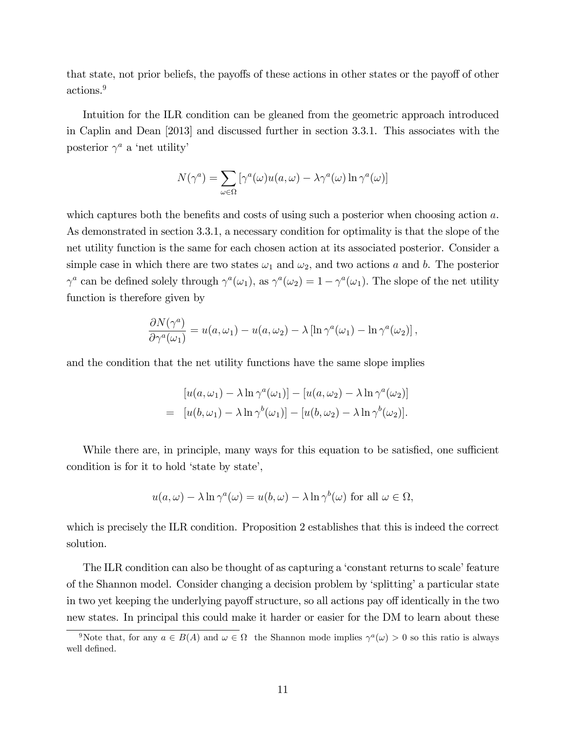that state, not prior beliefs, the payoffs of these actions in other states or the payoff of other actions.[9]

Intuition for the ILR condition can be gleaned from the geometric approach introduced in Caplin and Dean [2013] and discussed further in section 3.3.1. This associates with the posterior $\gamma^a$ a 'net utility'

$$N(\gamma^a) = \sum_{\omega \in \Omega} \left[ \gamma^a(\omega) u(a, \omega) - \lambda \gamma^a(\omega) \ln \gamma^a(\omega) \right]$$

which captures both the benefits and costs of using such a posterior when choosing action $a$. As demonstrated in section 3.3.1, a necessary condition for optimality is that the slope of the net utility function is the same for each chosen action at its associated posterior. Consider a simple case in which there are two states $\omega_1$ and $\omega_2$, and two actions $a$ and $b$. The posterior $\gamma^a$ can be defined solely through $\gamma^a(\omega_1)$, as $\gamma^a(\omega_2) = 1 - \gamma^a(\omega_1)$. The slope of the net utility function is therefore given by

$$\frac{\partial N(\gamma^a)}{\partial \gamma^a(\omega_1)} = u(a, \omega_1) - u(a, \omega_2) - \lambda \left[ \ln \gamma^a(\omega_1) - \ln \gamma^a(\omega_2) \right],$$

and the condition that the net utility functions have the same slope implies

$$\begin{aligned} & [u(a, \omega_1) - \lambda \ln \gamma^a(\omega_1)] - [u(a, \omega_2) - \lambda \ln \gamma^a(\omega_2)] \\ = \; & [u(b, \omega_1) - \lambda \ln \gamma^b(\omega_1)] - [u(b, \omega_2) - \lambda \ln \gamma^b(\omega_2)]. \end{aligned}$$

While there are, in principle, many ways for this equation to be satisfied, one sufficient condition is for it to hold 'state by state',

$$u(a, \omega) - \lambda \ln \gamma^a(\omega) = u(b, \omega) - \lambda \ln \gamma^b(\omega) \text{ for all } \omega \in \Omega,$$

which is precisely the ILR condition. Proposition 2 establishes that this is indeed the correct solution.

The ILR condition can also be thought of as capturing a 'constant returns to scale' feature of the Shannon model. Consider changing a decision problem by 'splitting' a particular state in two yet keeping the underlying payoff structure, so all actions pay off identically in the two new states. In principal this could make it harder or easier for the DM to learn about these

[9] Note that, for any $a \in B(A)$ and $\omega \in \Omega$ the Shannon mode implies $\gamma^a(\omega) > 0$ so this ratio is always well defined.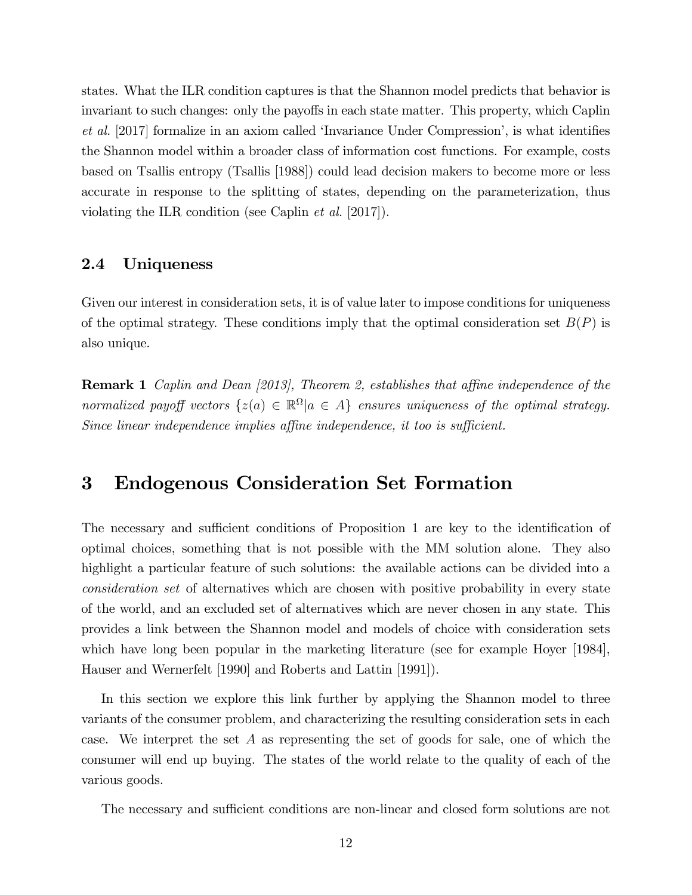states. What the ILR condition captures is that the Shannon model predicts that behavior is invariant to such changes: only the payoffs in each state matter. This property, which Caplin *et al.* [2017] formalize in an axiom called 'Invariance Under Compression', is what identifies the Shannon model within a broader class of information cost functions. For example, costs based on Tsallis entropy (Tsallis [1988]) could lead decision makers to become more or less accurate in response to the splitting of states, depending on the parameterization, thus violating the ILR condition (see Caplin *et al.* [2017]).

### 2.4 Uniqueness

Given our interest in consideration sets, it is of value later to impose conditions for uniqueness of the optimal strategy. These conditions imply that the optimal consideration set $B(P)$ is also unique.

**Remark 1** *Caplin and Dean [2013], Theorem 2, establishes that affine independence of the normalized payoff vectors* $\{z(a) \in \mathbb{R}^{\Omega} | a \in A\}$ *ensures uniqueness of the optimal strategy. Since linear independence implies affine independence, it too is sufficient.*

## 3 Endogenous Consideration Set Formation

The necessary and sufficient conditions of Proposition 1 are key to the identification of optimal choices, something that is not possible with the MM solution alone. They also highlight a particular feature of such solutions: the available actions can be divided into a *consideration set* of alternatives which are chosen with positive probability in every state of the world, and an excluded set of alternatives which are never chosen in any state. This provides a link between the Shannon model and models of choice with consideration sets which have long been popular in the marketing literature (see for example Hoyer [1984], Hauser and Wernerfelt [1990] and Roberts and Lattin [1991]).

In this section we explore this link further by applying the Shannon model to three variants of the consumer problem, and characterizing the resulting consideration sets in each case. We interpret the set $A$ as representing the set of goods for sale, one of which the consumer will end up buying. The states of the world relate to the quality of each of the various goods.

The necessary and sufficient conditions are non-linear and closed form solutions are not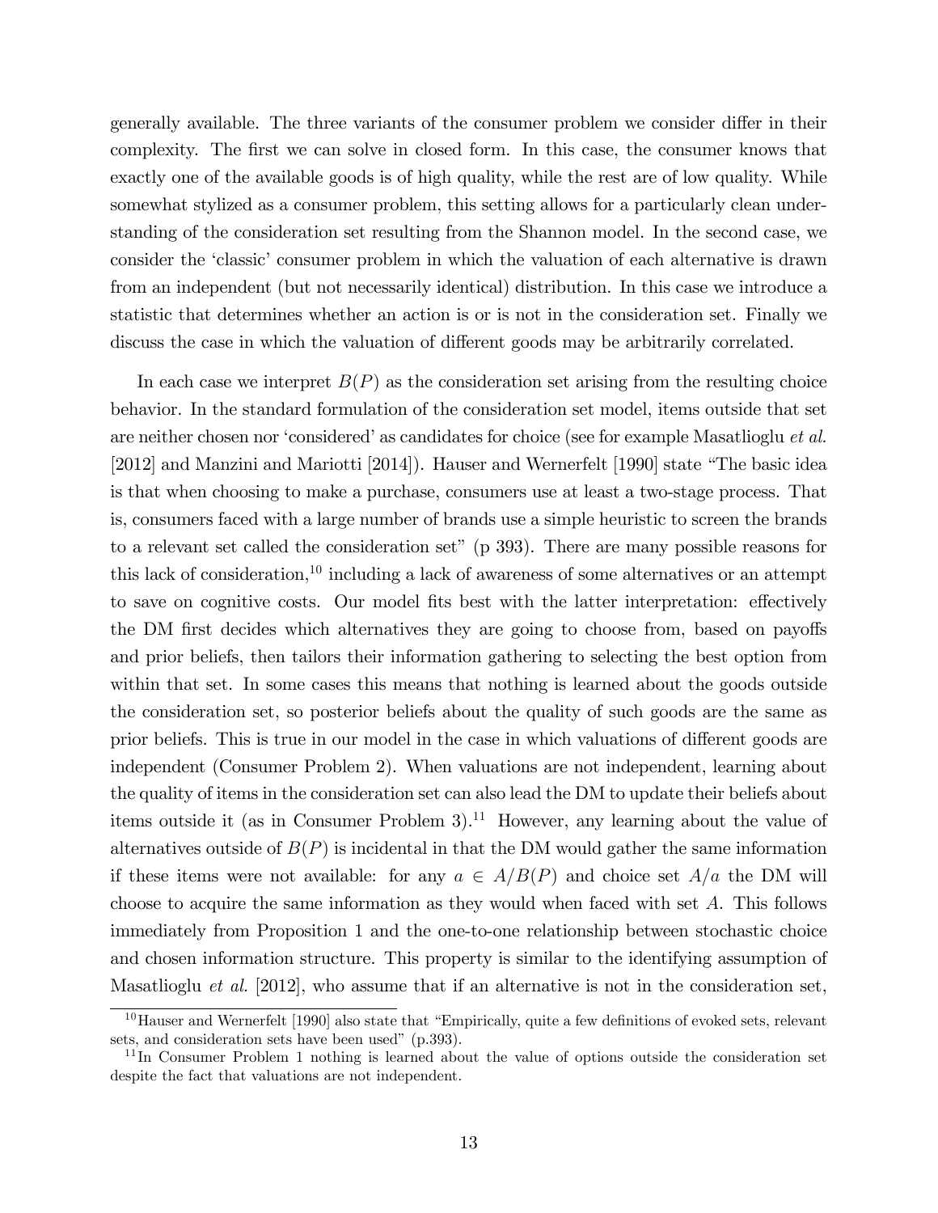generally available. The three variants of the consumer problem we consider differ in their complexity. The first we can solve in closed form. In this case, the consumer knows that exactly one of the available goods is of high quality, while the rest are of low quality. While somewhat stylized as a consumer problem, this setting allows for a particularly clean understanding of the consideration set resulting from the Shannon model. In the second case, we consider the 'classic' consumer problem in which the valuation of each alternative is drawn from an independent (but not necessarily identical) distribution. In this case we introduce a statistic that determines whether an action is or is not in the consideration set. Finally we discuss the case in which the valuation of different goods may be arbitrarily correlated.

In each case we interpret $B(P)$ as the consideration set arising from the resulting choice behavior. In the standard formulation of the consideration set model, items outside that set are neither chosen nor 'considered' as candidates for choice (see for example Masatlioglu *et al.* [2012] and Manzini and Mariotti [2014]). Hauser and Wernerfelt [1990] state "The basic idea is that when choosing to make a purchase, consumers use at least a two-stage process. That is, consumers faced with a large number of brands use a simple heuristic to screen the brands to a relevant set called the consideration set" (p 393). There are many possible reasons for this lack of consideration,[10] including a lack of awareness of some alternatives or an attempt to save on cognitive costs. Our model fits best with the latter interpretation: effectively the DM first decides which alternatives they are going to choose from, based on payoffs and prior beliefs, then tailors their information gathering to selecting the best option from within that set. In some cases this means that nothing is learned about the goods outside the consideration set, so posterior beliefs about the quality of such goods are the same as prior beliefs. This is true in our model in the case in which valuations of different goods are independent (Consumer Problem 2). When valuations are not independent, learning about the quality of items in the consideration set can also lead the DM to update their beliefs about items outside it (as in Consumer Problem 3).[11] However, any learning about the value of alternatives outside of $B(P)$ is incidental in that the DM would gather the same information if these items were not available: for any $a \in A/B(P)$ and choice set $A/a$ the DM will choose to acquire the same information as they would when faced with set $A$. This follows immediately from Proposition 1 and the one-to-one relationship between stochastic choice and chosen information structure. This property is similar to the identifying assumption of Masatlioglu *et al.* [2012], who assume that if an alternative is not in the consideration set,

[10] Hauser and Wernerfelt [1990] also state that "Empirically, quite a few definitions of evoked sets, relevant sets, and consideration sets have been used" (p.393).

[11] In Consumer Problem 1 nothing is learned about the value of options outside the consideration set despite the fact that valuations are not independent.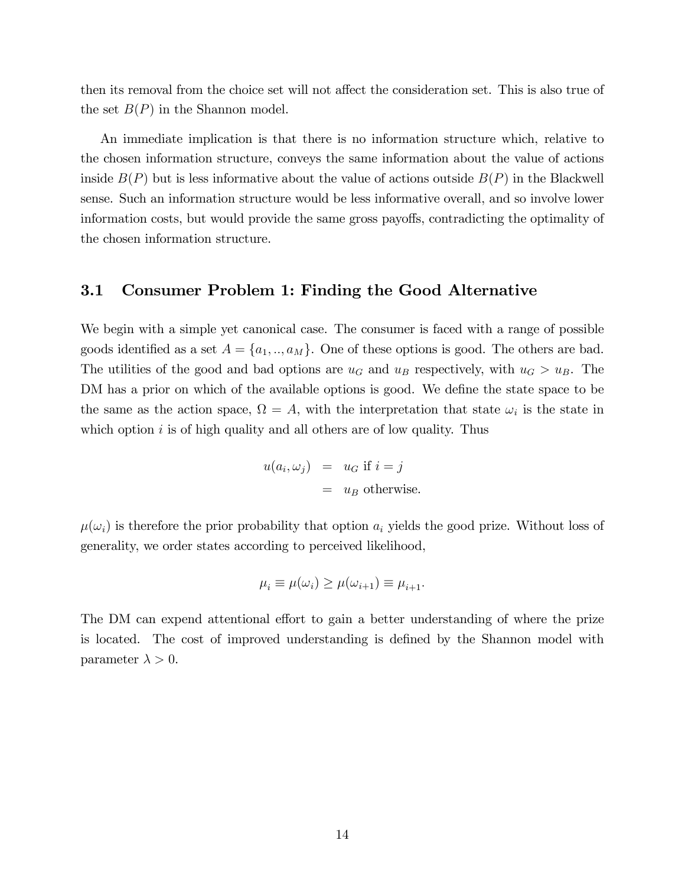then its removal from the choice set will not affect the consideration set. This is also true of the set $B(P)$ in the Shannon model.

An immediate implication is that there is no information structure which, relative to the chosen information structure, conveys the same information about the value of actions inside $B(P)$ but is less informative about the value of actions outside $B(P)$ in the Blackwell sense. Such an information structure would be less informative overall, and so involve lower information costs, but would provide the same gross payoffs, contradicting the optimality of the chosen information structure.

### 3.1 Consumer Problem 1: Finding the Good Alternative

We begin with a simple yet canonical case. The consumer is faced with a range of possible goods identified as a set $A = \{a_1, .., a_M\}$. One of these options is good. The others are bad. The utilities of the good and bad options are $u_G$ and $u_B$ respectively, with $u_G > u_B$. The DM has a prior on which of the available options is good. We define the state space to be the same as the action space, $\Omega = A$, with the interpretation that state $\omega_i$ is the state in which option $i$ is of high quality and all others are of low quality. Thus

$$
\begin{aligned}
u(a_i, \omega_j) &= u_G \text{ if } i = j \\
&= u_B \text{ otherwise.}
\end{aligned}
$$

$\mu(\omega_i)$ is therefore the prior probability that option $a_i$ yields the good prize. Without loss of generality, we order states according to perceived likelihood,

$$
\mu_i \equiv \mu(\omega_i) \geq \mu(\omega_{i+1}) \equiv \mu_{i+1}.
$$

The DM can expend attentional effort to gain a better understanding of where the prize is located. The cost of improved understanding is defined by the Shannon model with parameter $\lambda > 0$.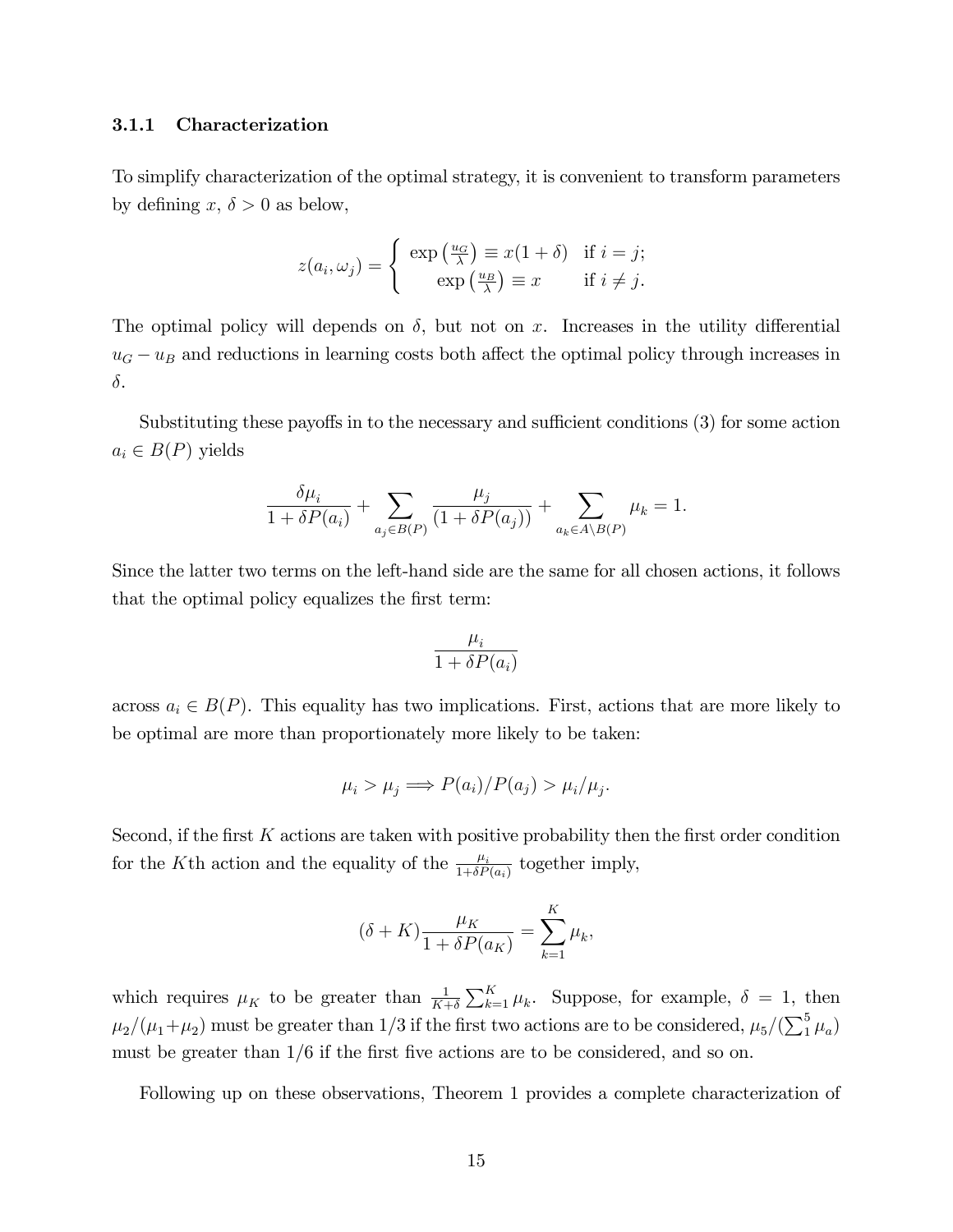### 3.1.1 Characterization

To simplify characterization of the optimal strategy, it is convenient to transform parameters by defining $x$, $\delta > 0$ as below,

$$z(a_i, \omega_j) = \begin{cases} \exp\left(\frac{u_G}{\lambda}\right) \equiv x(1+\delta) & \text{if } i = j; \\ \exp\left(\frac{u_B}{\lambda}\right) \equiv x & \text{if } i \neq j. \end{cases}$$

The optimal policy will depends on $\delta$, but not on $x$. Increases in the utility differential $u_G - u_B$ and reductions in learning costs both affect the optimal policy through increases in $\delta$.

Substituting these payoffs in to the necessary and sufficient conditions (3) for some action $a_i \in B(P)$ yields

$$\frac{\delta \mu_i}{1 + \delta P(a_i)} + \sum_{a_j \in B(P)} \frac{\mu_j}{(1 + \delta P(a_j))} + \sum_{a_k \in A \setminus B(P)} \mu_k = 1.$$

Since the latter two terms on the left-hand side are the same for all chosen actions, it follows that the optimal policy equalizes the first term:

$$\frac{\mu_i}{1 + \delta P(a_i)}$$

across $a_i \in B(P)$. This equality has two implications. First, actions that are more likely to be optimal are more than proportionately more likely to be taken:

$$\mu_i > \mu_j \Longrightarrow P(a_i)/P(a_j) > \mu_i/\mu_j.$$

Second, if the first $K$ actions are taken with positive probability then the first order condition for the $K$th action and the equality of the $\frac{\mu_i}{1+\delta P(a_i)}$ together imply,

$$(\delta + K) \frac{\mu_K}{1 + \delta P(a_K)} = \sum_{k=1}^{K} \mu_k,$$

which requires $\mu_K$ to be greater than $\frac{1}{K+\delta} \sum_{k=1}^{K} \mu_k$. Suppose, for example, $\delta = 1$, then $\mu_2/(\mu_1+\mu_2)$ must be greater than $1/3$ if the first two actions are to be considered, $\mu_5/(\sum_1^5 \mu_a)$ must be greater than $1/6$ if the first five actions are to be considered, and so on.

Following up on these observations, Theorem 1 provides a complete characterization of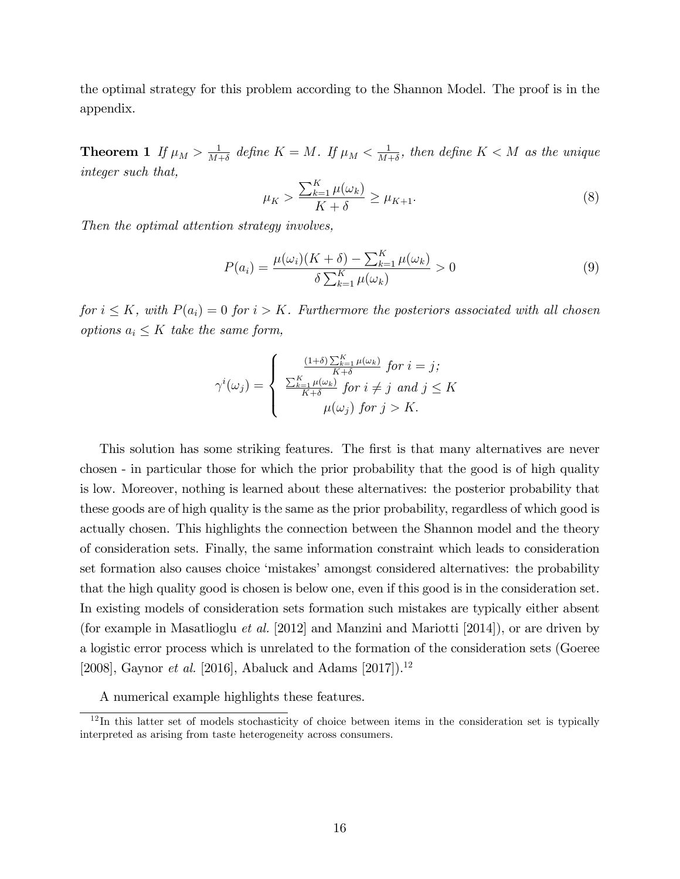the optimal strategy for this problem according to the Shannon Model. The proof is in the appendix.

**Theorem 1** *If $\mu_M > \frac{1}{M+\delta}$ define $K = M$. If $\mu_M < \frac{1}{M+\delta}$, then define $K < M$ as the unique integer such that,*

$$\mu_K > \frac{\sum_{k=1}^{K} \mu(\omega_k)}{K+\delta} \geq \mu_{K+1}. \tag{8}$$

*Then the optimal attention strategy involves,*

$$P(a_i) = \frac{\mu(\omega_i)(K+\delta) - \sum_{k=1}^{K} \mu(\omega_k)}{\delta \sum_{k=1}^{K} \mu(\omega_k)} > 0 \tag{9}$$

*for $i \leq K$, with $P(a_i) = 0$ for $i > K$. Furthermore the posteriors associated with all chosen options $a_i \leq K$ take the same form,*

$$\gamma^i(\omega_j) = \begin{cases} \frac{(1+\delta)\sum_{k=1}^{K} \mu(\omega_k)}{K+\delta} \text{ for } i = j; \\ \frac{\sum_{k=1}^{K} \mu(\omega_k)}{K+\delta} \text{ for } i \neq j \text{ and } j \leq K \\ \mu(\omega_j) \text{ for } j > K. \end{cases}$$

This solution has some striking features. The first is that many alternatives are never chosen - in particular those for which the prior probability that the good is of high quality is low. Moreover, nothing is learned about these alternatives: the posterior probability that these goods are of high quality is the same as the prior probability, regardless of which good is actually chosen. This highlights the connection between the Shannon model and the theory of consideration sets. Finally, the same information constraint which leads to consideration set formation also causes choice 'mistakes' amongst considered alternatives: the probability that the high quality good is chosen is below one, even if this good is in the consideration set. In existing models of consideration sets formation such mistakes are typically either absent (for example in Masatlioglu *et al.* [2012] and Manzini and Mariotti [2014]), or are driven by a logistic error process which is unrelated to the formation of the consideration sets (Goeree [2008], Gaynor *et al.* [2016], Abaluck and Adams [2017]).[12]

A numerical example highlights these features.

[12] In this latter set of models stochasticity of choice between items in the consideration set is typically interpreted as arising from taste heterogeneity across consumers.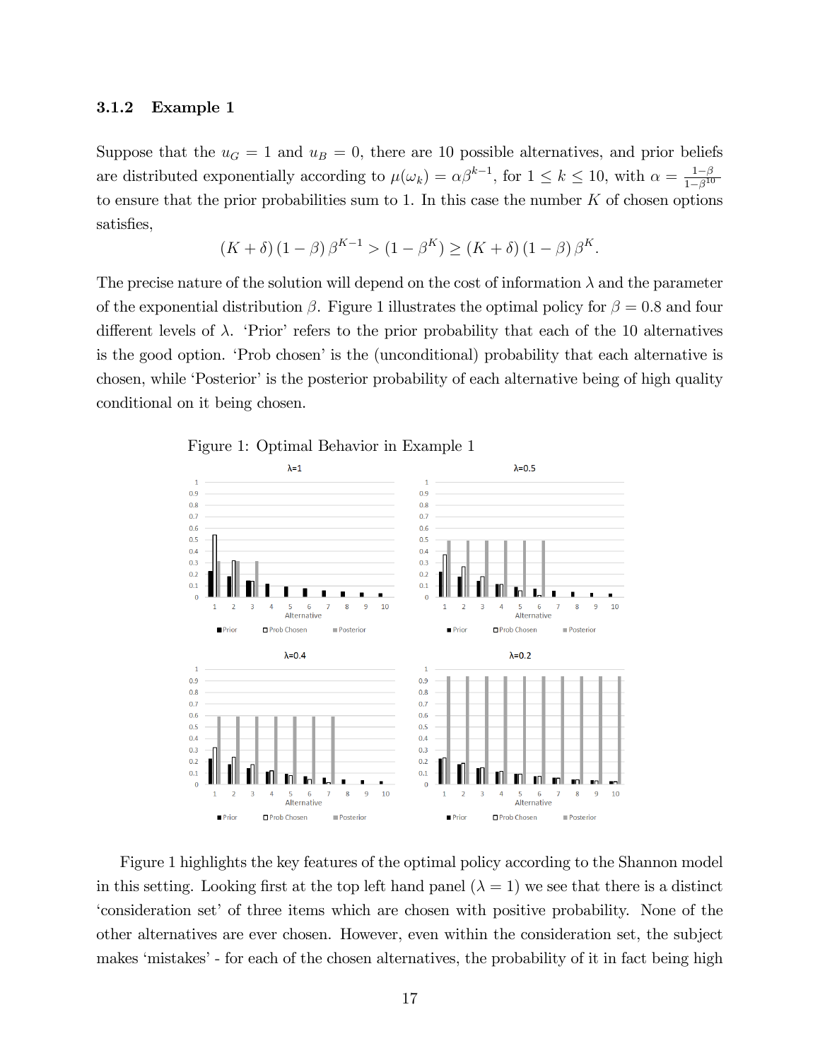### 3.1.2 Example 1

Suppose that the $u_G = 1$ and $u_B = 0$, there are 10 possible alternatives, and prior beliefs are distributed exponentially according to $\mu(\omega_k) = \alpha\beta^{k-1}$, for $1 \leq k \leq 10$, with $\alpha = \frac{1-\beta}{1-\beta^{10}}$ to ensure that the prior probabilities sum to 1. In this case the number $K$ of chosen options satisfies,

$$(K+\delta)(1-\beta)\beta^{K-1} > (1-\beta^K) \geq (K+\delta)(1-\beta)\beta^K.$$

The precise nature of the solution will depend on the cost of information $\lambda$ and the parameter of the exponential distribution $\beta$. Figure 1 illustrates the optimal policy for $\beta = 0.8$ and four different levels of $\lambda$. 'Prior' refers to the prior probability that each of the 10 alternatives is the good option. 'Prob chosen' is the (unconditional) probability that each alternative is chosen, while 'Posterior' is the posterior probability of each alternative being of high quality conditional on it being chosen.

Figure 1: Optimal Behavior in Example 1

Figure 1 highlights the key features of the optimal policy according to the Shannon model in this setting. Looking first at the top left hand panel ($\lambda = 1$) we see that there is a distinct 'consideration set' of three items which are chosen with positive probability. None of the other alternatives are ever chosen. However, even within the consideration set, the subject makes 'mistakes' - for each of the chosen alternatives, the probability of it in fact being high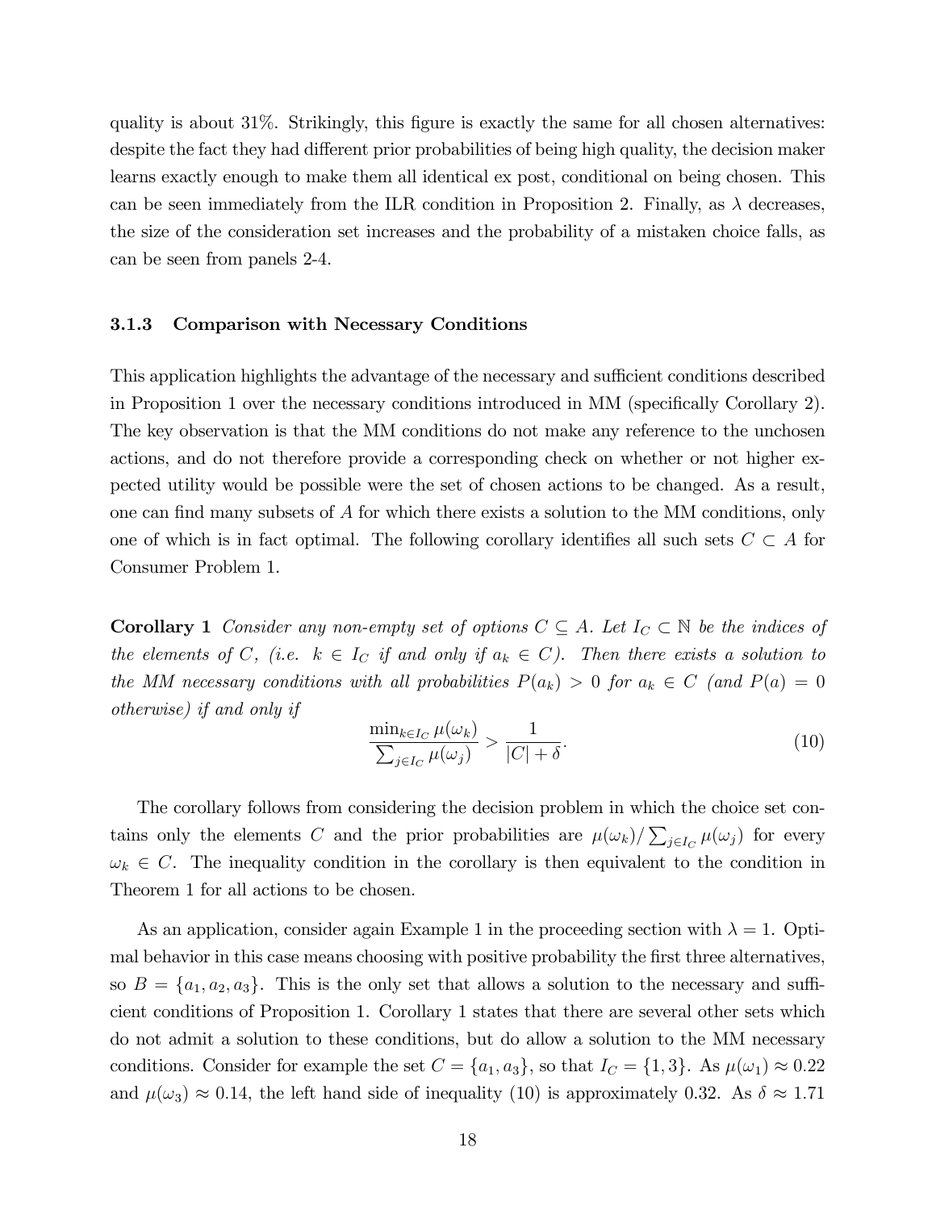quality is about 31%. Strikingly, this figure is exactly the same for all chosen alternatives: despite the fact they had different prior probabilities of being high quality, the decision maker learns exactly enough to make them all identical ex post, conditional on being chosen. This can be seen immediately from the ILR condition in Proposition 2. Finally, as $\lambda$ decreases, the size of the consideration set increases and the probability of a mistaken choice falls, as can be seen from panels 2-4.

### 3.1.3 Comparison with Necessary Conditions

This application highlights the advantage of the necessary and sufficient conditions described in Proposition 1 over the necessary conditions introduced in MM (specifically Corollary 2). The key observation is that the MM conditions do not make any reference to the unchosen actions, and do not therefore provide a corresponding check on whether or not higher expected utility would be possible were the set of chosen actions to be changed. As a result, one can find many subsets of $A$ for which there exists a solution to the MM conditions, only one of which is in fact optimal. The following corollary identifies all such sets $C \subset A$ for Consumer Problem 1.

**Corollary 1** *Consider any non-empty set of options $C \subseteq A$. Let $I_C \subset \mathbb{N}$ be the indices of the elements of $C$, (i.e. $k \in I_C$ if and only if $a_k \in C$). Then there exists a solution to the MM necessary conditions with all probabilities $P(a_k) > 0$ for $a_k \in C$ (and $P(a) = 0$ otherwise) if and only if*

$$\frac{\min_{k \in I_C} \mu(\omega_k)}{\sum_{j \in I_C} \mu(\omega_j)} > \frac{1}{|C| + \delta}. \tag{10}$$

The corollary follows from considering the decision problem in which the choice set contains only the elements $C$ and the prior probabilities are $\mu(\omega_k)/\sum_{j \in I_C} \mu(\omega_j)$ for every $\omega_k \in C$. The inequality condition in the corollary is then equivalent to the condition in Theorem 1 for all actions to be chosen.

As an application, consider again Example 1 in the proceeding section with $\lambda = 1$. Optimal behavior in this case means choosing with positive probability the first three alternatives, so $B = \{a_1, a_2, a_3\}$. This is the only set that allows a solution to the necessary and sufficient conditions of Proposition 1. Corollary 1 states that there are several other sets which do not admit a solution to these conditions, but do allow a solution to the MM necessary conditions. Consider for example the set $C = \{a_1, a_3\}$, so that $I_C = \{1, 3\}$. As $\mu(\omega_1) \approx 0.22$ and $\mu(\omega_3) \approx 0.14$, the left hand side of inequality (10) is approximately 0.32. As $\delta \approx 1.71$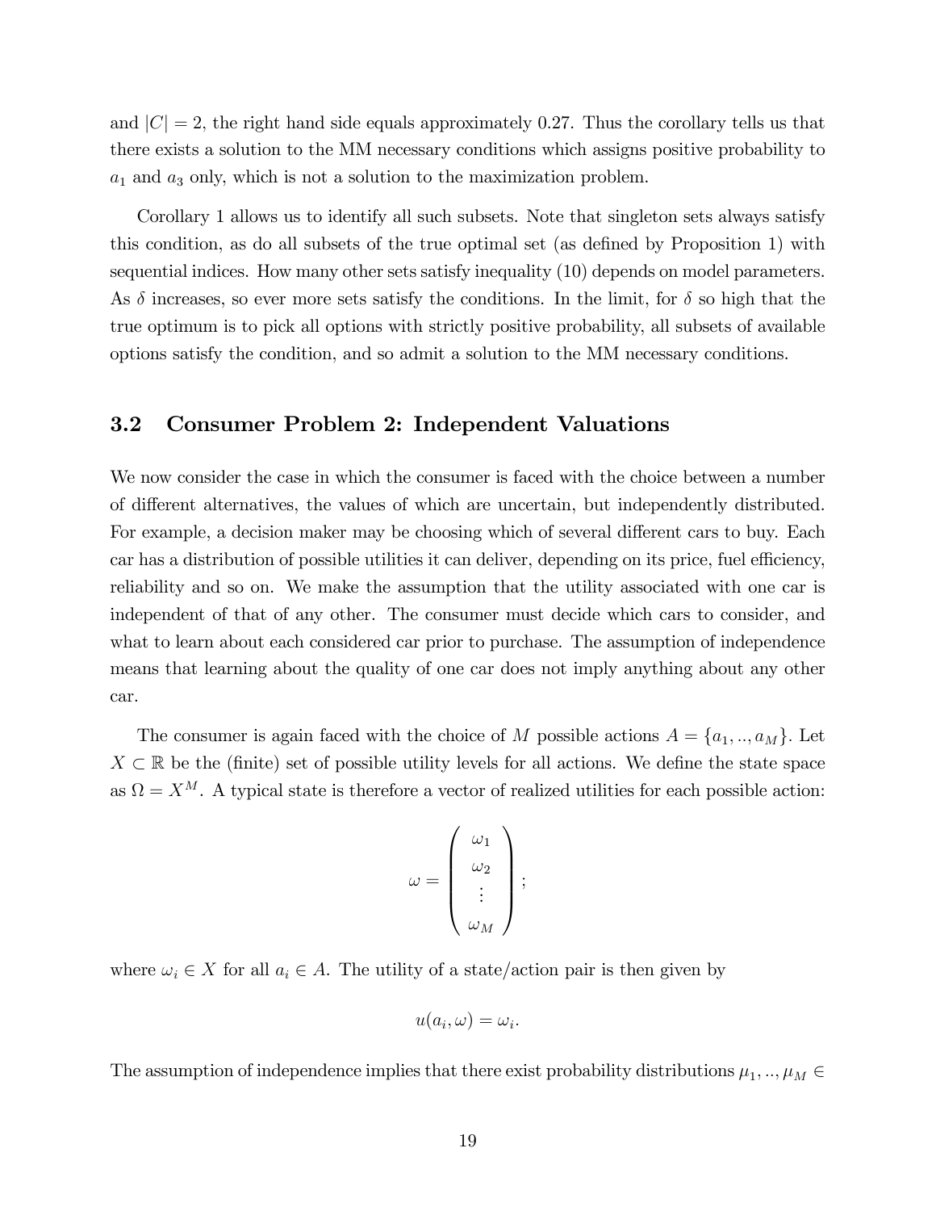and $|C| = 2$, the right hand side equals approximately 0.27. Thus the corollary tells us that there exists a solution to the MM necessary conditions which assigns positive probability to $a_1$ and $a_3$ only, which is not a solution to the maximization problem.

Corollary 1 allows us to identify all such subsets. Note that singleton sets always satisfy this condition, as do all subsets of the true optimal set (as defined by Proposition 1) with sequential indices. How many other sets satisfy inequality (10) depends on model parameters. As $\delta$ increases, so ever more sets satisfy the conditions. In the limit, for $\delta$ so high that the true optimum is to pick all options with strictly positive probability, all subsets of available options satisfy the condition, and so admit a solution to the MM necessary conditions.

### 3.2 Consumer Problem 2: Independent Valuations

We now consider the case in which the consumer is faced with the choice between a number of different alternatives, the values of which are uncertain, but independently distributed. For example, a decision maker may be choosing which of several different cars to buy. Each car has a distribution of possible utilities it can deliver, depending on its price, fuel efficiency, reliability and so on. We make the assumption that the utility associated with one car is independent of that of any other. The consumer must decide which cars to consider, and what to learn about each considered car prior to purchase. The assumption of independence means that learning about the quality of one car does not imply anything about any other car.

The consumer is again faced with the choice of $M$ possible actions $A = \{a_1, .., a_M\}$. Let $X \subset \mathbb{R}$ be the (finite) set of possible utility levels for all actions. We define the state space as $\Omega = X^M$. A typical state is therefore a vector of realized utilities for each possible action:

$$\omega = \begin{pmatrix} \omega_1 \\ \omega_2 \\ \vdots \\ \omega_M \end{pmatrix};$$

where $\omega_i \in X$ for all $a_i \in A$. The utility of a state/action pair is then given by

$$u(a_i, \omega) = \omega_i.$$

The assumption of independence implies that there exist probability distributions $\mu_1, .., \mu_M \in$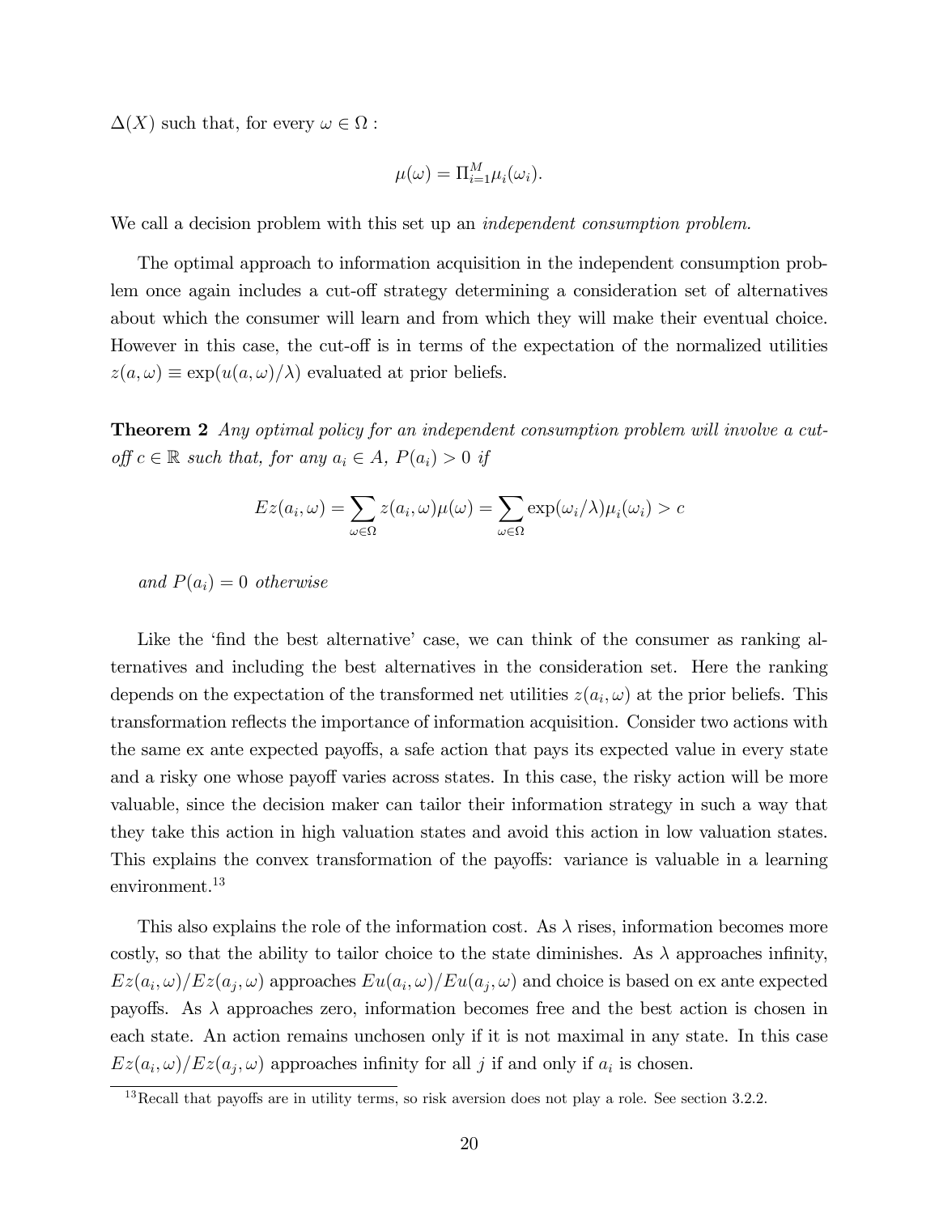$\Delta(X)$ such that, for every $\omega \in \Omega$ :

$$\mu(\omega) = \Pi_{i=1}^{M} \mu_i(\omega_i).$$

We call a decision problem with this set up an *independent consumption problem.*

The optimal approach to information acquisition in the independent consumption problem once again includes a cut-off strategy determining a consideration set of alternatives about which the consumer will learn and from which they will make their eventual choice. However in this case, the cut-off is in terms of the expectation of the normalized utilities $z(a, \omega) \equiv \exp(u(a, \omega)/\lambda)$ evaluated at prior beliefs.

**Theorem 2** *Any optimal policy for an independent consumption problem will involve a cut-off $c \in \mathbb{R}$ such that, for any $a_i \in A$, $P(a_i) > 0$ if*

$$Ez(a_i, \omega) = \sum_{\omega \in \Omega} z(a_i, \omega)\mu(\omega) = \sum_{\omega \in \Omega} \exp(\omega_i/\lambda)\mu_i(\omega_i) > c$$

*and $P(a_i) = 0$ otherwise*

Like the 'find the best alternative' case, we can think of the consumer as ranking alternatives and including the best alternatives in the consideration set. Here the ranking depends on the expectation of the transformed net utilities $z(a_i, \omega)$ at the prior beliefs. This transformation reflects the importance of information acquisition. Consider two actions with the same ex ante expected payoffs, a safe action that pays its expected value in every state and a risky one whose payoff varies across states. In this case, the risky action will be more valuable, since the decision maker can tailor their information strategy in such a way that they take this action in high valuation states and avoid this action in low valuation states. This explains the convex transformation of the payoffs: variance is valuable in a learning environment.[13]

This also explains the role of the information cost. As $\lambda$ rises, information becomes more costly, so that the ability to tailor choice to the state diminishes. As $\lambda$ approaches infinity, $Ez(a_i, \omega)/Ez(a_j, \omega)$ approaches $Eu(a_i, \omega)/Eu(a_j, \omega)$ and choice is based on ex ante expected payoffs. As $\lambda$ approaches zero, information becomes free and the best action is chosen in each state. An action remains unchosen only if it is not maximal in any state. In this case $Ez(a_i, \omega)/Ez(a_j, \omega)$ approaches infinity for all $j$ if and only if $a_i$ is chosen.

[13]Recall that payoffs are in utility terms, so risk aversion does not play a role. See section 3.2.2.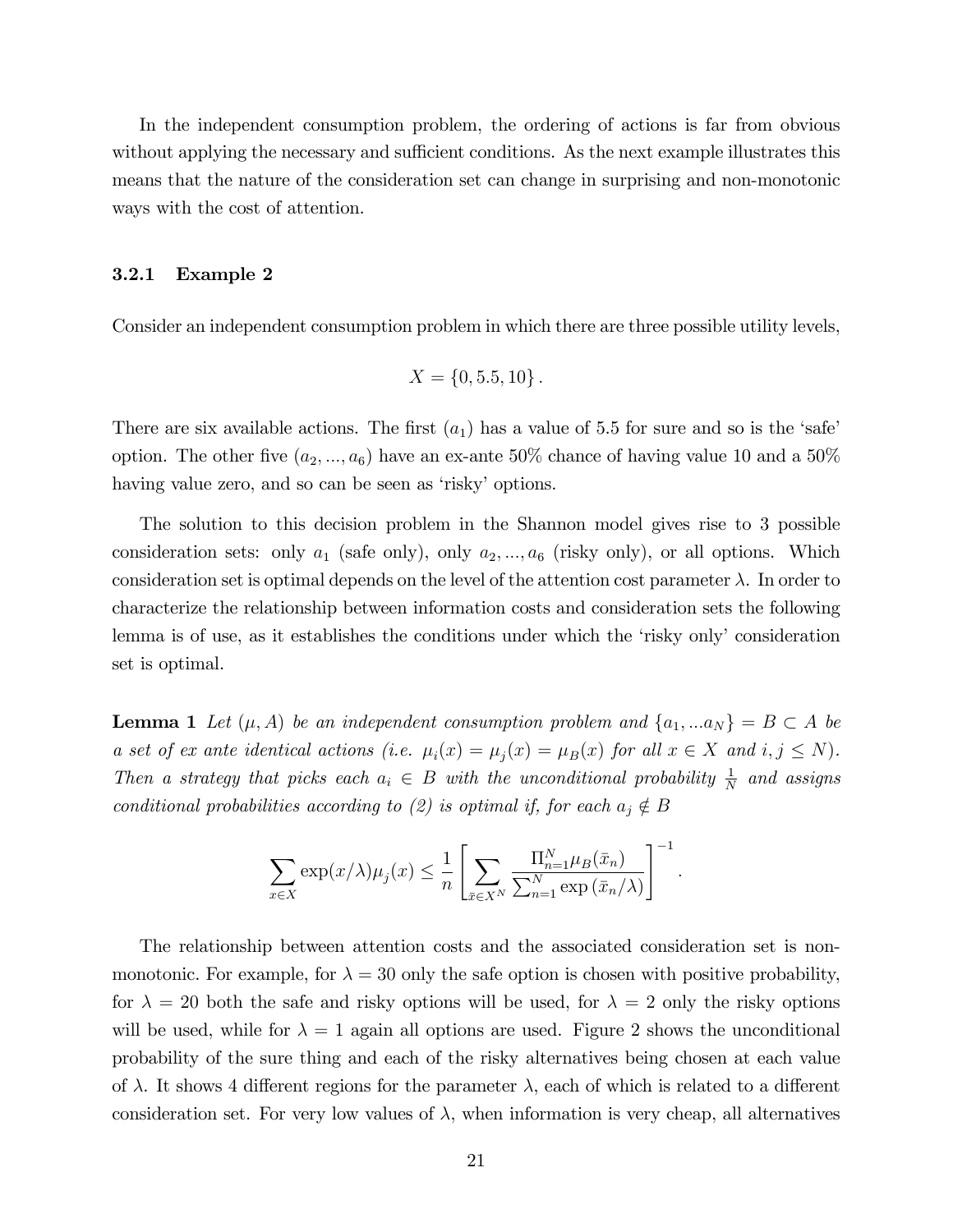In the independent consumption problem, the ordering of actions is far from obvious without applying the necessary and sufficient conditions. As the next example illustrates this means that the nature of the consideration set can change in surprising and non-monotonic ways with the cost of attention.

### 3.2.1 Example 2

Consider an independent consumption problem in which there are three possible utility levels,

$$X = \{0, 5.5, 10\}.$$

There are six available actions. The first ($a_1$) has a value of 5.5 for sure and so is the 'safe' option. The other five ($a_2, ..., a_6$) have an ex-ante 50% chance of having value 10 and a 50% having value zero, and so can be seen as 'risky' options.

The solution to this decision problem in the Shannon model gives rise to 3 possible consideration sets: only $a_1$ (safe only), only $a_2, ..., a_6$ (risky only), or all options. Which consideration set is optimal depends on the level of the attention cost parameter $\lambda$. In order to characterize the relationship between information costs and consideration sets the following lemma is of use, as it establishes the conditions under which the 'risky only' consideration set is optimal.

**Lemma 1** *Let $(\mu, A)$ be an independent consumption problem and $\{a_1, ... a_N\} = B \subset A$ be a set of ex ante identical actions (i.e. $\mu_i(x) = \mu_j(x) = \mu_B(x)$ for all $x \in X$ and $i, j \leq N$). Then a strategy that picks each $a_i \in B$ with the unconditional probability $\frac{1}{N}$ and assigns conditional probabilities according to (2) is optimal if, for each $a_j \notin B$*

$$\sum_{x \in X} \exp(x/\lambda)\mu_j(x) \leq \frac{1}{n}\left[\sum_{\bar{x} \in X^N} \frac{\Pi_{n=1}^N \mu_B(\bar{x}_n)}{\sum_{n=1}^N \exp(\bar{x}_n/\lambda)}\right]^{-1}.$$

The relationship between attention costs and the associated consideration set is non-monotonic. For example, for $\lambda = 30$ only the safe option is chosen with positive probability, for $\lambda = 20$ both the safe and risky options will be used, for $\lambda = 2$ only the risky options will be used, while for $\lambda = 1$ again all options are used. Figure 2 shows the unconditional probability of the sure thing and each of the risky alternatives being chosen at each value of $\lambda$. It shows 4 different regions for the parameter $\lambda$, each of which is related to a different consideration set. For very low values of $\lambda$, when information is very cheap, all alternatives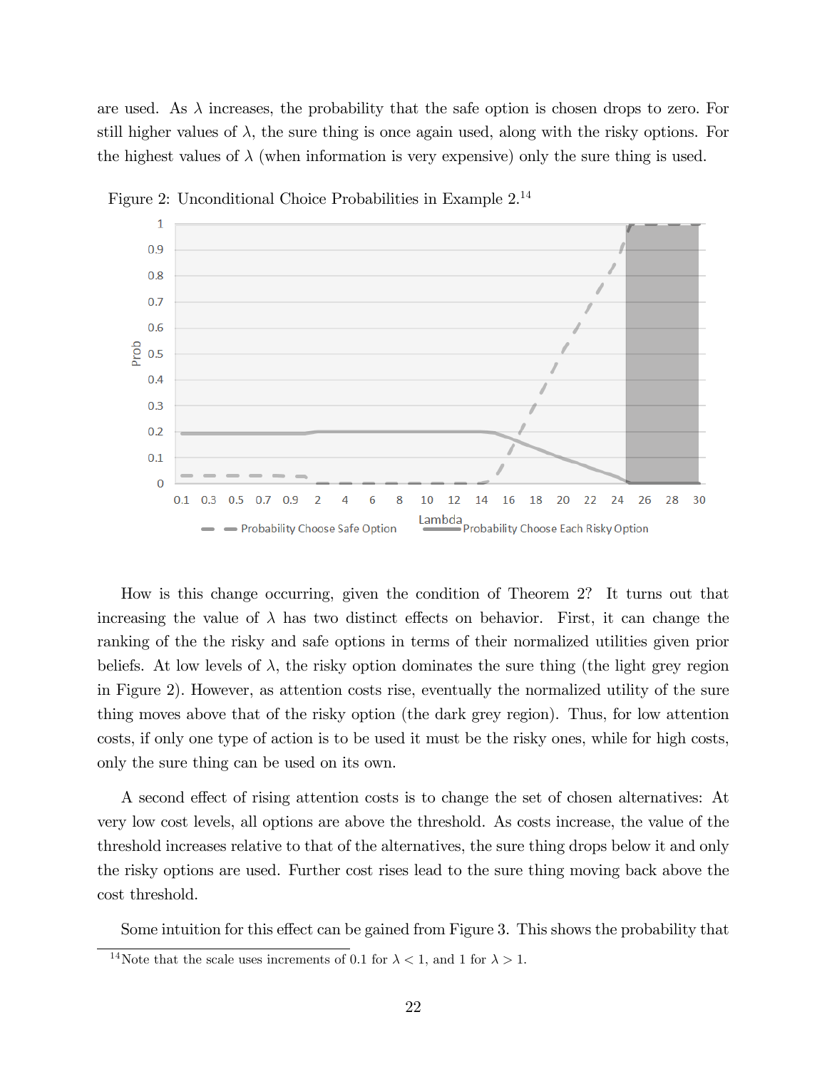are used. As $\lambda$ increases, the probability that the safe option is chosen drops to zero. For still higher values of $\lambda$, the sure thing is once again used, along with the risky options. For the highest values of $\lambda$ (when information is very expensive) only the sure thing is used.

Figure 2: Unconditional Choice Probabilities in Example 2.[14]

How is this change occurring, given the condition of Theorem 2? It turns out that increasing the value of $\lambda$ has two distinct effects on behavior. First, it can change the ranking of the the risky and safe options in terms of their normalized utilities given prior beliefs. At low levels of $\lambda$, the risky option dominates the sure thing (the light grey region in Figure 2). However, as attention costs rise, eventually the normalized utility of the sure thing moves above that of the risky option (the dark grey region). Thus, for low attention costs, if only one type of action is to be used it must be the risky ones, while for high costs, only the sure thing can be used on its own.

A second effect of rising attention costs is to change the set of chosen alternatives: At very low cost levels, all options are above the threshold. As costs increase, the value of the threshold increases relative to that of the alternatives, the sure thing drops below it and only the risky options are used. Further cost rises lead to the sure thing moving back above the cost threshold.

Some intuition for this effect can be gained from Figure 3. This shows the probability that

[14]Note that the scale uses increments of 0.1 for $\lambda < 1$, and 1 for $\lambda > 1$.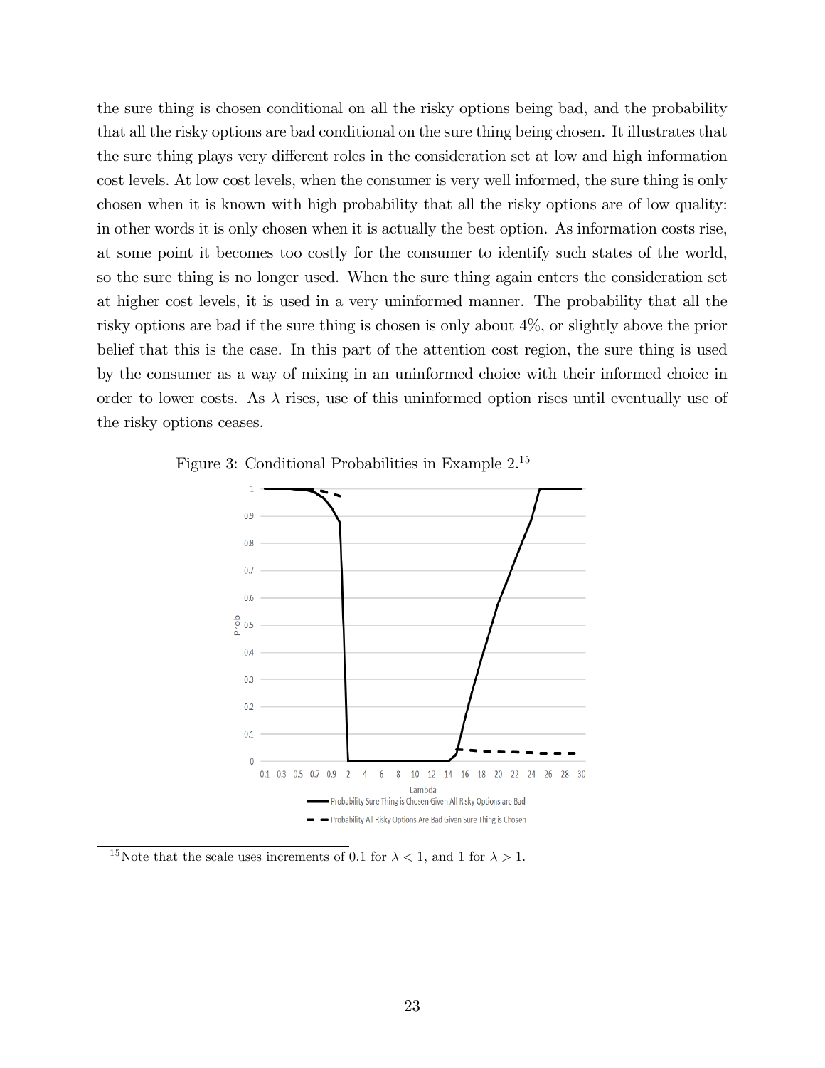the sure thing is chosen conditional on all the risky options being bad, and the probability that all the risky options are bad conditional on the sure thing being chosen. It illustrates that the sure thing plays very different roles in the consideration set at low and high information cost levels. At low cost levels, when the consumer is very well informed, the sure thing is only chosen when it is known with high probability that all the risky options are of low quality: in other words it is only chosen when it is actually the best option. As information costs rise, at some point it becomes too costly for the consumer to identify such states of the world, so the sure thing is no longer used. When the sure thing again enters the consideration set at higher cost levels, it is used in a very uninformed manner. The probability that all the risky options are bad if the sure thing is chosen is only about 4%, or slightly above the prior belief that this is the case. In this part of the attention cost region, the sure thing is used by the consumer as a way of mixing in an uninformed choice with their informed choice in order to lower costs. As $\lambda$ rises, use of this uninformed option rises until eventually use of the risky options ceases.

Figure 3: Conditional Probabilities in Example 2.[15]

[15]Note that the scale uses increments of 0.1 for $\lambda < 1$, and 1 for $\lambda > 1$.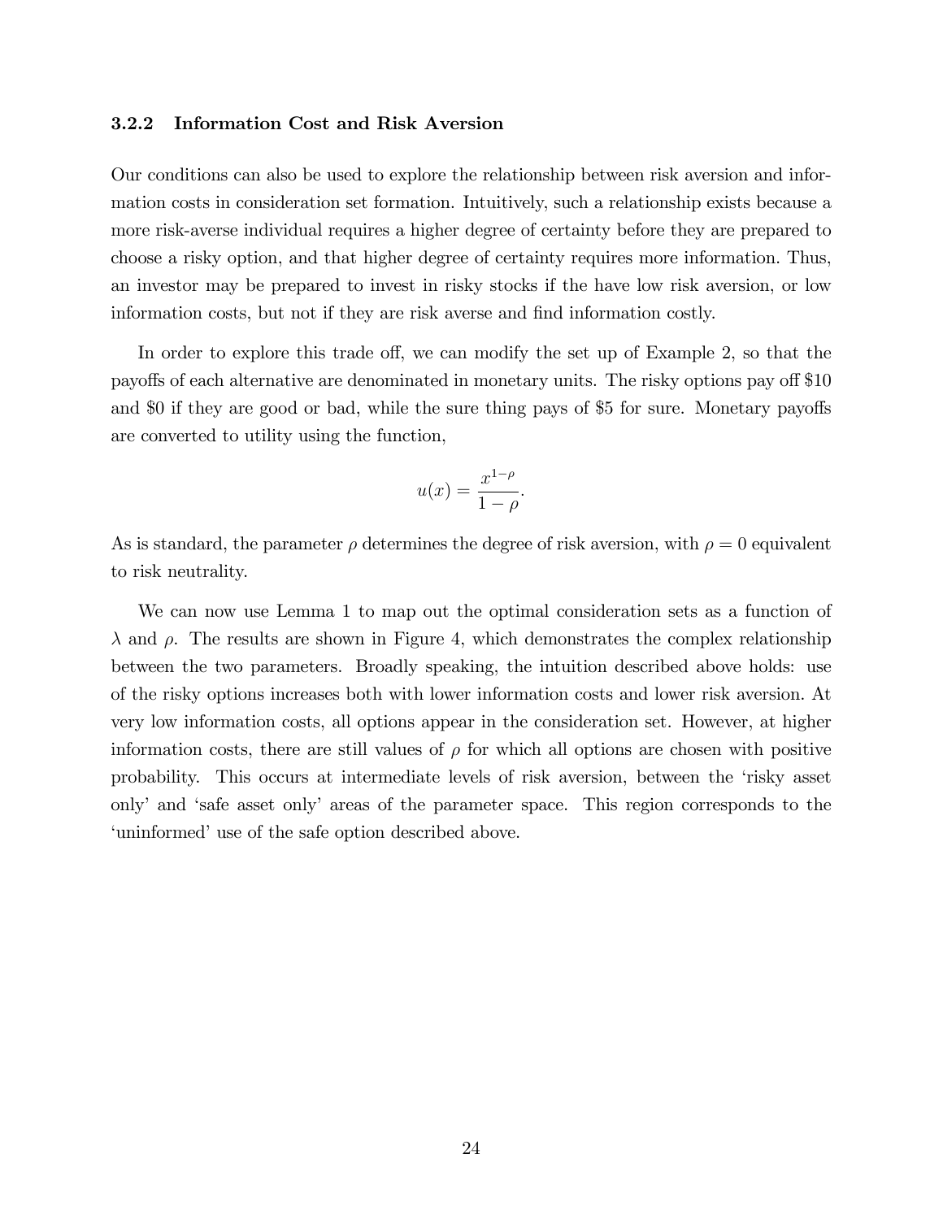### 3.2.2 Information Cost and Risk Aversion

Our conditions can also be used to explore the relationship between risk aversion and information costs in consideration set formation. Intuitively, such a relationship exists because a more risk-averse individual requires a higher degree of certainty before they are prepared to choose a risky option, and that higher degree of certainty requires more information. Thus, an investor may be prepared to invest in risky stocks if the have low risk aversion, or low information costs, but not if they are risk averse and find information costly.

In order to explore this trade off, we can modify the set up of Example 2, so that the payoffs of each alternative are denominated in monetary units. The risky options pay off \$10 and \$0 if they are good or bad, while the sure thing pays of \$5 for sure. Monetary payoffs are converted to utility using the function,

$$u(x) = \frac{x^{1-\rho}}{1-\rho}.$$

As is standard, the parameter $\rho$ determines the degree of risk aversion, with $\rho = 0$ equivalent to risk neutrality.

We can now use Lemma 1 to map out the optimal consideration sets as a function of $\lambda$ and $\rho$. The results are shown in Figure 4, which demonstrates the complex relationship between the two parameters. Broadly speaking, the intuition described above holds: use of the risky options increases both with lower information costs and lower risk aversion. At very low information costs, all options appear in the consideration set. However, at higher information costs, there are still values of $\rho$ for which all options are chosen with positive probability. This occurs at intermediate levels of risk aversion, between the 'risky asset only' and 'safe asset only' areas of the parameter space. This region corresponds to the 'uninformed' use of the safe option described above.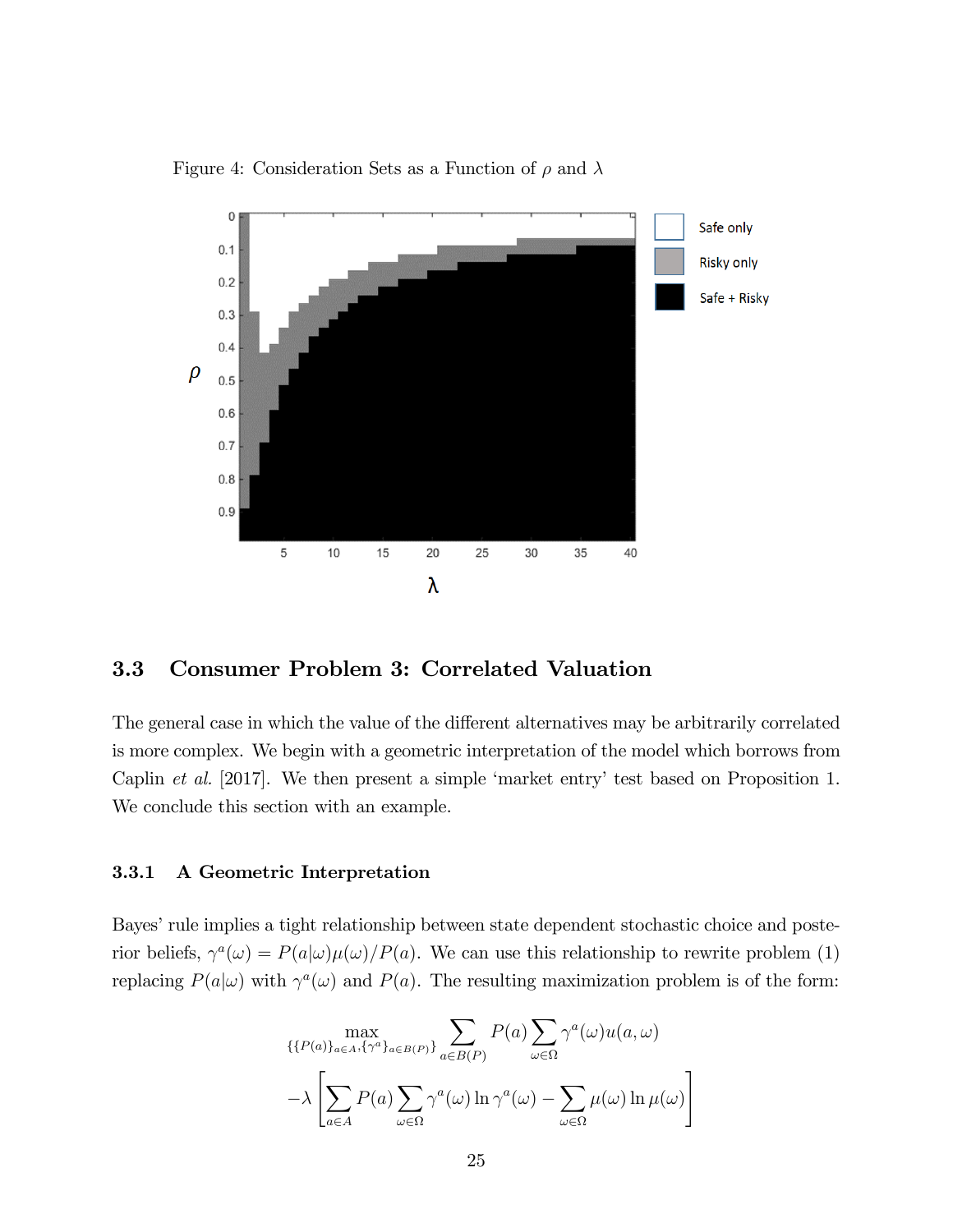Figure 4: Consideration Sets as a Function of $\rho$ and $\lambda$

## 3.3 Consumer Problem 3: Correlated Valuation

The general case in which the value of the different alternatives may be arbitrarily correlated is more complex. We begin with a geometric interpretation of the model which borrows from Caplin *et al.* [2017]. We then present a simple 'market entry' test based on Proposition 1. We conclude this section with an example.

### 3.3.1 A Geometric Interpretation

Bayes' rule implies a tight relationship between state dependent stochastic choice and posterior beliefs, $\gamma^a(\omega) = P(a|\omega)\mu(\omega)/P(a)$. We can use this relationship to rewrite problem (1) replacing $P(a|\omega)$ with $\gamma^a(\omega)$ and $P(a)$. The resulting maximization problem is of the form:

$$\max_{\{\{P(a)\}_{a\in A}, \{\gamma^a\}_{a\in B(P)}\}} \sum_{a\in B(P)} P(a) \sum_{\omega\in\Omega} \gamma^a(\omega) u(a,\omega)$$
$$-\lambda \left[ \sum_{a\in A} P(a) \sum_{\omega\in\Omega} \gamma^a(\omega) \ln \gamma^a(\omega) - \sum_{\omega\in\Omega} \mu(\omega) \ln \mu(\omega) \right]$$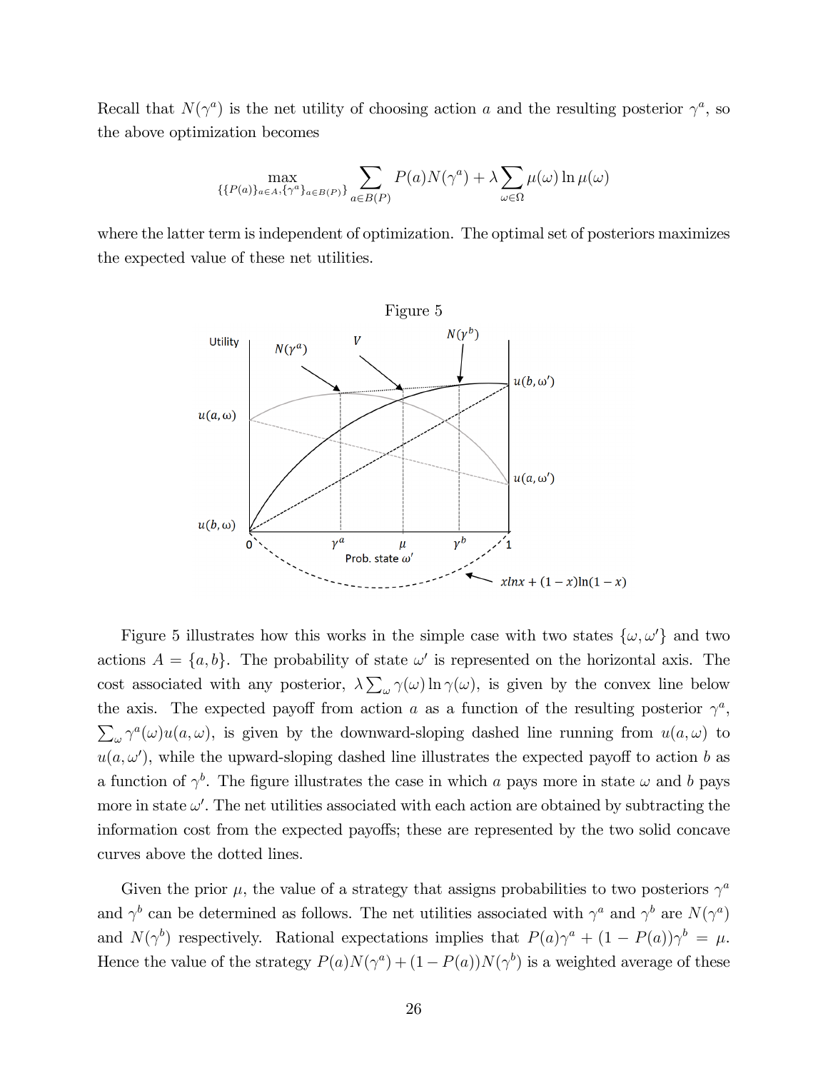Recall that $N(\gamma^a)$ is the net utility of choosing action $a$ and the resulting posterior $\gamma^a$, so the above optimization becomes

$$\max_{\{\{P(a)\}_{a\in A},\{\gamma^a\}_{a\in B(P)}\}} \sum_{a\in B(P)} P(a)N(\gamma^a) + \lambda \sum_{\omega\in\Omega} \mu(\omega)\ln\mu(\omega)$$

where the latter term is independent of optimization. The optimal set of posteriors maximizes the expected value of these net utilities.

Figure 5

Figure 5 illustrates how this works in the simple case with two states $\{\omega, \omega'\}$ and two actions $A = \{a, b\}$. The probability of state $\omega'$ is represented on the horizontal axis. The cost associated with any posterior, $\lambda \sum_\omega \gamma(\omega)\ln\gamma(\omega)$, is given by the convex line below the axis. The expected payoff from action $a$ as a function of the resulting posterior $\gamma^a$, $\sum_\omega \gamma^a(\omega)u(a,\omega)$, is given by the downward-sloping dashed line running from $u(a,\omega)$ to $u(a,\omega')$, while the upward-sloping dashed line illustrates the expected payoff to action $b$ as a function of $\gamma^b$. The figure illustrates the case in which $a$ pays more in state $\omega$ and $b$ pays more in state $\omega'$. The net utilities associated with each action are obtained by subtracting the information cost from the expected payoffs; these are represented by the two solid concave curves above the dotted lines.

Given the prior $\mu$, the value of a strategy that assigns probabilities to two posteriors $\gamma^a$ and $\gamma^b$ can be determined as follows. The net utilities associated with $\gamma^a$ and $\gamma^b$ are $N(\gamma^a)$ and $N(\gamma^b)$ respectively. Rational expectations implies that $P(a)\gamma^a + (1 - P(a))\gamma^b = \mu$. Hence the value of the strategy $P(a)N(\gamma^a) + (1 - P(a))N(\gamma^b)$ is a weighted average of these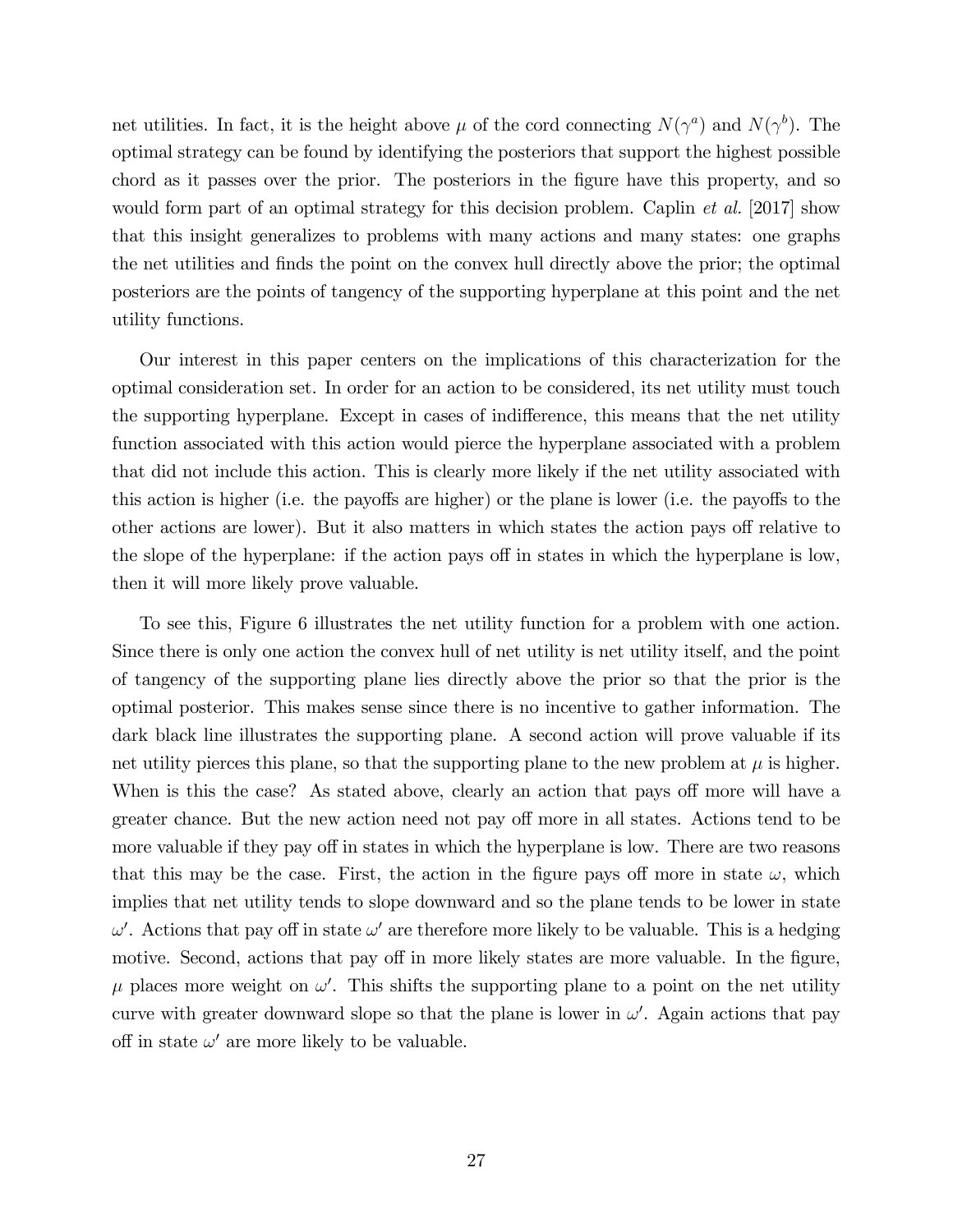net utilities. In fact, it is the height above $\mu$ of the cord connecting $N(\gamma^a)$ and $N(\gamma^b)$. The optimal strategy can be found by identifying the posteriors that support the highest possible chord as it passes over the prior. The posteriors in the figure have this property, and so would form part of an optimal strategy for this decision problem. Caplin *et al.* [2017] show that this insight generalizes to problems with many actions and many states: one graphs the net utilities and finds the point on the convex hull directly above the prior; the optimal posteriors are the points of tangency of the supporting hyperplane at this point and the net utility functions.

Our interest in this paper centers on the implications of this characterization for the optimal consideration set. In order for an action to be considered, its net utility must touch the supporting hyperplane. Except in cases of indifference, this means that the net utility function associated with this action would pierce the hyperplane associated with a problem that did not include this action. This is clearly more likely if the net utility associated with this action is higher (i.e. the payoffs are higher) or the plane is lower (i.e. the payoffs to the other actions are lower). But it also matters in which states the action pays off relative to the slope of the hyperplane: if the action pays off in states in which the hyperplane is low, then it will more likely prove valuable.

To see this, Figure 6 illustrates the net utility function for a problem with one action. Since there is only one action the convex hull of net utility is net utility itself, and the point of tangency of the supporting plane lies directly above the prior so that the prior is the optimal posterior. This makes sense since there is no incentive to gather information. The dark black line illustrates the supporting plane. A second action will prove valuable if its net utility pierces this plane, so that the supporting plane to the new problem at $\mu$ is higher. When is this the case? As stated above, clearly an action that pays off more will have a greater chance. But the new action need not pay off more in all states. Actions tend to be more valuable if they pay off in states in which the hyperplane is low. There are two reasons that this may be the case. First, the action in the figure pays off more in state $\omega$, which implies that net utility tends to slope downward and so the plane tends to be lower in state $\omega'$. Actions that pay off in state $\omega'$ are therefore more likely to be valuable. This is a hedging motive. Second, actions that pay off in more likely states are more valuable. In the figure, $\mu$ places more weight on $\omega'$. This shifts the supporting plane to a point on the net utility curve with greater downward slope so that the plane is lower in $\omega'$. Again actions that pay off in state $\omega'$ are more likely to be valuable.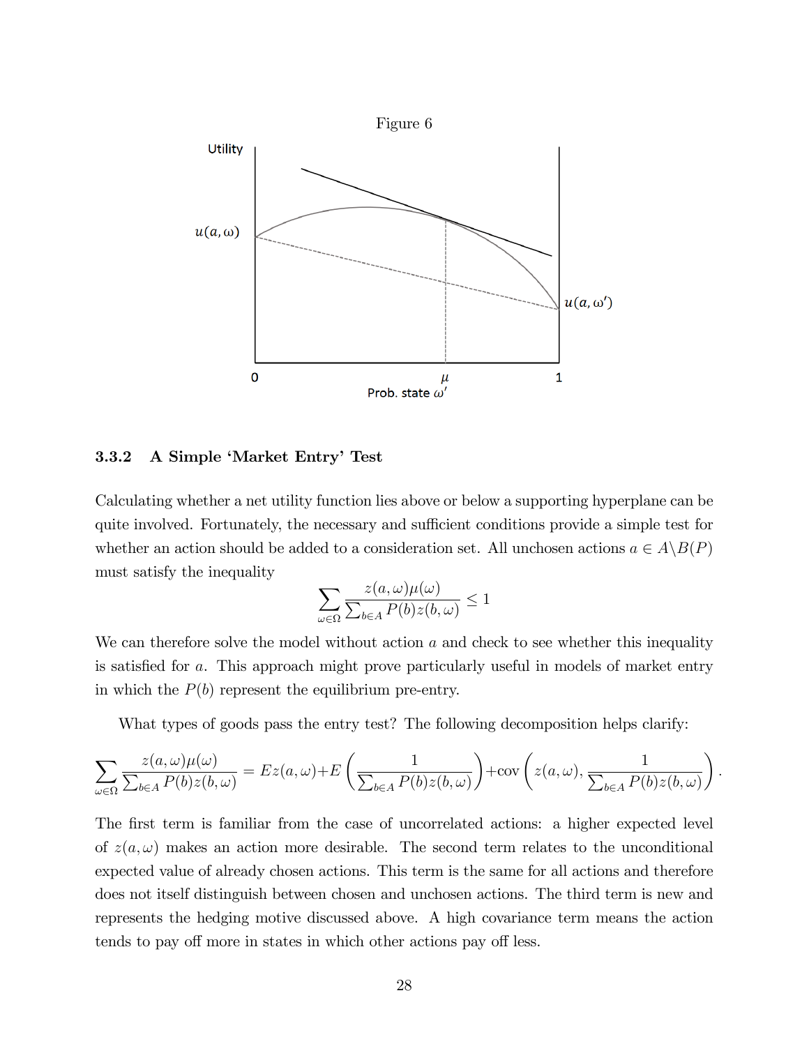Figure 6

### 3.3.2 A Simple 'Market Entry' Test

Calculating whether a net utility function lies above or below a supporting hyperplane can be quite involved. Fortunately, the necessary and sufficient conditions provide a simple test for whether an action should be added to a consideration set. All unchosen actions $a \in A \backslash B(P)$ must satisfy the inequality

$$\sum_{\omega \in \Omega} \frac{z(a,\omega)\mu(\omega)}{\sum_{b \in A} P(b) z(b,\omega)} \leq 1$$

We can therefore solve the model without action $a$ and check to see whether this inequality is satisfied for $a$. This approach might prove particularly useful in models of market entry in which the $P(b)$ represent the equilibrium pre-entry.

What types of goods pass the entry test? The following decomposition helps clarify:

$$\sum_{\omega \in \Omega} \frac{z(a,\omega)\mu(\omega)}{\sum_{b \in A} P(b) z(b,\omega)} = Ez(a,\omega) + E\left(\frac{1}{\sum_{b \in A} P(b) z(b,\omega)}\right) + \text{cov}\left(z(a,\omega), \frac{1}{\sum_{b \in A} P(b) z(b,\omega)}\right).$$

The first term is familiar from the case of uncorrelated actions: a higher expected level of $z(a,\omega)$ makes an action more desirable. The second term relates to the unconditional expected value of already chosen actions. This term is the same for all actions and therefore does not itself distinguish between chosen and unchosen actions. The third term is new and represents the hedging motive discussed above. A high covariance term means the action tends to pay off more in states in which other actions pay off less.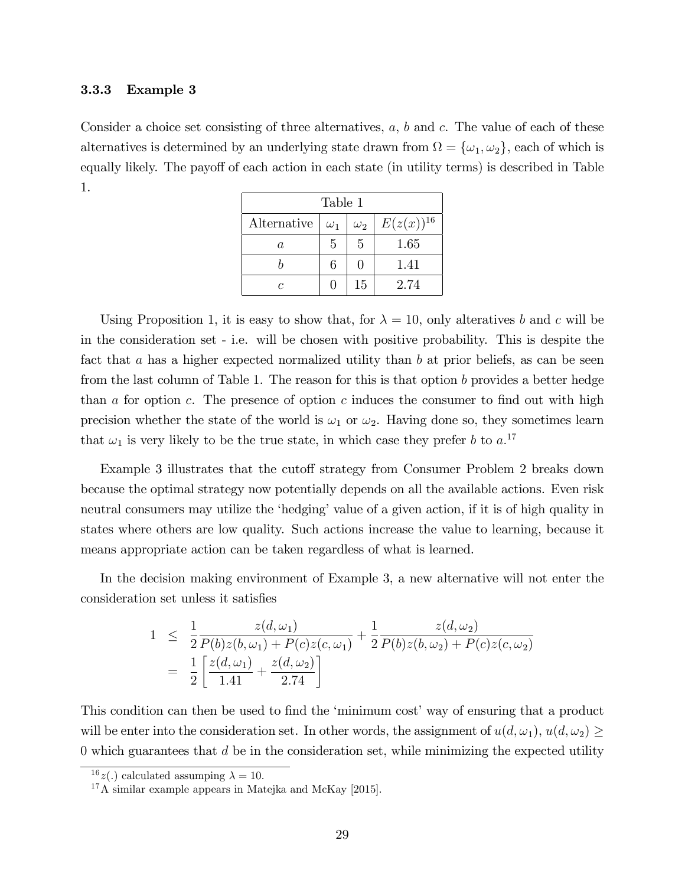### 3.3.3 Example 3

Consider a choice set consisting of three alternatives, $a$, $b$ and $c$. The value of each of these alternatives is determined by an underlying state drawn from $\Omega = \{\omega_1, \omega_2\}$, each of which is equally likely. The payoff of each action in each state (in utility terms) is described in Table 1.

| Table 1 | | | |
|---|---|---|---|
| Alternative | $\omega_1$ | $\omega_2$ | $E(z(x))$[16] |
| $a$ | 5 | 5 | 1.65 |
| $b$ | 6 | 0 | 1.41 |
| $c$ | 0 | 15 | 2.74 |

Using Proposition 1, it is easy to show that, for $\lambda = 10$, only alteratives $b$ and $c$ will be in the consideration set - i.e. will be chosen with positive probability. This is despite the fact that $a$ has a higher expected normalized utility than $b$ at prior beliefs, as can be seen from the last column of Table 1. The reason for this is that option $b$ provides a better hedge than $a$ for option $c$. The presence of option $c$ induces the consumer to find out with high precision whether the state of the world is $\omega_1$ or $\omega_2$. Having done so, they sometimes learn that $\omega_1$ is very likely to be the true state, in which case they prefer $b$ to $a$.[17]

Example 3 illustrates that the cutoff strategy from Consumer Problem 2 breaks down because the optimal strategy now potentially depends on all the available actions. Even risk neutral consumers may utilize the 'hedging' value of a given action, if it is of high quality in states where others are low quality. Such actions increase the value to learning, because it means appropriate action can be taken regardless of what is learned.

In the decision making environment of Example 3, a new alternative will not enter the consideration set unless it satisfies

$$
\begin{aligned}
1 &\leq \frac{1}{2}\frac{z(d,\omega_1)}{P(b)z(b,\omega_1) + P(c)z(c,\omega_1)} + \frac{1}{2}\frac{z(d,\omega_2)}{P(b)z(b,\omega_2) + P(c)z(c,\omega_2)} \\
&= \frac{1}{2}\left[\frac{z(d,\omega_1)}{1.41} + \frac{z(d,\omega_2)}{2.74}\right]
\end{aligned}
$$

This condition can then be used to find the 'minimum cost' way of ensuring that a product will be enter into the consideration set. In other words, the assignment of $u(d,\omega_1)$, $u(d,\omega_2) \geq 0$ which guarantees that $d$ be in the consideration set, while minimizing the expected utility

[16] $z(.)$ calculated assumping $\lambda = 10$.

[17] A similar example appears in Matejka and McKay [2015].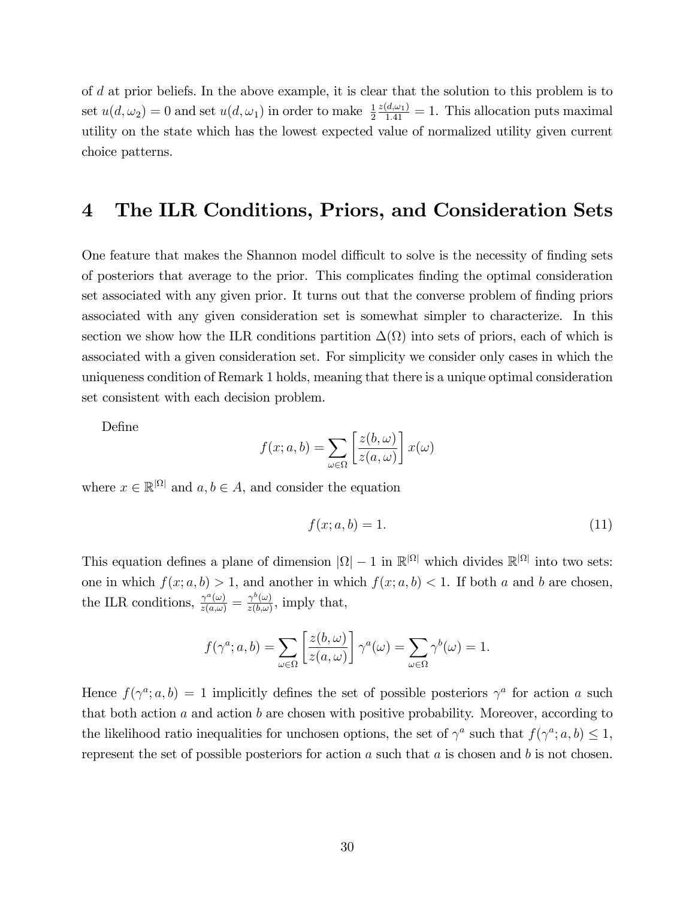of $d$ at prior beliefs. In the above example, it is clear that the solution to this problem is to set $u(d, \omega_2) = 0$ and set $u(d, \omega_1)$ in order to make $\frac{1}{2}\frac{z(d,\omega_1)}{1.41} = 1$. This allocation puts maximal utility on the state which has the lowest expected value of normalized utility given current choice patterns.

# 4 The ILR Conditions, Priors, and Consideration Sets

One feature that makes the Shannon model difficult to solve is the necessity of finding sets of posteriors that average to the prior. This complicates finding the optimal consideration set associated with any given prior. It turns out that the converse problem of finding priors associated with any given consideration set is somewhat simpler to characterize. In this section we show how the ILR conditions partition $\Delta(\Omega)$ into sets of priors, each of which is associated with a given consideration set. For simplicity we consider only cases in which the uniqueness condition of Remark 1 holds, meaning that there is a unique optimal consideration set consistent with each decision problem.

Define

$$f(x; a, b) = \sum_{\omega \in \Omega} \left[ \frac{z(b, \omega)}{z(a, \omega)} \right] x(\omega)$$

where $x \in \mathbb{R}^{|\Omega|}$ and $a, b \in A$, and consider the equation

$$f(x; a, b) = 1. \tag{11}$$

This equation defines a plane of dimension $|\Omega| - 1$ in $\mathbb{R}^{|\Omega|}$ which divides $\mathbb{R}^{|\Omega|}$ into two sets: one in which $f(x; a, b) > 1$, and another in which $f(x; a, b) < 1$. If both $a$ and $b$ are chosen, the ILR conditions, $\frac{\gamma^a(\omega)}{z(a,\omega)} = \frac{\gamma^b(\omega)}{z(b,\omega)}$, imply that,

$$f(\gamma^a; a, b) = \sum_{\omega \in \Omega} \left[ \frac{z(b, \omega)}{z(a, \omega)} \right] \gamma^a(\omega) = \sum_{\omega \in \Omega} \gamma^b(\omega) = 1.$$

Hence $f(\gamma^a; a, b) = 1$ implicitly defines the set of possible posteriors $\gamma^a$ for action $a$ such that both action $a$ and action $b$ are chosen with positive probability. Moreover, according to the likelihood ratio inequalities for unchosen options, the set of $\gamma^a$ such that $f(\gamma^a; a, b) \leq 1$, represent the set of possible posteriors for action $a$ such that $a$ is chosen and $b$ is not chosen.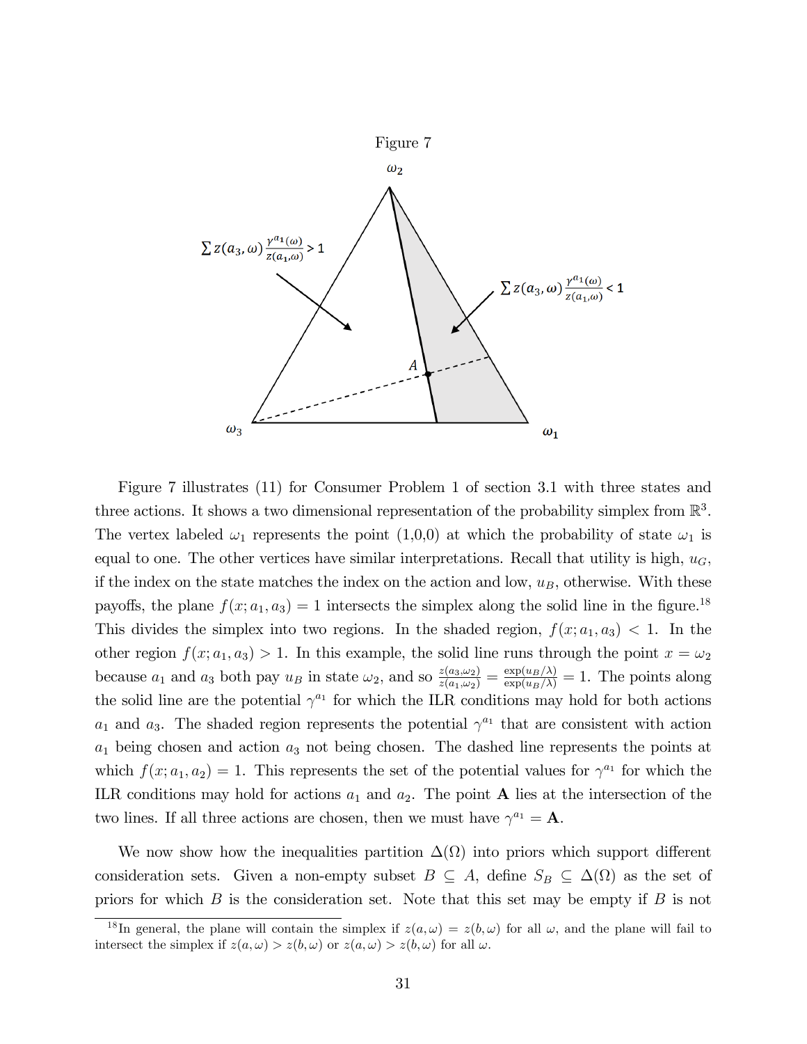Figure 7

Figure 7 illustrates (11) for Consumer Problem 1 of section 3.1 with three states and three actions. It shows a two dimensional representation of the probability simplex from $\mathbb{R}^3$. The vertex labeled $\omega_1$ represents the point (1,0,0) at which the probability of state $\omega_1$ is equal to one. The other vertices have similar interpretations. Recall that utility is high, $u_G$, if the index on the state matches the index on the action and low, $u_B$, otherwise. With these payoffs, the plane $f(x; a_1, a_3) = 1$ intersects the simplex along the solid line in the figure.[18] This divides the simplex into two regions. In the shaded region, $f(x; a_1, a_3) < 1$. In the other region $f(x; a_1, a_3) > 1$. In this example, the solid line runs through the point $x = \omega_2$ because $a_1$ and $a_3$ both pay $u_B$ in state $\omega_2$, and so $\frac{z(a_3,\omega_2)}{z(a_1,\omega_2)} = \frac{\exp(u_B/\lambda)}{\exp(u_B/\lambda)} = 1$. The points along the solid line are the potential $\gamma^{a_1}$ for which the ILR conditions may hold for both actions $a_1$ and $a_3$. The shaded region represents the potential $\gamma^{a_1}$ that are consistent with action $a_1$ being chosen and action $a_3$ not being chosen. The dashed line represents the points at which $f(x; a_1, a_2) = 1$. This represents the set of the potential values for $\gamma^{a_1}$ for which the ILR conditions may hold for actions $a_1$ and $a_2$. The point **A** lies at the intersection of the two lines. If all three actions are chosen, then we must have $\gamma^{a_1} = \mathbf{A}$.

We now show how the inequalities partition $\Delta(\Omega)$ into priors which support different consideration sets. Given a non-empty subset $B \subseteq A$, define $S_B \subseteq \Delta(\Omega)$ as the set of priors for which $B$ is the consideration set. Note that this set may be empty if $B$ is not

[18] In general, the plane will contain the simplex if $z(a, \omega) = z(b, \omega)$ for all $\omega$, and the plane will fail to intersect the simplex if $z(a, \omega) > z(b, \omega)$ or $z(a, \omega) > z(b, \omega)$ for all $\omega$.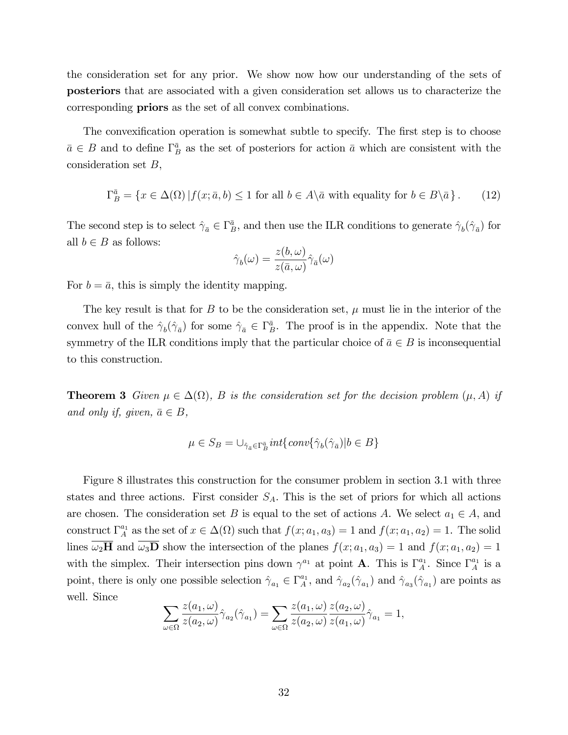the consideration set for any prior. We show now how our understanding of the sets of **posteriors** that are associated with a given consideration set allows us to characterize the corresponding **priors** as the set of all convex combinations.

The convexification operation is somewhat subtle to specify. The first step is to choose $\bar{a} \in B$ and to define $\Gamma_B^{\bar{a}}$ as the set of posteriors for action $\bar{a}$ which are consistent with the consideration set $B$,

$$\Gamma_B^{\bar{a}} = \{x \in \Delta(\Omega) \,|\, f(x; \bar{a}, b) \leq 1 \text{ for all } b \in A \backslash \bar{a} \text{ with equality for } b \in B \backslash \bar{a}\}. \quad (12)$$

The second step is to select $\hat{\gamma}_{\bar{a}} \in \Gamma_B^{\bar{a}}$, and then use the ILR conditions to generate $\hat{\gamma}_b(\hat{\gamma}_{\bar{a}})$ for all $b \in B$ as follows:

$$\hat{\gamma}_b(\omega) = \frac{z(b,\omega)}{z(\bar{a},\omega)} \hat{\gamma}_{\bar{a}}(\omega)$$

For $b = \bar{a}$, this is simply the identity mapping.

The key result is that for $B$ to be the consideration set, $\mu$ must lie in the interior of the convex hull of the $\hat{\gamma}_b(\hat{\gamma}_{\bar{a}})$ for some $\hat{\gamma}_{\bar{a}} \in \Gamma_B^{\bar{a}}$. The proof is in the appendix. Note that the symmetry of the ILR conditions imply that the particular choice of $\bar{a} \in B$ is inconsequential to this construction.

**Theorem 3** *Given $\mu \in \Delta(\Omega)$, $B$ is the consideration set for the decision problem $(\mu, A)$ if and only if, given, $\bar{a} \in B$,*

$$\mu \in S_B = \cup_{\hat{\gamma}_{\bar{a}} \in \Gamma_B^{\bar{a}}} int\{conv\{\hat{\gamma}_b(\hat{\gamma}_{\bar{a}}) | b \in B\}$$

Figure 8 illustrates this construction for the consumer problem in section 3.1 with three states and three actions. First consider $S_A$. This is the set of priors for which all actions are chosen. The consideration set $B$ is equal to the set of actions $A$. We select $a_1 \in A$, and construct $\Gamma_A^{a_1}$ as the set of $x \in \Delta(\Omega)$ such that $f(x; a_1, a_3) = 1$ and $f(x; a_1, a_2) = 1$. The solid lines $\overline{\omega_2 \mathbf{H}}$ and $\overline{\omega_3 \mathbf{D}}$ show the intersection of the planes $f(x; a_1, a_3) = 1$ and $f(x; a_1, a_2) = 1$ with the simplex. Their intersection pins down $\gamma^{a_1}$ at point $\mathbf{A}$. This is $\Gamma_A^{a_1}$. Since $\Gamma_A^{a_1}$ is a point, there is only one possible selection $\hat{\gamma}_{a_1} \in \Gamma_A^{a_1}$, and $\hat{\gamma}_{a_2}(\hat{\gamma}_{a_1})$ and $\hat{\gamma}_{a_3}(\hat{\gamma}_{a_1})$ are points as well. Since

$$\sum_{\omega \in \Omega} \frac{z(a_1,\omega)}{z(a_2,\omega)} \hat{\gamma}_{a_2}(\hat{\gamma}_{a_1}) = \sum_{\omega \in \Omega} \frac{z(a_1,\omega)}{z(a_2,\omega)} \frac{z(a_2,\omega)}{z(a_1,\omega)} \hat{\gamma}_{a_1} = 1,$$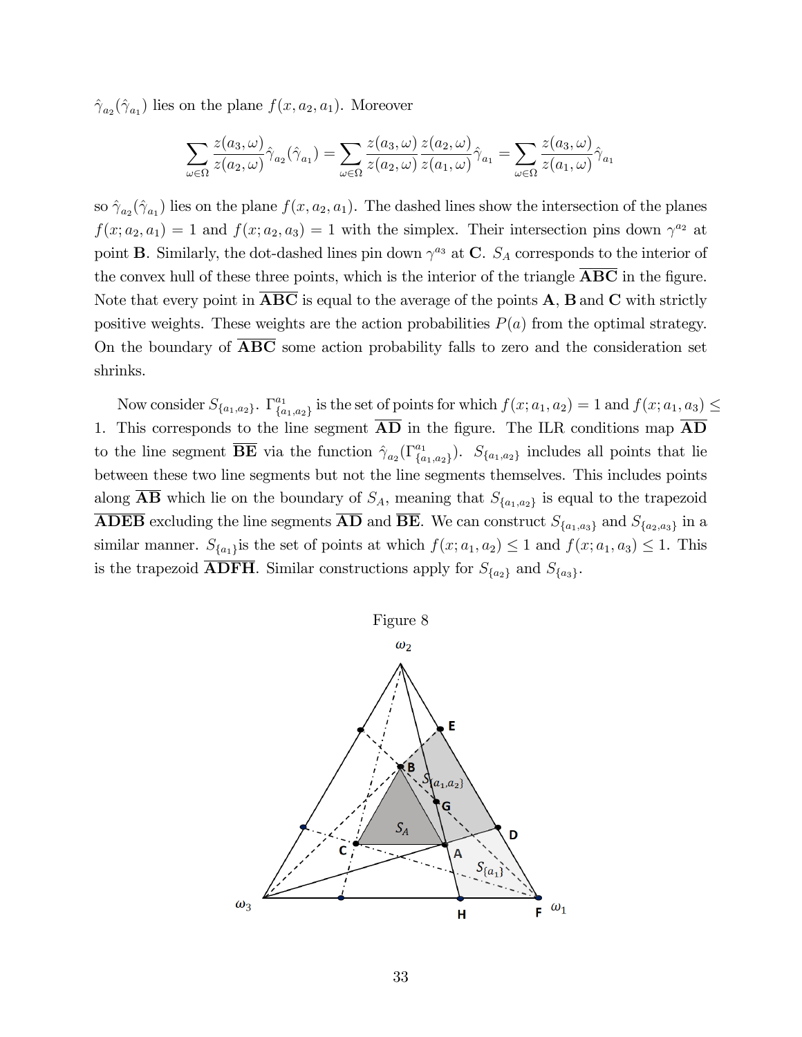$\hat{\gamma}_{a_2}(\hat{\gamma}_{a_1})$ lies on the plane $f(x, a_2, a_1)$. Moreover

$$\sum_{\omega\in\Omega} \frac{z(a_3,\omega)}{z(a_2,\omega)}\hat{\gamma}_{a_2}(\hat{\gamma}_{a_1}) = \sum_{\omega\in\Omega} \frac{z(a_3,\omega)}{z(a_2,\omega)}\frac{z(a_2,\omega)}{z(a_1,\omega)}\hat{\gamma}_{a_1} = \sum_{\omega\in\Omega} \frac{z(a_3,\omega)}{z(a_1,\omega)}\hat{\gamma}_{a_1}$$

so $\hat{\gamma}_{a_2}(\hat{\gamma}_{a_1})$ lies on the plane $f(x, a_2, a_1)$. The dashed lines show the intersection of the planes $f(x; a_2, a_1) = 1$ and $f(x; a_2, a_3) = 1$ with the simplex. Their intersection pins down $\gamma^{a_2}$ at point **B**. Similarly, the dot-dashed lines pin down $\gamma^{a_3}$ at **C**. $S_A$ corresponds to the interior of the convex hull of these three points, which is the interior of the triangle $\overline{\mathbf{ABC}}$ in the figure. Note that every point in $\overline{\mathbf{ABC}}$ is equal to the average of the points **A**, **B** and **C** with strictly positive weights. These weights are the action probabilities $P(a)$ from the optimal strategy. On the boundary of $\overline{\mathbf{ABC}}$ some action probability falls to zero and the consideration set shrinks.

Now consider $S_{\{a_1,a_2\}}$. $\Gamma^{a_1}_{\{a_1,a_2\}}$ is the set of points for which $f(x; a_1, a_2) = 1$ and $f(x; a_1, a_3) \leq 1$. This corresponds to the line segment $\overline{\mathbf{AD}}$ in the figure. The ILR conditions map $\overline{\mathbf{AD}}$ to the line segment $\overline{\mathbf{BE}}$ via the function $\hat{\gamma}_{a_2}(\Gamma^{a_1}_{\{a_1,a_2\}})$. $S_{\{a_1,a_2\}}$ includes all points that lie between these two line segments but not the line segments themselves. This includes points along $\overline{\mathbf{AB}}$ which lie on the boundary of $S_A$, meaning that $S_{\{a_1,a_2\}}$ is equal to the trapezoid $\overline{\mathbf{ADEB}}$ excluding the line segments $\overline{\mathbf{AD}}$ and $\overline{\mathbf{BE}}$. We can construct $S_{\{a_1,a_3\}}$ and $S_{\{a_2,a_3\}}$ in a similar manner. $S_{\{a_1\}}$ is the set of points at which $f(x; a_1, a_2) \leq 1$ and $f(x; a_1, a_3) \leq 1$. This is the trapezoid $\overline{\mathbf{ADFH}}$. Similar constructions apply for $S_{\{a_2\}}$ and $S_{\{a_3\}}$.

Figure 8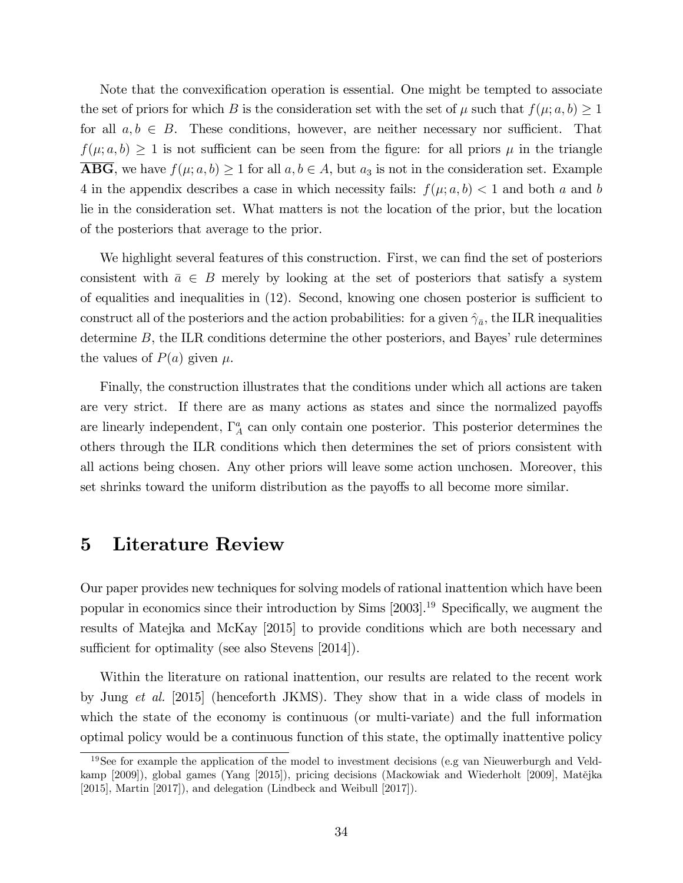Note that the convexification operation is essential. One might be tempted to associate the set of priors for which $B$ is the consideration set with the set of $\mu$ such that $f(\mu; a, b) \geq 1$ for all $a, b \in B$. These conditions, however, are neither necessary nor sufficient. That $f(\mu; a, b) \geq 1$ is not sufficient can be seen from the figure: for all priors $\mu$ in the triangle $\overline{\mathbf{ABG}}$, we have $f(\mu; a, b) \geq 1$ for all $a, b \in A$, but $a_3$ is not in the consideration set. Example 4 in the appendix describes a case in which necessity fails: $f(\mu; a, b) < 1$ and both $a$ and $b$ lie in the consideration set. What matters is not the location of the prior, but the location of the posteriors that average to the prior.

We highlight several features of this construction. First, we can find the set of posteriors consistent with $\bar{a} \in B$ merely by looking at the set of posteriors that satisfy a system of equalities and inequalities in (12). Second, knowing one chosen posterior is sufficient to construct all of the posteriors and the action probabilities: for a given $\hat{\gamma}_{\bar{a}}$, the ILR inequalities determine $B$, the ILR conditions determine the other posteriors, and Bayes' rule determines the values of $P(a)$ given $\mu$.

Finally, the construction illustrates that the conditions under which all actions are taken are very strict. If there are as many actions as states and since the normalized payoffs are linearly independent, $\Gamma_A^a$ can only contain one posterior. This posterior determines the others through the ILR conditions which then determines the set of priors consistent with all actions being chosen. Any other priors will leave some action unchosen. Moreover, this set shrinks toward the uniform distribution as the payoffs to all become more similar.

# 5 Literature Review

Our paper provides new techniques for solving models of rational inattention which have been popular in economics since their introduction by Sims [2003].[19] Specifically, we augment the results of Matejka and McKay [2015] to provide conditions which are both necessary and sufficient for optimality (see also Stevens [2014]).

Within the literature on rational inattention, our results are related to the recent work by Jung *et al.* [2015] (henceforth JKMS). They show that in a wide class of models in which the state of the economy is continuous (or multi-variate) and the full information optimal policy would be a continuous function of this state, the optimally inattentive policy

[19] See for example the application of the model to investment decisions (e.g van Nieuwerburgh and Veldkamp [2009]), global games (Yang [2015]), pricing decisions (Mackowiak and Wiederholt [2009], Matějka [2015], Martin [2017]), and delegation (Lindbeck and Weibull [2017]).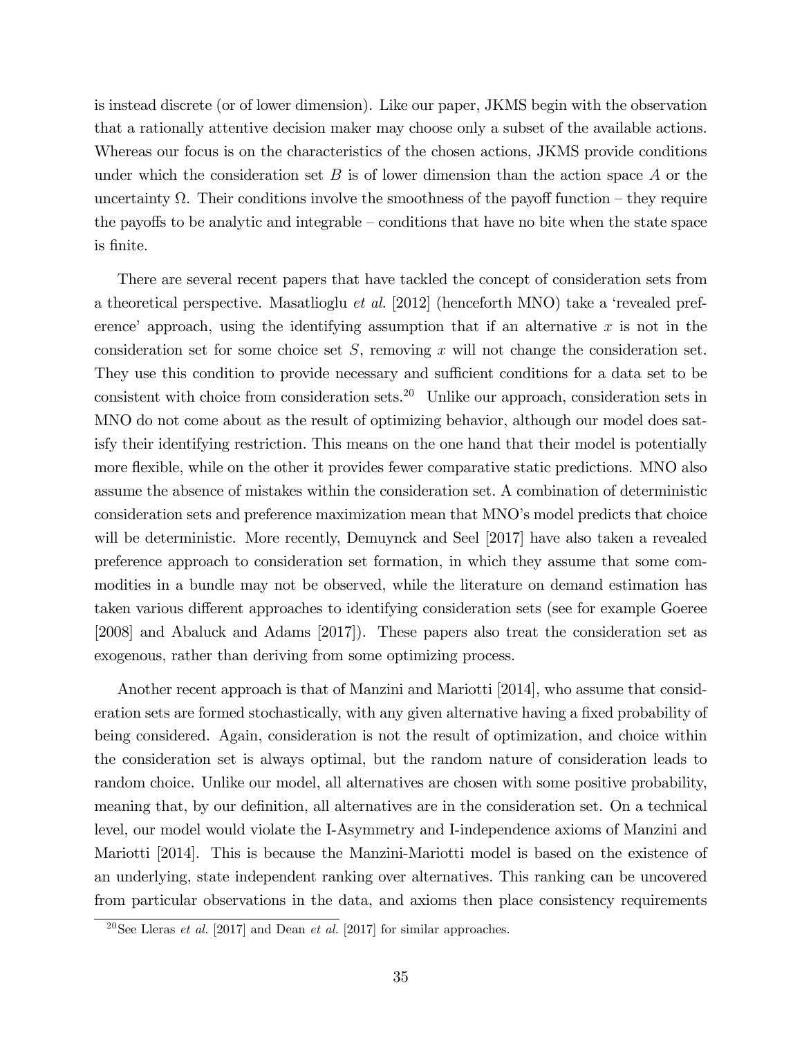is instead discrete (or of lower dimension). Like our paper, JKMS begin with the observation that a rationally attentive decision maker may choose only a subset of the available actions. Whereas our focus is on the characteristics of the chosen actions, JKMS provide conditions under which the consideration set $B$ is of lower dimension than the action space $A$ or the uncertainty $\Omega$. Their conditions involve the smoothness of the payoff function – they require the payoffs to be analytic and integrable – conditions that have no bite when the state space is finite.

There are several recent papers that have tackled the concept of consideration sets from a theoretical perspective. Masatlioglu *et al.* [2012] (henceforth MNO) take a 'revealed preference' approach, using the identifying assumption that if an alternative $x$ is not in the consideration set for some choice set $S$, removing $x$ will not change the consideration set. They use this condition to provide necessary and sufficient conditions for a data set to be consistent with choice from consideration sets.[20] Unlike our approach, consideration sets in MNO do not come about as the result of optimizing behavior, although our model does satisfy their identifying restriction. This means on the one hand that their model is potentially more flexible, while on the other it provides fewer comparative static predictions. MNO also assume the absence of mistakes within the consideration set. A combination of deterministic consideration sets and preference maximization mean that MNO's model predicts that choice will be deterministic. More recently, Demuynck and Seel [2017] have also taken a revealed preference approach to consideration set formation, in which they assume that some commodities in a bundle may not be observed, while the literature on demand estimation has taken various different approaches to identifying consideration sets (see for example Goeree [2008] and Abaluck and Adams [2017]). These papers also treat the consideration set as exogenous, rather than deriving from some optimizing process.

Another recent approach is that of Manzini and Mariotti [2014], who assume that consideration sets are formed stochastically, with any given alternative having a fixed probability of being considered. Again, consideration is not the result of optimization, and choice within the consideration set is always optimal, but the random nature of consideration leads to random choice. Unlike our model, all alternatives are chosen with some positive probability, meaning that, by our definition, all alternatives are in the consideration set. On a technical level, our model would violate the I-Asymmetry and I-independence axioms of Manzini and Mariotti [2014]. This is because the Manzini-Mariotti model is based on the existence of an underlying, state independent ranking over alternatives. This ranking can be uncovered from particular observations in the data, and axioms then place consistency requirements

[20] See Lleras *et al.* [2017] and Dean *et al.* [2017] for similar approaches.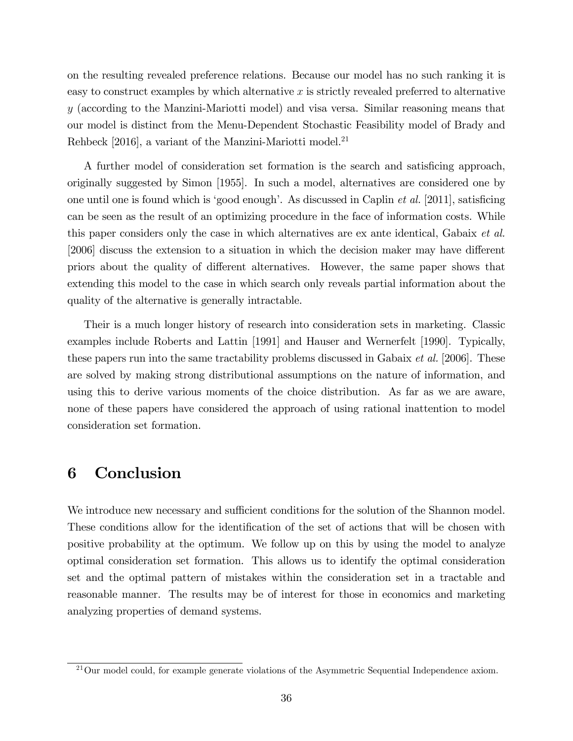on the resulting revealed preference relations. Because our model has no such ranking it is easy to construct examples by which alternative $x$ is strictly revealed preferred to alternative $y$ (according to the Manzini-Mariotti model) and visa versa. Similar reasoning means that our model is distinct from the Menu-Dependent Stochastic Feasibility model of Brady and Rehbeck [2016], a variant of the Manzini-Mariotti model.[21]

A further model of consideration set formation is the search and satisficing approach, originally suggested by Simon [1955]. In such a model, alternatives are considered one by one until one is found which is 'good enough'. As discussed in Caplin *et al.* [2011], satisficing can be seen as the result of an optimizing procedure in the face of information costs. While this paper considers only the case in which alternatives are ex ante identical, Gabaix *et al.* [2006] discuss the extension to a situation in which the decision maker may have different priors about the quality of different alternatives. However, the same paper shows that extending this model to the case in which search only reveals partial information about the quality of the alternative is generally intractable.

Their is a much longer history of research into consideration sets in marketing. Classic examples include Roberts and Lattin [1991] and Hauser and Wernerfelt [1990]. Typically, these papers run into the same tractability problems discussed in Gabaix *et al.* [2006]. These are solved by making strong distributional assumptions on the nature of information, and using this to derive various moments of the choice distribution. As far as we are aware, none of these papers have considered the approach of using rational inattention to model consideration set formation.

# 6 Conclusion

We introduce new necessary and sufficient conditions for the solution of the Shannon model. These conditions allow for the identification of the set of actions that will be chosen with positive probability at the optimum. We follow up on this by using the model to analyze optimal consideration set formation. This allows us to identify the optimal consideration set and the optimal pattern of mistakes within the consideration set in a tractable and reasonable manner. The results may be of interest for those in economics and marketing analyzing properties of demand systems.

[21] Our model could, for example generate violations of the Asymmetric Sequential Independence axiom.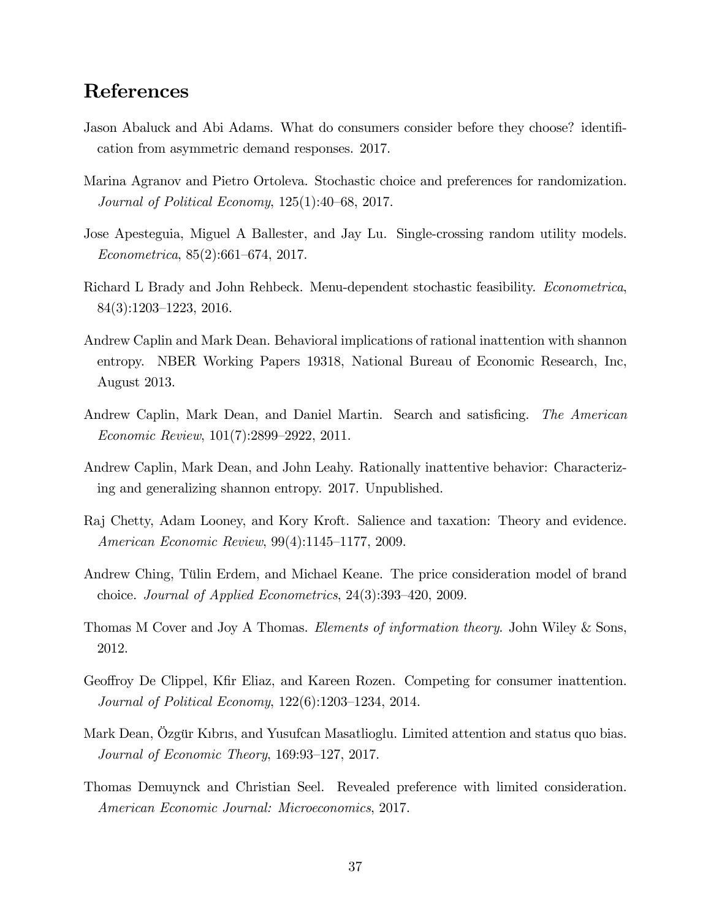## References

Jason Abaluck and Abi Adams. What do consumers consider before they choose? identification from asymmetric demand responses. 2017.

Marina Agranov and Pietro Ortoleva. Stochastic choice and preferences for randomization. *Journal of Political Economy*, 125(1):40–68, 2017.

Jose Apesteguia, Miguel A Ballester, and Jay Lu. Single-crossing random utility models. *Econometrica*, 85(2):661–674, 2017.

Richard L Brady and John Rehbeck. Menu-dependent stochastic feasibility. *Econometrica*, 84(3):1203–1223, 2016.

Andrew Caplin and Mark Dean. Behavioral implications of rational inattention with shannon entropy. NBER Working Papers 19318, National Bureau of Economic Research, Inc, August 2013.

Andrew Caplin, Mark Dean, and Daniel Martin. Search and satisficing. *The American Economic Review*, 101(7):2899–2922, 2011.

Andrew Caplin, Mark Dean, and John Leahy. Rationally inattentive behavior: Characterizing and generalizing shannon entropy. 2017. Unpublished.

Raj Chetty, Adam Looney, and Kory Kroft. Salience and taxation: Theory and evidence. *American Economic Review*, 99(4):1145–1177, 2009.

Andrew Ching, Tülin Erdem, and Michael Keane. The price consideration model of brand choice. *Journal of Applied Econometrics*, 24(3):393–420, 2009.

Thomas M Cover and Joy A Thomas. *Elements of information theory*. John Wiley & Sons, 2012.

Geoffroy De Clippel, Kfir Eliaz, and Kareen Rozen. Competing for consumer inattention. *Journal of Political Economy*, 122(6):1203–1234, 2014.

Mark Dean, Özgür Kıbrıs, and Yusufcan Masatlioglu. Limited attention and status quo bias. *Journal of Economic Theory*, 169:93–127, 2017.

Thomas Demuynck and Christian Seel. Revealed preference with limited consideration. *American Economic Journal: Microeconomics*, 2017.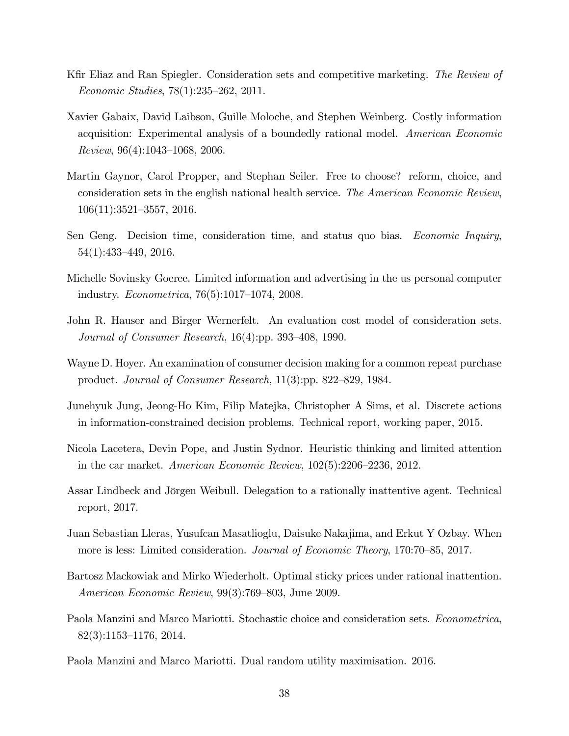Kfir Eliaz and Ran Spiegler. Consideration sets and competitive marketing. *The Review of Economic Studies*, 78(1):235–262, 2011.

Xavier Gabaix, David Laibson, Guille Moloche, and Stephen Weinberg. Costly information acquisition: Experimental analysis of a boundedly rational model. *American Economic Review*, 96(4):1043–1068, 2006.

Martin Gaynor, Carol Propper, and Stephan Seiler. Free to choose? reform, choice, and consideration sets in the english national health service. *The American Economic Review*, 106(11):3521–3557, 2016.

Sen Geng. Decision time, consideration time, and status quo bias. *Economic Inquiry*, 54(1):433–449, 2016.

Michelle Sovinsky Goeree. Limited information and advertising in the us personal computer industry. *Econometrica*, 76(5):1017–1074, 2008.

John R. Hauser and Birger Wernerfelt. An evaluation cost model of consideration sets. *Journal of Consumer Research*, 16(4):pp. 393–408, 1990.

Wayne D. Hoyer. An examination of consumer decision making for a common repeat purchase product. *Journal of Consumer Research*, 11(3):pp. 822–829, 1984.

Junehyuk Jung, Jeong-Ho Kim, Filip Matejka, Christopher A Sims, et al. Discrete actions in information-constrained decision problems. Technical report, working paper, 2015.

Nicola Lacetera, Devin Pope, and Justin Sydnor. Heuristic thinking and limited attention in the car market. *American Economic Review*, 102(5):2206–2236, 2012.

Assar Lindbeck and Jörgen Weibull. Delegation to a rationally inattentive agent. Technical report, 2017.

Juan Sebastian Lleras, Yusufcan Masatlioglu, Daisuke Nakajima, and Erkut Y Ozbay. When more is less: Limited consideration. *Journal of Economic Theory*, 170:70–85, 2017.

Bartosz Mackowiak and Mirko Wiederholt. Optimal sticky prices under rational inattention. *American Economic Review*, 99(3):769–803, June 2009.

Paola Manzini and Marco Mariotti. Stochastic choice and consideration sets. *Econometrica*, 82(3):1153–1176, 2014.

Paola Manzini and Marco Mariotti. Dual random utility maximisation. 2016.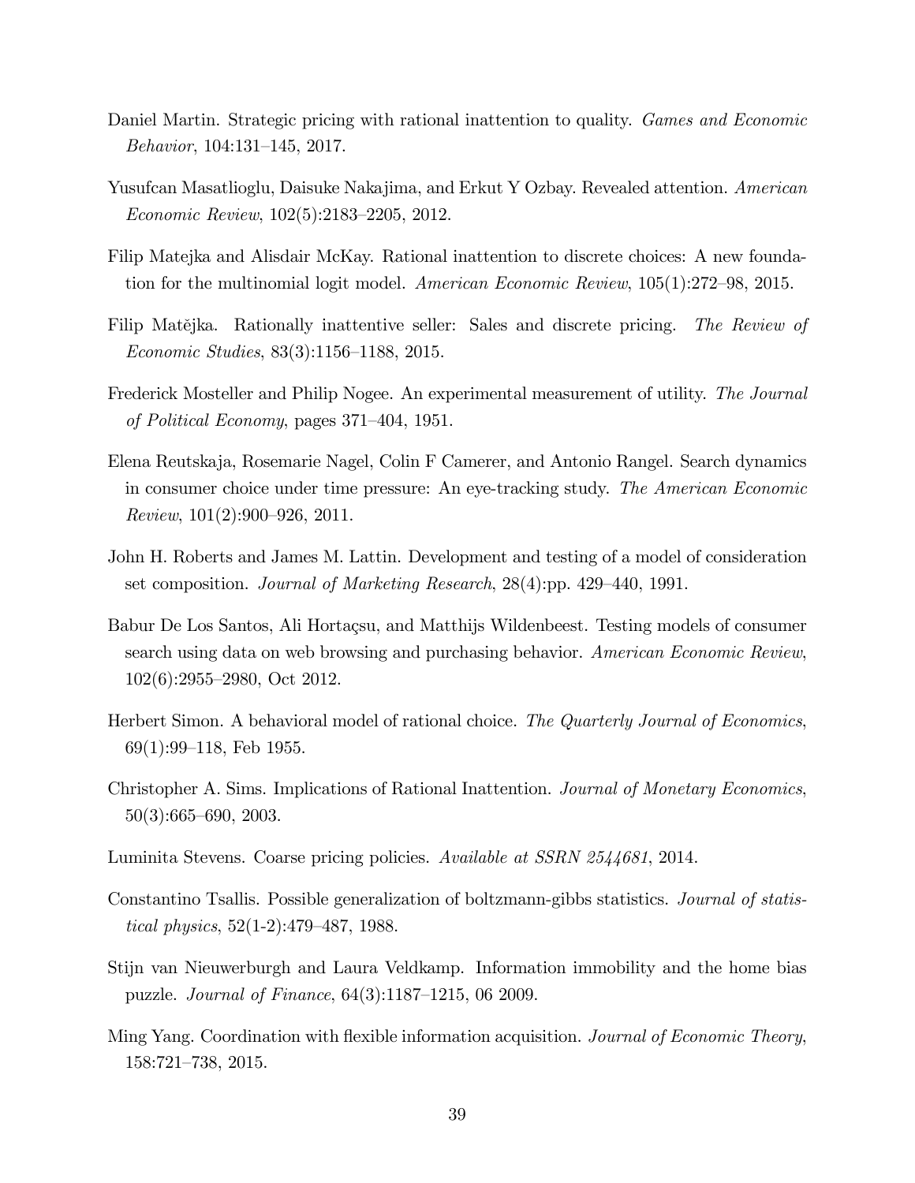Daniel Martin. Strategic pricing with rational inattention to quality. *Games and Economic Behavior*, 104:131–145, 2017.

Yusufcan Masatlioglu, Daisuke Nakajima, and Erkut Y Ozbay. Revealed attention. *American Economic Review*, 102(5):2183–2205, 2012.

Filip Matejka and Alisdair McKay. Rational inattention to discrete choices: A new foundation for the multinomial logit model. *American Economic Review*, 105(1):272–98, 2015.

Filip Matějka. Rationally inattentive seller: Sales and discrete pricing. *The Review of Economic Studies*, 83(3):1156–1188, 2015.

Frederick Mosteller and Philip Nogee. An experimental measurement of utility. *The Journal of Political Economy*, pages 371–404, 1951.

Elena Reutskaja, Rosemarie Nagel, Colin F Camerer, and Antonio Rangel. Search dynamics in consumer choice under time pressure: An eye-tracking study. *The American Economic Review*, 101(2):900–926, 2011.

John H. Roberts and James M. Lattin. Development and testing of a model of consideration set composition. *Journal of Marketing Research*, 28(4):pp. 429–440, 1991.

Babur De Los Santos, Ali Hortaçsu, and Matthijs Wildenbeest. Testing models of consumer search using data on web browsing and purchasing behavior. *American Economic Review*, 102(6):2955–2980, Oct 2012.

Herbert Simon. A behavioral model of rational choice. *The Quarterly Journal of Economics*, 69(1):99–118, Feb 1955.

Christopher A. Sims. Implications of Rational Inattention. *Journal of Monetary Economics*, 50(3):665–690, 2003.

Luminita Stevens. Coarse pricing policies. *Available at SSRN 2544681*, 2014.

Constantino Tsallis. Possible generalization of boltzmann-gibbs statistics. *Journal of statistical physics*, 52(1-2):479–487, 1988.

Stijn van Nieuwerburgh and Laura Veldkamp. Information immobility and the home bias puzzle. *Journal of Finance*, 64(3):1187–1215, 06 2009.

Ming Yang. Coordination with flexible information acquisition. *Journal of Economic Theory*, 158:721–738, 2015.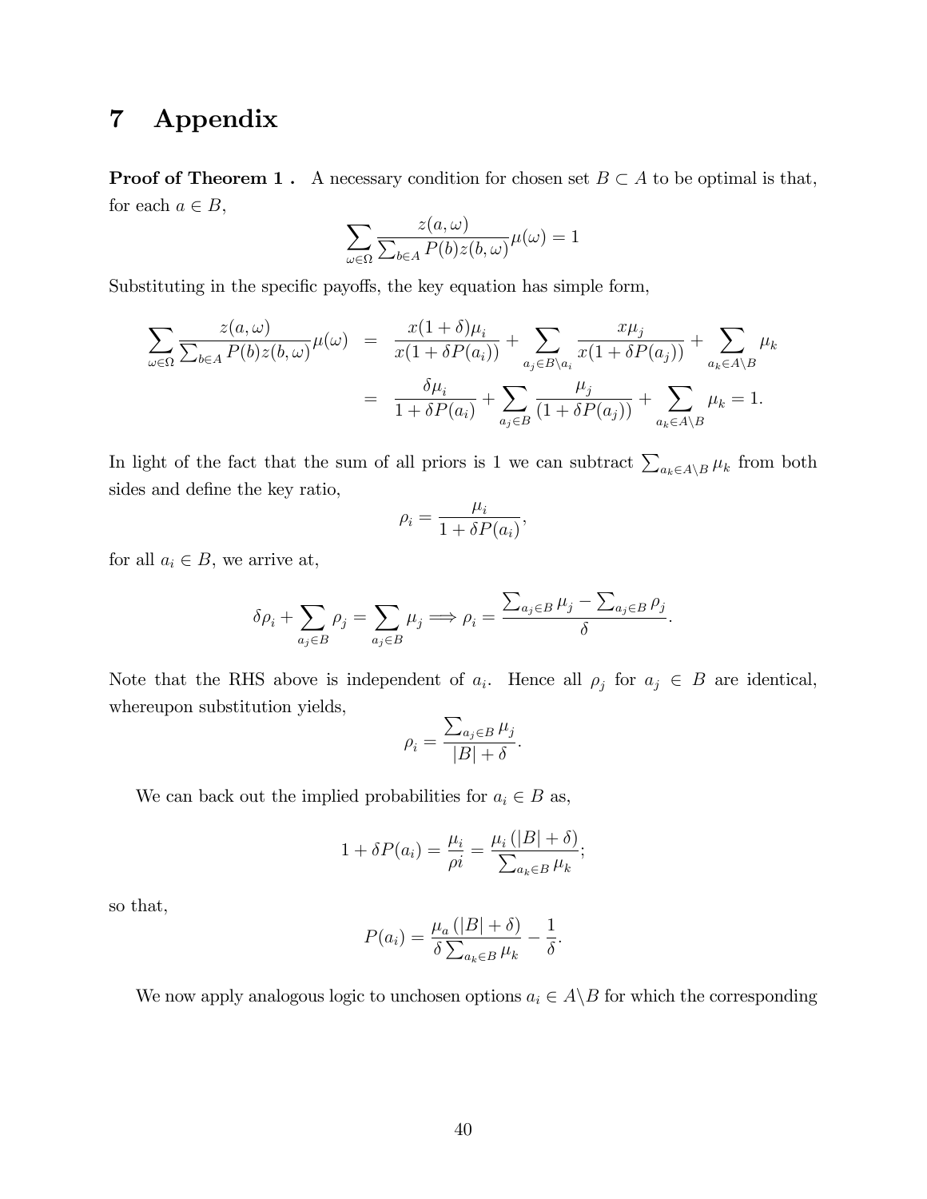# 7 Appendix

**Proof of Theorem 1 .** A necessary condition for chosen set $B \subset A$ to be optimal is that, for each $a \in B$,

$$\sum_{\omega \in \Omega} \frac{z(a,\omega)}{\sum_{b \in A} P(b) z(b,\omega)} \mu(\omega) = 1$$

Substituting in the specific payoffs, the key equation has simple form,

$$\begin{aligned}
\sum_{\omega \in \Omega} \frac{z(a,\omega)}{\sum_{b \in A} P(b) z(b,\omega)} \mu(\omega) &= \frac{x(1+\delta)\mu_i}{x(1+\delta P(a_i))} + \sum_{a_j \in B \setminus a_i} \frac{x\mu_j}{x(1+\delta P(a_j))} + \sum_{a_k \in A \setminus B} \mu_k \\
&= \frac{\delta \mu_i}{1+\delta P(a_i)} + \sum_{a_j \in B} \frac{\mu_j}{(1+\delta P(a_j))} + \sum_{a_k \in A \setminus B} \mu_k = 1.
\end{aligned}$$

In light of the fact that the sum of all priors is 1 we can subtract $\sum_{a_k \in A \setminus B} \mu_k$ from both sides and define the key ratio,

$$\rho_i = \frac{\mu_i}{1+\delta P(a_i)},$$

for all $a_i \in B$, we arrive at,

$$\delta \rho_i + \sum_{a_j \in B} \rho_j = \sum_{a_j \in B} \mu_j \Longrightarrow \rho_i = \frac{\sum_{a_j \in B} \mu_j - \sum_{a_j \in B} \rho_j}{\delta}.$$

Note that the RHS above is independent of $a_i$. Hence all $\rho_j$ for $a_j \in B$ are identical, whereupon substitution yields,

$$\rho_i = \frac{\sum_{a_j \in B} \mu_j}{|B| + \delta}.$$

We can back out the implied probabilities for $a_i \in B$ as,

$$1 + \delta P(a_i) = \frac{\mu_i}{\rho i} = \frac{\mu_i \left(|B| + \delta\right)}{\sum_{a_k \in B} \mu_k};$$

so that,

$$P(a_i) = \frac{\mu_a \left(|B| + \delta\right)}{\delta \sum_{a_k \in B} \mu_k} - \frac{1}{\delta}.$$

We now apply analogous logic to unchosen options $a_i \in A \setminus B$ for which the corresponding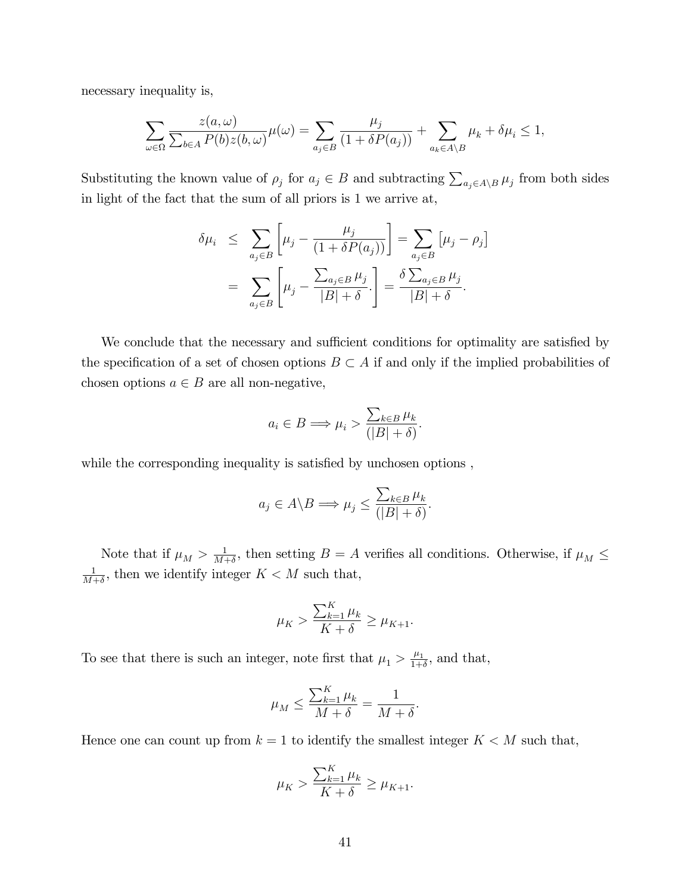necessary inequality is,

$$\sum_{\omega \in \Omega} \frac{z(a, \omega)}{\sum_{b \in A} P(b) z(b, \omega)} \mu(\omega) = \sum_{a_j \in B} \frac{\mu_j}{(1 + \delta P(a_j))} + \sum_{a_k \in A \backslash B} \mu_k + \delta \mu_i \leq 1,$$

Substituting the known value of $\rho_j$ for $a_j \in B$ and subtracting $\sum_{a_j \in A \backslash B} \mu_j$ from both sides in light of the fact that the sum of all priors is 1 we arrive at,

$$\begin{aligned}
\delta \mu_i &\leq \sum_{a_j \in B} \left[ \mu_j - \frac{\mu_j}{(1 + \delta P(a_j))} \right] = \sum_{a_j \in B} \left[ \mu_j - \rho_j \right] \\
&= \sum_{a_j \in B} \left[ \mu_j - \frac{\sum_{a_j \in B} \mu_j}{|B| + \delta}. \right] = \frac{\delta \sum_{a_j \in B} \mu_j}{|B| + \delta}.
\end{aligned}$$

We conclude that the necessary and sufficient conditions for optimality are satisfied by the specification of a set of chosen options $B \subset A$ if and only if the implied probabilities of chosen options $a \in B$ are all non-negative,

$$a_i \in B \Longrightarrow \mu_i > \frac{\sum_{k \in B} \mu_k}{(|B| + \delta)}.$$

while the corresponding inequality is satisfied by unchosen options ,

$$a_j \in A \backslash B \Longrightarrow \mu_j \leq \frac{\sum_{k \in B} \mu_k}{(|B| + \delta)}.$$

Note that if $\mu_M > \frac{1}{M+\delta}$, then setting $B = A$ verifies all conditions. Otherwise, if $\mu_M \leq \frac{1}{M+\delta}$, then we identify integer $K < M$ such that,

$$\mu_K > \frac{\sum_{k=1}^{K} \mu_k}{K + \delta} \geq \mu_{K+1}.$$

To see that there is such an integer, note first that $\mu_1 > \frac{\mu_1}{1+\delta}$, and that,

$$\mu_M \leq \frac{\sum_{k=1}^{K} \mu_k}{M + \delta} = \frac{1}{M + \delta}.$$

Hence one can count up from $k = 1$ to identify the smallest integer $K < M$ such that,

$$\mu_K > \frac{\sum_{k=1}^{K} \mu_k}{K + \delta} \geq \mu_{K+1}.$$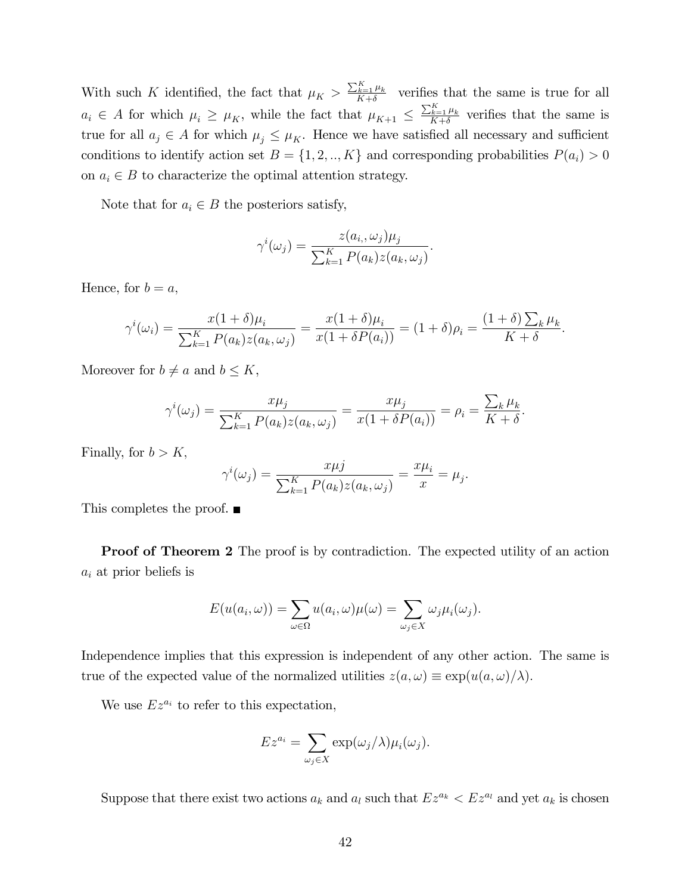With such $K$ identified, the fact that $\mu_K > \frac{\sum_{k=1}^{K}\mu_k}{K+\delta}$ verifies that the same is true for all $a_i \in A$ for which $\mu_i \geq \mu_K$, while the fact that $\mu_{K+1} \leq \frac{\sum_{k=1}^{K}\mu_k}{K+\delta}$ verifies that the same is true for all $a_j \in A$ for which $\mu_j \leq \mu_K$. Hence we have satisfied all necessary and sufficient conditions to identify action set $B = \{1, 2, .., K\}$ and corresponding probabilities $P(a_i) > 0$ on $a_i \in B$ to characterize the optimal attention strategy.

Note that for $a_i \in B$ the posteriors satisfy,

$$\gamma^i(\omega_j) = \frac{z(a_i, \omega_j)\mu_j}{\sum_{k=1}^{K} P(a_k) z(a_k, \omega_j)}.$$

Hence, for $b = a$,

$$\gamma^i(\omega_i) = \frac{x(1+\delta)\mu_i}{\sum_{k=1}^{K} P(a_k) z(a_k, \omega_j)} = \frac{x(1+\delta)\mu_i}{x(1+\delta P(a_i))} = (1+\delta)\rho_i = \frac{(1+\delta)\sum_k \mu_k}{K+\delta}.$$

Moreover for $b \neq a$ and $b \leq K$,

$$\gamma^i(\omega_j) = \frac{x\mu_j}{\sum_{k=1}^{K} P(a_k) z(a_k, \omega_j)} = \frac{x\mu_j}{x(1+\delta P(a_i))} = \rho_i = \frac{\sum_k \mu_k}{K+\delta}.$$

Finally, for $b > K$,

$$\gamma^i(\omega_j) = \frac{x\mu j}{\sum_{k=1}^{K} P(a_k) z(a_k, \omega_j)} = \frac{x\mu_i}{x} = \mu_j.$$

This completes the proof. ■

**Proof of Theorem 2** The proof is by contradiction. The expected utility of an action $a_i$ at prior beliefs is

$$E(u(a_i, \omega)) = \sum_{\omega \in \Omega} u(a_i, \omega)\mu(\omega) = \sum_{\omega_j \in X} \omega_j \mu_i(\omega_j).$$

Independence implies that this expression is independent of any other action. The same is true of the expected value of the normalized utilities $z(a, \omega) \equiv \exp(u(a, \omega)/\lambda)$.

We use $Ez^{a_i}$ to refer to this expectation,

$$Ez^{a_i} = \sum_{\omega_j \in X} \exp(\omega_j/\lambda)\mu_i(\omega_j).$$

Suppose that there exist two actions $a_k$ and $a_l$ such that $Ez^{a_k} < Ez^{a_l}$ and yet $a_k$ is chosen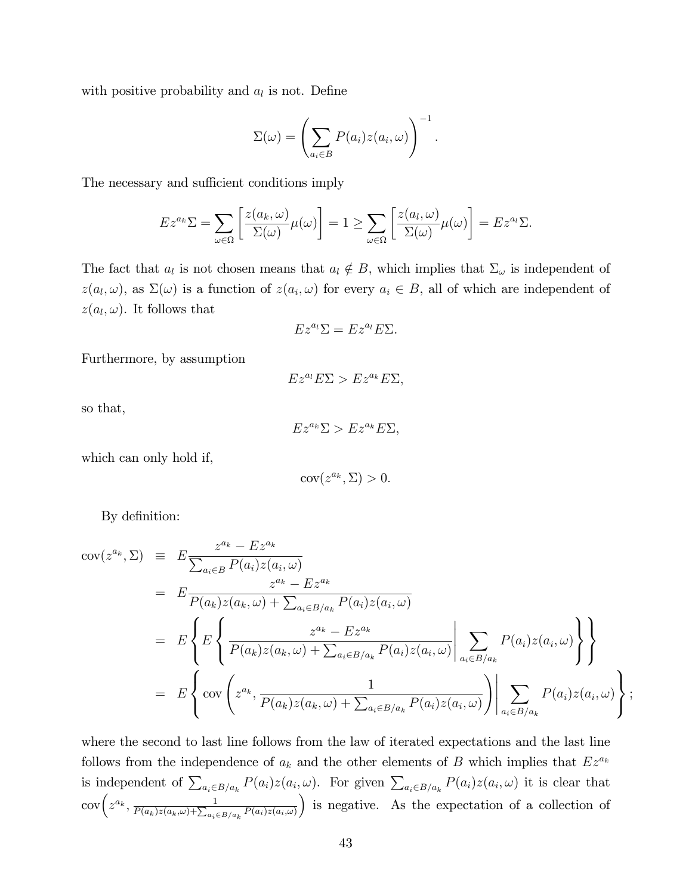with positive probability and $a_l$ is not. Define

$$\Sigma(\omega) = \left( \sum_{a_i \in B} P(a_i) z(a_i, \omega) \right)^{-1}.$$

The necessary and sufficient conditions imply

$$Ez^{a_k}\Sigma = \sum_{\omega \in \Omega} \left[ \frac{z(a_k, \omega)}{\Sigma(\omega)} \mu(\omega) \right] = 1 \geq \sum_{\omega \in \Omega} \left[ \frac{z(a_l, \omega)}{\Sigma(\omega)} \mu(\omega) \right] = Ez^{a_l}\Sigma.$$

The fact that $a_l$ is not chosen means that $a_l \notin B$, which implies that $\Sigma_\omega$ is independent of $z(a_l, \omega)$, as $\Sigma(\omega)$ is a function of $z(a_i, \omega)$ for every $a_i \in B$, all of which are independent of $z(a_l, \omega)$. It follows that

$$Ez^{a_l}\Sigma = Ez^{a_l}E\Sigma.$$

Furthermore, by assumption

$$Ez^{a_l}E\Sigma > Ez^{a_k}E\Sigma,$$

so that,

$$Ez^{a_k}\Sigma > Ez^{a_k}E\Sigma,$$

which can only hold if,

$$\text{cov}(z^{a_k}, \Sigma) > 0.$$

By definition:

$$\begin{aligned}
\text{cov}(z^{a_k}, \Sigma) &\equiv E\frac{z^{a_k} - Ez^{a_k}}{\sum_{a_i \in B} P(a_i) z(a_i, \omega)} \\
&= E\frac{z^{a_k} - Ez^{a_k}}{P(a_k)z(a_k, \omega) + \sum_{a_i \in B/a_k} P(a_i) z(a_i, \omega)} \\
&= E\left\{ E\left\{ \left. \frac{z^{a_k} - Ez^{a_k}}{P(a_k)z(a_k, \omega) + \sum_{a_i \in B/a_k} P(a_i) z(a_i, \omega)} \right| \sum_{a_i \in B/a_k} P(a_i) z(a_i, \omega) \right\} \right\} \\
&= E\left\{ \text{cov}\left( z^{a_k}, \left. \frac{1}{P(a_k)z(a_k, \omega) + \sum_{a_i \in B/a_k} P(a_i) z(a_i, \omega)} \right) \right| \sum_{a_i \in B/a_k} P(a_i) z(a_i, \omega) \right\};
\end{aligned}$$

where the second to last line follows from the law of iterated expectations and the last line follows from the independence of $a_k$ and the other elements of $B$ which implies that $Ez^{a_k}$ is independent of $\sum_{a_i \in B/a_k} P(a_i) z(a_i, \omega)$. For given $\sum_{a_i \in B/a_k} P(a_i) z(a_i, \omega)$ it is clear that $\text{cov}\left( z^{a_k}, \frac{1}{P(a_k)z(a_k, \omega) + \sum_{a_i \in B/a_k} P(a_i) z(a_i, \omega)} \right)$ is negative. As the expectation of a collection of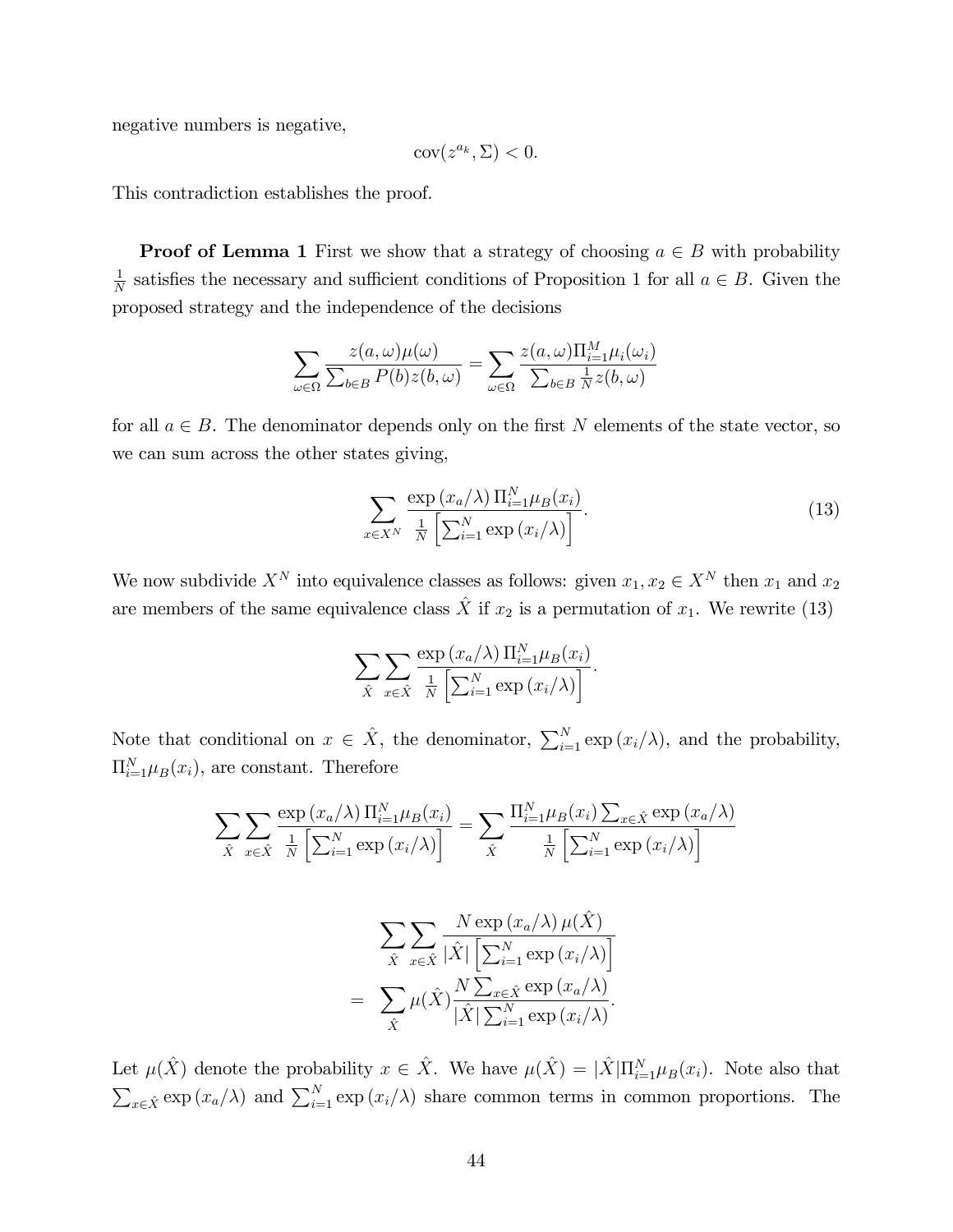negative numbers is negative,

$$\text{cov}(z^{a_k}, \Sigma) < 0.$$

This contradiction establishes the proof.

**Proof of Lemma 1** First we show that a strategy of choosing $a \in B$ with probability $\frac{1}{N}$ satisfies the necessary and sufficient conditions of Proposition 1 for all $a \in B$. Given the proposed strategy and the independence of the decisions

$$\sum_{\omega \in \Omega} \frac{z(a,\omega)\mu(\omega)}{\sum_{b \in B} P(b) z(b,\omega)} = \sum_{\omega \in \Omega} \frac{z(a,\omega)\Pi_{i=1}^{M}\mu_i(\omega_i)}{\sum_{b \in B} \frac{1}{N} z(b,\omega)}$$

for all $a \in B$. The denominator depends only on the first $N$ elements of the state vector, so we can sum across the other states giving,

$$\sum_{x \in X^N} \frac{\exp(x_a/\lambda)\, \Pi_{i=1}^{N}\mu_B(x_i)}{\frac{1}{N}\left[\sum_{i=1}^{N} \exp(x_i/\lambda)\right]}. \tag{13}$$

We now subdivide $X^N$ into equivalence classes as follows: given $x_1, x_2 \in X^N$ then $x_1$ and $x_2$ are members of the same equivalence class $\hat{X}$ if $x_2$ is a permutation of $x_1$. We rewrite (13)

$$\sum_{\hat{X}} \sum_{x \in \hat{X}} \frac{\exp(x_a/\lambda)\, \Pi_{i=1}^{N}\mu_B(x_i)}{\frac{1}{N}\left[\sum_{i=1}^{N} \exp(x_i/\lambda)\right]}.$$

Note that conditional on $x \in \hat{X}$, the denominator, $\sum_{i=1}^{N} \exp(x_i/\lambda)$, and the probability, $\Pi_{i=1}^{N}\mu_B(x_i)$, are constant. Therefore

$$\sum_{\hat{X}} \sum_{x \in \hat{X}} \frac{\exp(x_a/\lambda)\, \Pi_{i=1}^{N}\mu_B(x_i)}{\frac{1}{N}\left[\sum_{i=1}^{N} \exp(x_i/\lambda)\right]} = \sum_{\hat{X}} \frac{\Pi_{i=1}^{N}\mu_B(x_i) \sum_{x \in \hat{X}} \exp(x_a/\lambda)}{\frac{1}{N}\left[\sum_{i=1}^{N} \exp(x_i/\lambda)\right]}$$

$$\begin{aligned}
&\sum_{\hat{X}} \sum_{x \in \hat{X}} \frac{N \exp(x_a/\lambda)\, \mu(\hat{X})}{|\hat{X}| \left[\sum_{i=1}^{N} \exp(x_i/\lambda)\right]} \\
= \quad &\sum_{\hat{X}} \mu(\hat{X}) \frac{N \sum_{x \in \hat{X}} \exp(x_a/\lambda)}{|\hat{X}| \sum_{i=1}^{N} \exp(x_i/\lambda)}.
\end{aligned}$$

Let $\mu(\hat{X})$ denote the probability $x \in \hat{X}$. We have $\mu(\hat{X}) = |\hat{X}| \Pi_{i=1}^{N}\mu_B(x_i)$. Note also that $\sum_{x \in \hat{X}} \exp(x_a/\lambda)$ and $\sum_{i=1}^{N} \exp(x_i/\lambda)$ share common terms in common proportions. The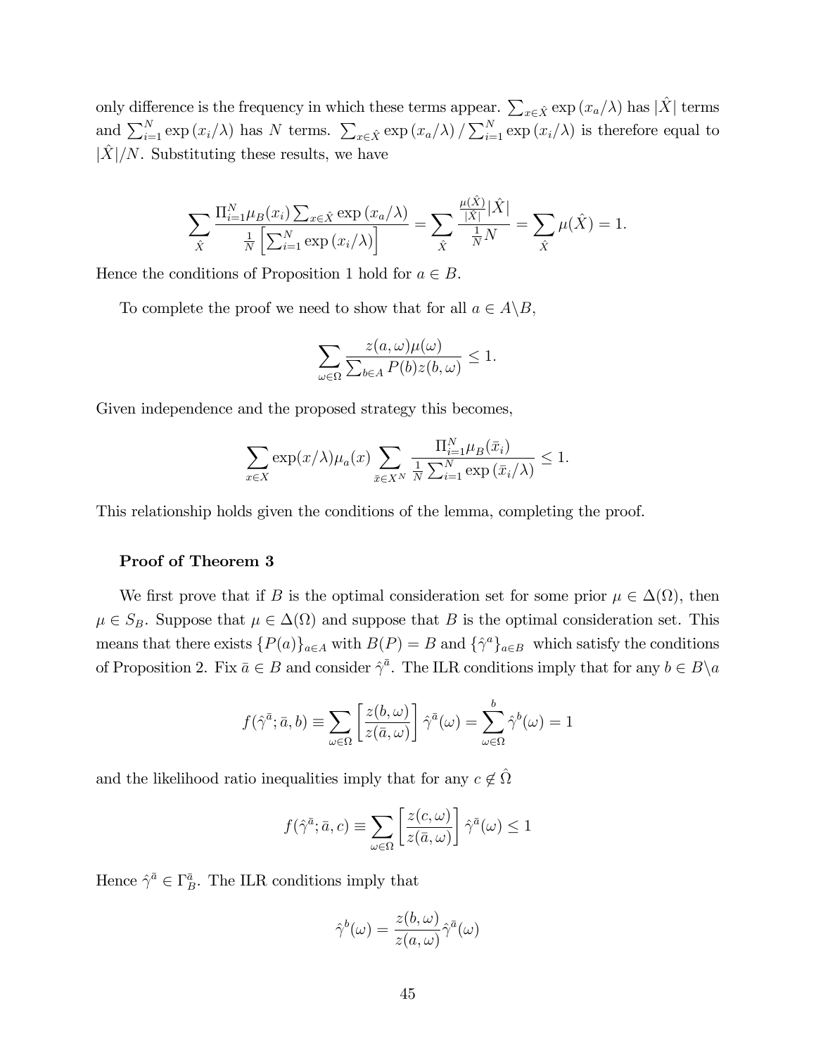only difference is the frequency in which these terms appear. $\sum_{x\in\hat{X}} \exp(x_a/\lambda)$ has $|\hat{X}|$ terms and $\sum_{i=1}^{N} \exp(x_i/\lambda)$ has $N$ terms. $\sum_{x\in\hat{X}} \exp(x_a/\lambda) / \sum_{i=1}^{N} \exp(x_i/\lambda)$ is therefore equal to $|\hat{X}|/N$. Substituting these results, we have

$$\sum_{\hat{X}} \frac{\Pi_{i=1}^{N} \mu_B(x_i) \sum_{x\in\hat{X}} \exp(x_a/\lambda)}{\frac{1}{N}\left[\sum_{i=1}^{N} \exp(x_i/\lambda)\right]} = \sum_{\hat{X}} \frac{\frac{\mu(\hat{X})}{|\hat{X}|}|\hat{X}|}{\frac{1}{N}N} = \sum_{\hat{X}} \mu(\hat{X}) = 1.$$

Hence the conditions of Proposition 1 hold for $a \in B$.

To complete the proof we need to show that for all $a \in A\backslash B$,

$$\sum_{\omega\in\Omega} \frac{z(a,\omega)\mu(\omega)}{\sum_{b\in A} P(b) z(b,\omega)} \leq 1.$$

Given independence and the proposed strategy this becomes,

$$\sum_{x\in X} \exp(x/\lambda)\mu_a(x) \sum_{\bar{x}\in X^N} \frac{\Pi_{i=1}^{N} \mu_B(\bar{x}_i)}{\frac{1}{N}\sum_{i=1}^{N} \exp(\bar{x}_i/\lambda)} \leq 1.$$

This relationship holds given the conditions of the lemma, completing the proof.

**Proof of Theorem 3**

We first prove that if $B$ is the optimal consideration set for some prior $\mu \in \Delta(\Omega)$, then $\mu \in S_B$. Suppose that $\mu \in \Delta(\Omega)$ and suppose that $B$ is the optimal consideration set. This means that there exists $\{P(a)\}_{a\in A}$ with $B(P) = B$ and $\{\hat{\gamma}^a\}_{a\in B}$ which satisfy the conditions of Proposition 2. Fix $\bar{a} \in B$ and consider $\hat{\gamma}^{\bar{a}}$. The ILR conditions imply that for any $b \in B\backslash a$

$$f(\hat{\gamma}^{\bar{a}}; \bar{a}, b) \equiv \sum_{\omega\in\Omega} \left[\frac{z(b,\omega)}{z(\bar{a},\omega)}\right] \hat{\gamma}^{\bar{a}}(\omega) = \sum_{\omega\in\Omega}^{b} \hat{\gamma}^{b}(\omega) = 1$$

and the likelihood ratio inequalities imply that for any $c \notin \hat{\Omega}$

$$f(\hat{\gamma}^{\bar{a}}; \bar{a}, c) \equiv \sum_{\omega\in\Omega} \left[\frac{z(c,\omega)}{z(\bar{a},\omega)}\right] \hat{\gamma}^{\bar{a}}(\omega) \leq 1$$

Hence $\hat{\gamma}^{\bar{a}} \in \Gamma_B^{\bar{a}}$. The ILR conditions imply that

$$\hat{\gamma}^{b}(\omega) = \frac{z(b,\omega)}{z(a,\omega)} \hat{\gamma}^{\bar{a}}(\omega)$$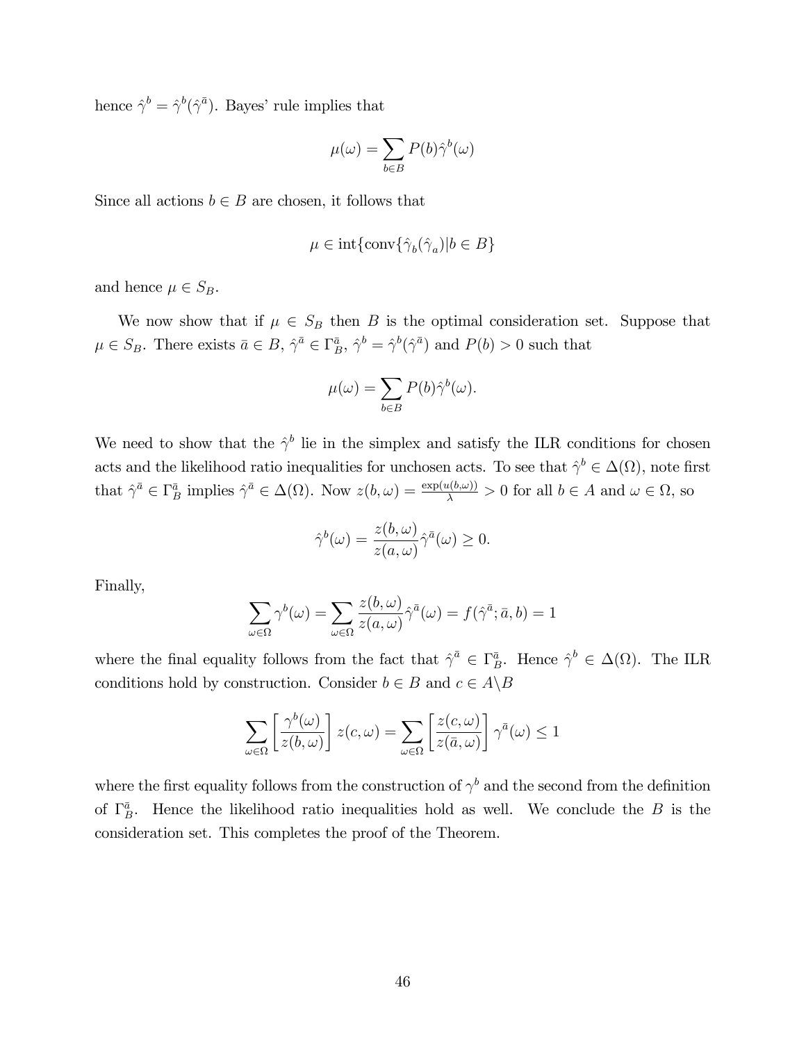hence $\hat{\gamma}^b = \hat{\gamma}^b(\hat{\gamma}^{\bar{a}})$. Bayes' rule implies that

$$\mu(\omega) = \sum_{b \in B} P(b) \hat{\gamma}^b(\omega)$$

Since all actions $b \in B$ are chosen, it follows that

$$\mu \in \text{int}\{\text{conv}\{\hat{\gamma}_b(\hat{\gamma}_a) | b \in B\}$$

and hence $\mu \in S_B$.

We now show that if $\mu \in S_B$ then $B$ is the optimal consideration set. Suppose that $\mu \in S_B$. There exists $\bar{a} \in B$, $\hat{\gamma}^{\bar{a}} \in \Gamma_B^{\bar{a}}$, $\hat{\gamma}^b = \hat{\gamma}^b(\hat{\gamma}^{\bar{a}})$ and $P(b) > 0$ such that

$$\mu(\omega) = \sum_{b \in B} P(b) \hat{\gamma}^b(\omega).$$

We need to show that the $\hat{\gamma}^b$ lie in the simplex and satisfy the ILR conditions for chosen acts and the likelihood ratio inequalities for unchosen acts. To see that $\hat{\gamma}^b \in \Delta(\Omega)$, note first that $\hat{\gamma}^{\bar{a}} \in \Gamma_B^{\bar{a}}$ implies $\hat{\gamma}^{\bar{a}} \in \Delta(\Omega)$. Now $z(b, \omega) = \frac{\exp(u(b,\omega))}{\lambda} > 0$ for all $b \in A$ and $\omega \in \Omega$, so

$$\hat{\gamma}^b(\omega) = \frac{z(b, \omega)}{z(a, \omega)} \hat{\gamma}^{\bar{a}}(\omega) \geq 0.$$

Finally,

$$\sum_{\omega \in \Omega} \gamma^b(\omega) = \sum_{\omega \in \Omega} \frac{z(b, \omega)}{z(a, \omega)} \hat{\gamma}^{\bar{a}}(\omega) = f(\hat{\gamma}^{\bar{a}}; \bar{a}, b) = 1$$

where the final equality follows from the fact that $\hat{\gamma}^{\bar{a}} \in \Gamma_B^{\bar{a}}$. Hence $\hat{\gamma}^b \in \Delta(\Omega)$. The ILR conditions hold by construction. Consider $b \in B$ and $c \in A \backslash B$

$$\sum_{\omega \in \Omega} \left[ \frac{\gamma^b(\omega)}{z(b, \omega)} \right] z(c, \omega) = \sum_{\omega \in \Omega} \left[ \frac{z(c, \omega)}{z(\bar{a}, \omega)} \right] \gamma^{\bar{a}}(\omega) \leq 1$$

where the first equality follows from the construction of $\gamma^b$ and the second from the definition of $\Gamma_B^{\bar{a}}$. Hence the likelihood ratio inequalities hold as well. We conclude the $B$ is the consideration set. This completes the proof of the Theorem.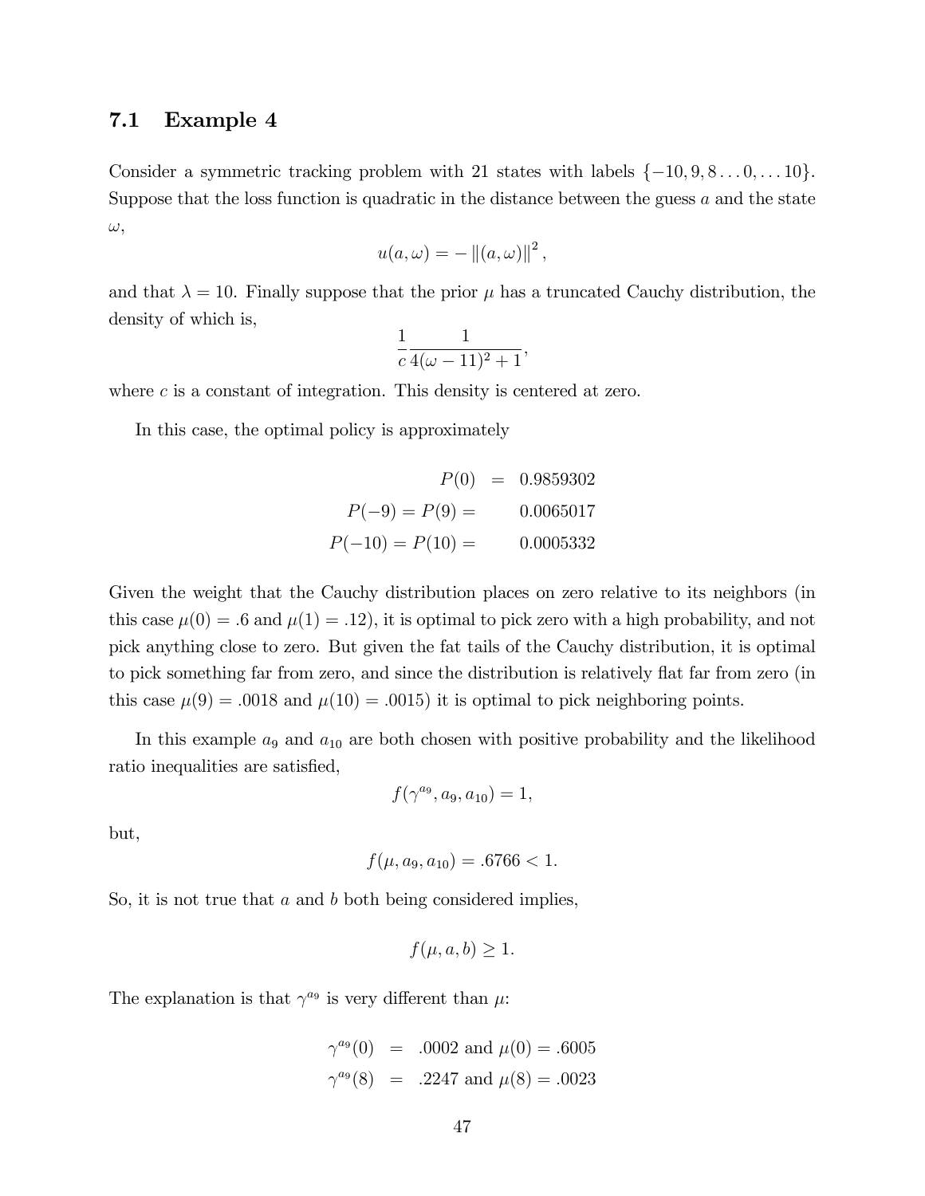### 7.1 Example 4

Consider a symmetric tracking problem with 21 states with labels $\{-10, 9, 8 \ldots 0, \ldots 10\}$. Suppose that the loss function is quadratic in the distance between the guess $a$ and the state $\omega$,

$$u(a, \omega) = -\|(a, \omega)\|^2,$$

and that $\lambda = 10$. Finally suppose that the prior $\mu$ has a truncated Cauchy distribution, the density of which is,

$$\frac{1}{c} \frac{1}{4(\omega - 11)^2 + 1},$$

where $c$ is a constant of integration. This density is centered at zero.

In this case, the optimal policy is approximately

$$\begin{aligned} P(0) &= 0.9859302 \\ P(-9) = P(9) = & \quad 0.0065017 \\ P(-10) = P(10) = & \quad 0.0005332 \end{aligned}$$

Given the weight that the Cauchy distribution places on zero relative to its neighbors (in this case $\mu(0) = .6$ and $\mu(1) = .12$), it is optimal to pick zero with a high probability, and not pick anything close to zero. But given the fat tails of the Cauchy distribution, it is optimal to pick something far from zero, and since the distribution is relatively flat far from zero (in this case $\mu(9) = .0018$ and $\mu(10) = .0015$) it is optimal to pick neighboring points.

In this example $a_9$ and $a_{10}$ are both chosen with positive probability and the likelihood ratio inequalities are satisfied,

$$f(\gamma^{a_9}, a_9, a_{10}) = 1,$$

but,

$$f(\mu, a_9, a_{10}) = .6766 < 1.$$

So, it is not true that $a$ and $b$ both being considered implies,

$$f(\mu, a, b) \geq 1.$$

The explanation is that $\gamma^{a_9}$ is very different than $\mu$:

$$\begin{aligned} \gamma^{a_9}(0) &= .0002 \text{ and } \mu(0) = .6005 \\ \gamma^{a_9}(8) &= .2247 \text{ and } \mu(8) = .0023 \end{aligned}$$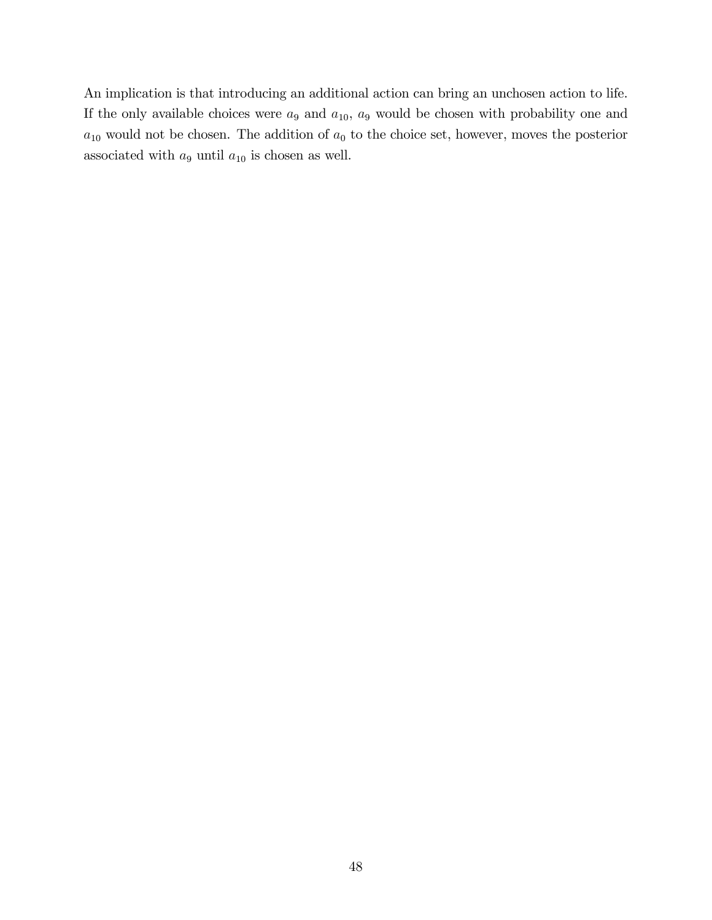An implication is that introducing an additional action can bring an unchosen action to life. If the only available choices were $a_9$ and $a_{10}$, $a_9$ would be chosen with probability one and $a_{10}$ would not be chosen. The addition of $a_0$ to the choice set, however, moves the posterior associated with $a_9$ until $a_{10}$ is chosen as well.